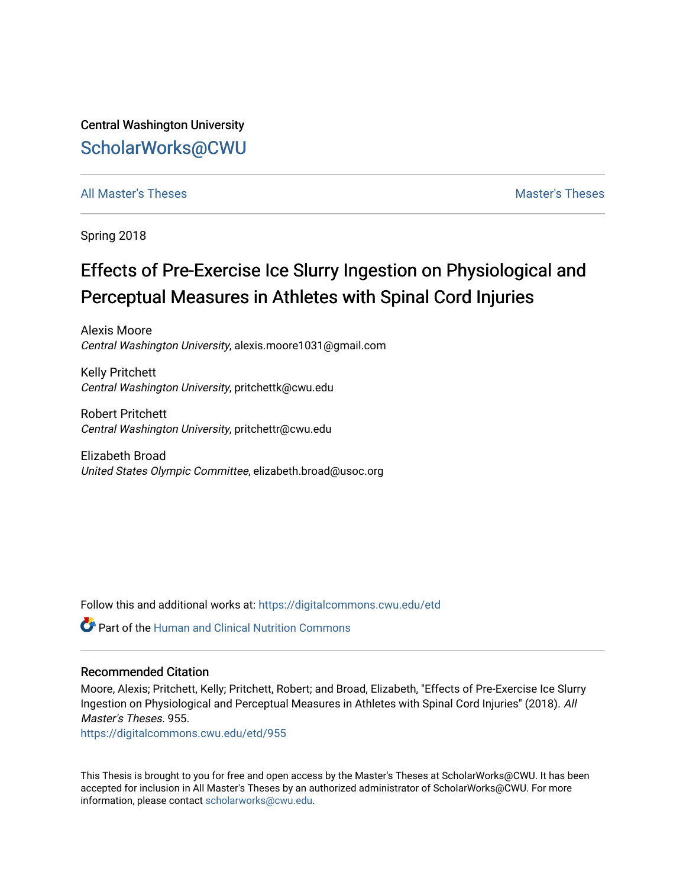Central Washington University

ScholarWorks@CWU

All Master's Theses

Master's Theses

Spring 2018

# Effects of Pre-Exercise Ice Slurry Ingestion on Physiological and Perceptual Measures in Athletes with Spinal Cord Injuries

Alexis Moore
*Central Washington University*, alexis.moore1031@gmail.com

Kelly Pritchett
*Central Washington University*, pritchettk@cwu.edu

Robert Pritchett
*Central Washington University*, pritchettr@cwu.edu

Elizabeth Broad
*United States Olympic Committee*, elizabeth.broad@usoc.org

Follow this and additional works at: https://digitalcommons.cwu.edu/etd

Part of the Human and Clinical Nutrition Commons

## Recommended Citation

Moore, Alexis; Pritchett, Kelly; Pritchett, Robert; and Broad, Elizabeth, "Effects of Pre-Exercise Ice Slurry Ingestion on Physiological and Perceptual Measures in Athletes with Spinal Cord Injuries" (2018). *All Master's Theses*. 955.
https://digitalcommons.cwu.edu/etd/955

This Thesis is brought to you for free and open access by the Master's Theses at ScholarWorks@CWU. It has been accepted for inclusion in All Master's Theses by an authorized administrator of ScholarWorks@CWU. For more information, please contact scholarworks@cwu.edu.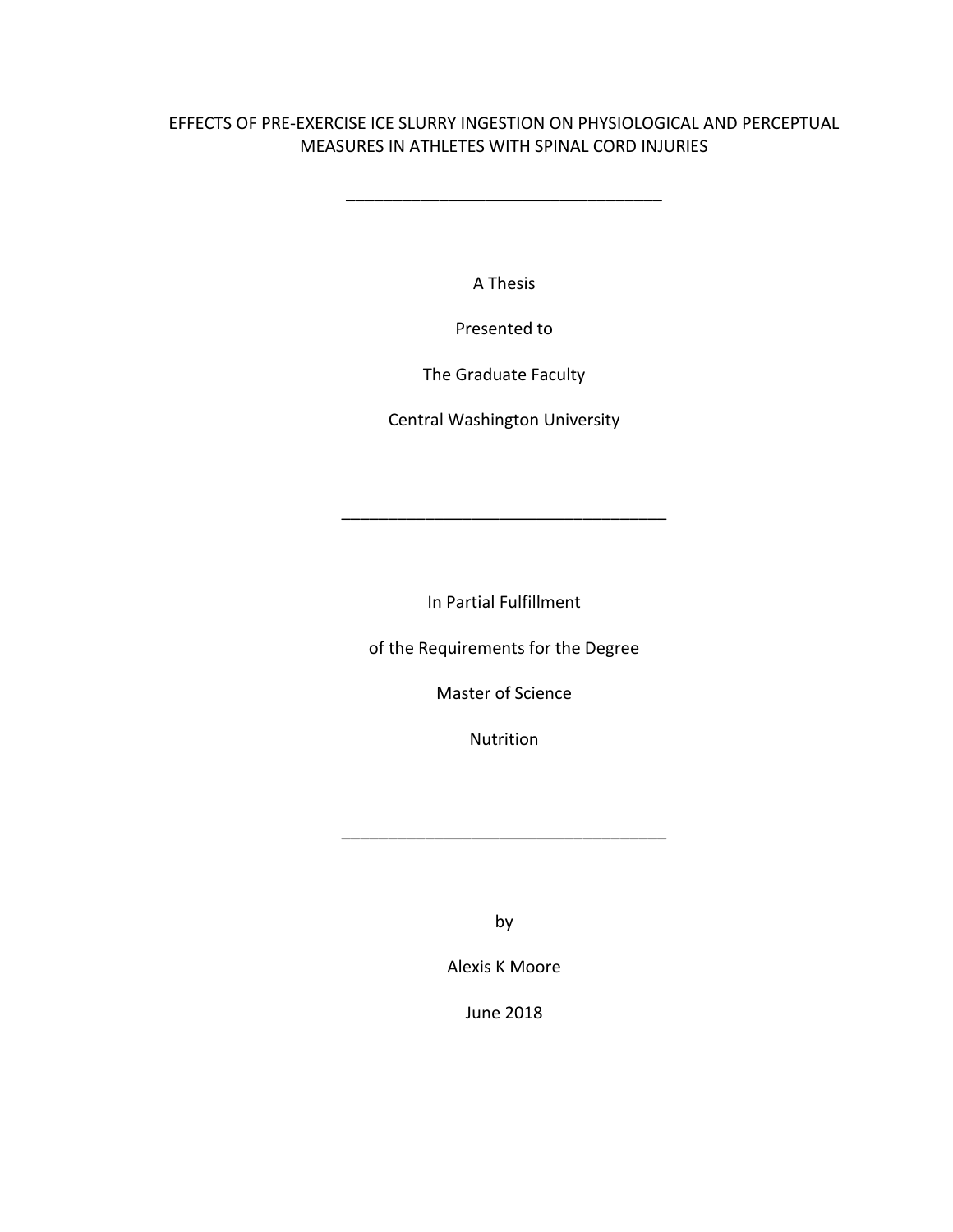EFFECTS OF PRE-EXERCISE ICE SLURRY INGESTION ON PHYSIOLOGICAL AND PERCEPTUAL MEASURES IN ATHLETES WITH SPINAL CORD INJURIES

---

A Thesis

Presented to

The Graduate Faculty

Central Washington University

---

In Partial Fulfillment

of the Requirements for the Degree

Master of Science

Nutrition

---

by

Alexis K Moore

June 2018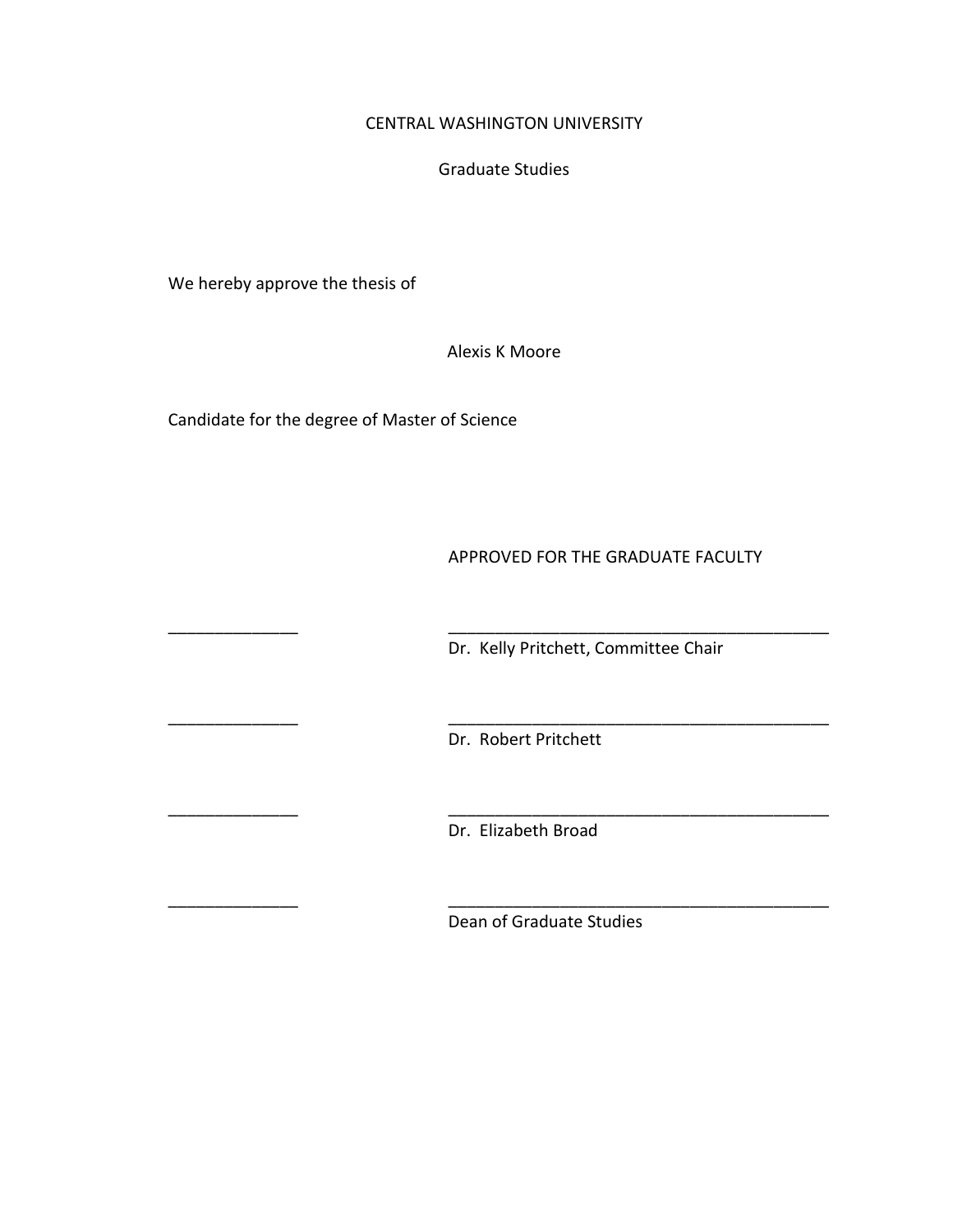CENTRAL WASHINGTON UNIVERSITY

Graduate Studies

We hereby approve the thesis of

Alexis K Moore

Candidate for the degree of Master of Science

APPROVED FOR THE GRADUATE FACULTY

______________ ________________________________________
Dr. Kelly Pritchett, Committee Chair

______________ ________________________________________
Dr. Robert Pritchett

______________ ________________________________________
Dr. Elizabeth Broad

______________ ________________________________________
Dean of Graduate Studies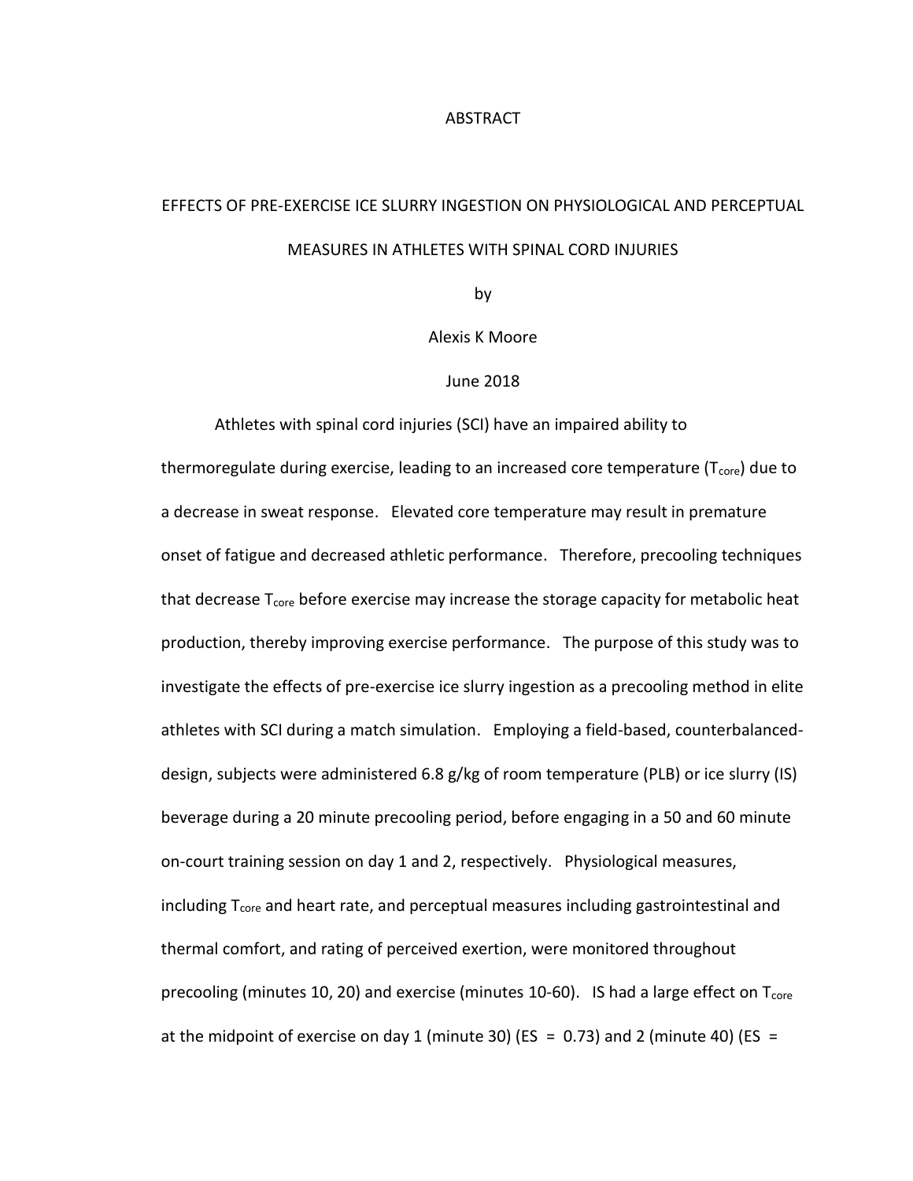# ABSTRACT

## EFFECTS OF PRE-EXERCISE ICE SLURRY INGESTION ON PHYSIOLOGICAL AND PERCEPTUAL MEASURES IN ATHLETES WITH SPINAL CORD INJURIES

by

Alexis K Moore

June 2018

Athletes with spinal cord injuries (SCI) have an impaired ability to thermoregulate during exercise, leading to an increased core temperature ($T_{core}$) due to a decrease in sweat response. Elevated core temperature may result in premature onset of fatigue and decreased athletic performance. Therefore, precooling techniques that decrease $T_{core}$ before exercise may increase the storage capacity for metabolic heat production, thereby improving exercise performance. The purpose of this study was to investigate the effects of pre-exercise ice slurry ingestion as a precooling method in elite athletes with SCI during a match simulation. Employing a field-based, counterbalanced-design, subjects were administered 6.8 g/kg of room temperature (PLB) or ice slurry (IS) beverage during a 20 minute precooling period, before engaging in a 50 and 60 minute on-court training session on day 1 and 2, respectively. Physiological measures, including $T_{core}$ and heart rate, and perceptual measures including gastrointestinal and thermal comfort, and rating of perceived exertion, were monitored throughout precooling (minutes 10, 20) and exercise (minutes 10-60). IS had a large effect on $T_{core}$ at the midpoint of exercise on day 1 (minute 30) (ES = 0.73) and 2 (minute 40) (ES =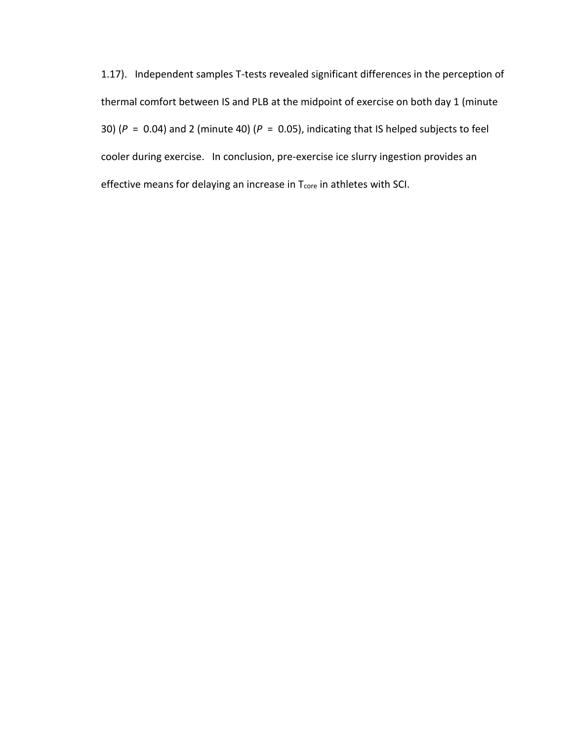1.17). Independent samples T-tests revealed significant differences in the perception of thermal comfort between IS and PLB at the midpoint of exercise on both day 1 (minute 30) ($P = 0.04$) and 2 (minute 40) ($P = 0.05$), indicating that IS helped subjects to feel cooler during exercise. In conclusion, pre-exercise ice slurry ingestion provides an effective means for delaying an increase in $T_{core}$ in athletes with SCI.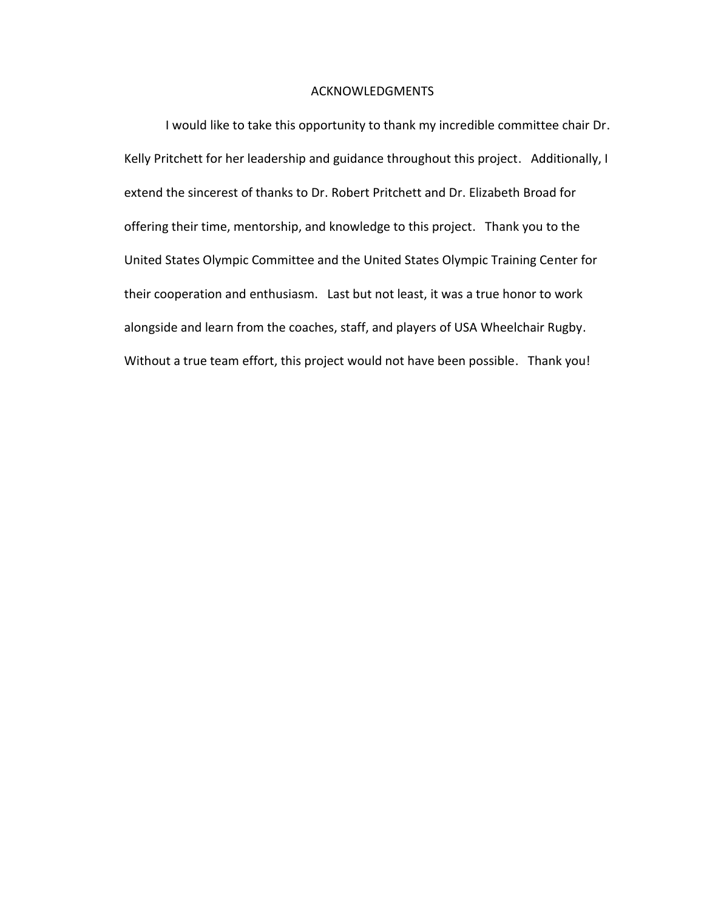# ACKNOWLEDGMENTS

I would like to take this opportunity to thank my incredible committee chair Dr. Kelly Pritchett for her leadership and guidance throughout this project. Additionally, I extend the sincerest of thanks to Dr. Robert Pritchett and Dr. Elizabeth Broad for offering their time, mentorship, and knowledge to this project. Thank you to the United States Olympic Committee and the United States Olympic Training Center for their cooperation and enthusiasm. Last but not least, it was a true honor to work alongside and learn from the coaches, staff, and players of USA Wheelchair Rugby. Without a true team effort, this project would not have been possible. Thank you!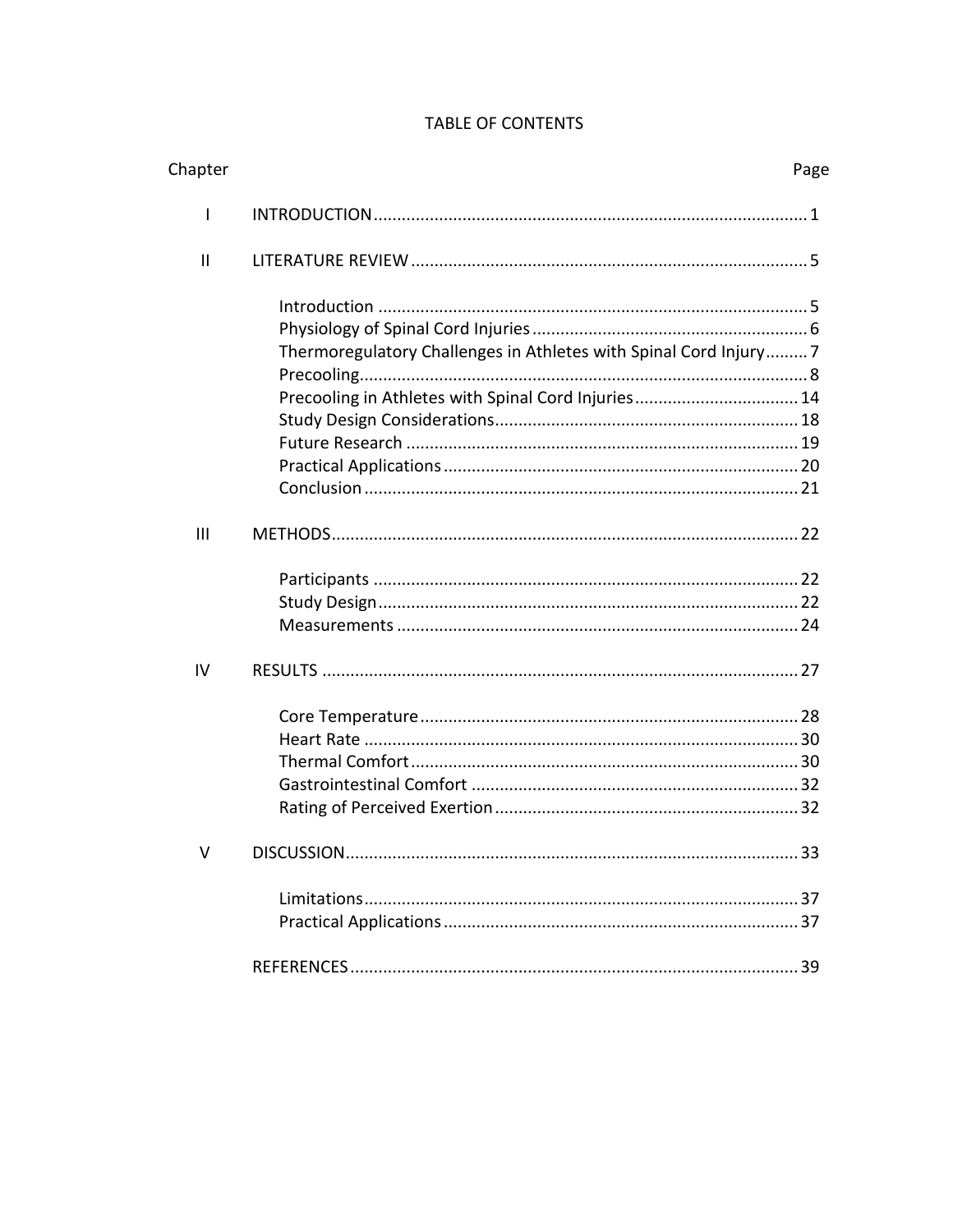# TABLE OF CONTENTS

| Chapter | | Page |
|---|---|---|
| I | INTRODUCTION | 1 |
| II | LITERATURE REVIEW | 5 |
| | Introduction | 5 |
| | Physiology of Spinal Cord Injuries | 6 |
| | Thermoregulatory Challenges in Athletes with Spinal Cord Injury | 7 |
| | Precooling | 8 |
| | Precooling in Athletes with Spinal Cord Injuries | 14 |
| | Study Design Considerations | 18 |
| | Future Research | 19 |
| | Practical Applications | 20 |
| | Conclusion | 21 |
| III | METHODS | 22 |
| | Participants | 22 |
| | Study Design | 22 |
| | Measurements | 24 |
| IV | RESULTS | 27 |
| | Core Temperature | 28 |
| | Heart Rate | 30 |
| | Thermal Comfort | 30 |
| | Gastrointestinal Comfort | 32 |
| | Rating of Perceived Exertion | 32 |
| V | DISCUSSION | 33 |
| | Limitations | 37 |
| | Practical Applications | 37 |
| | REFERENCES | 39 |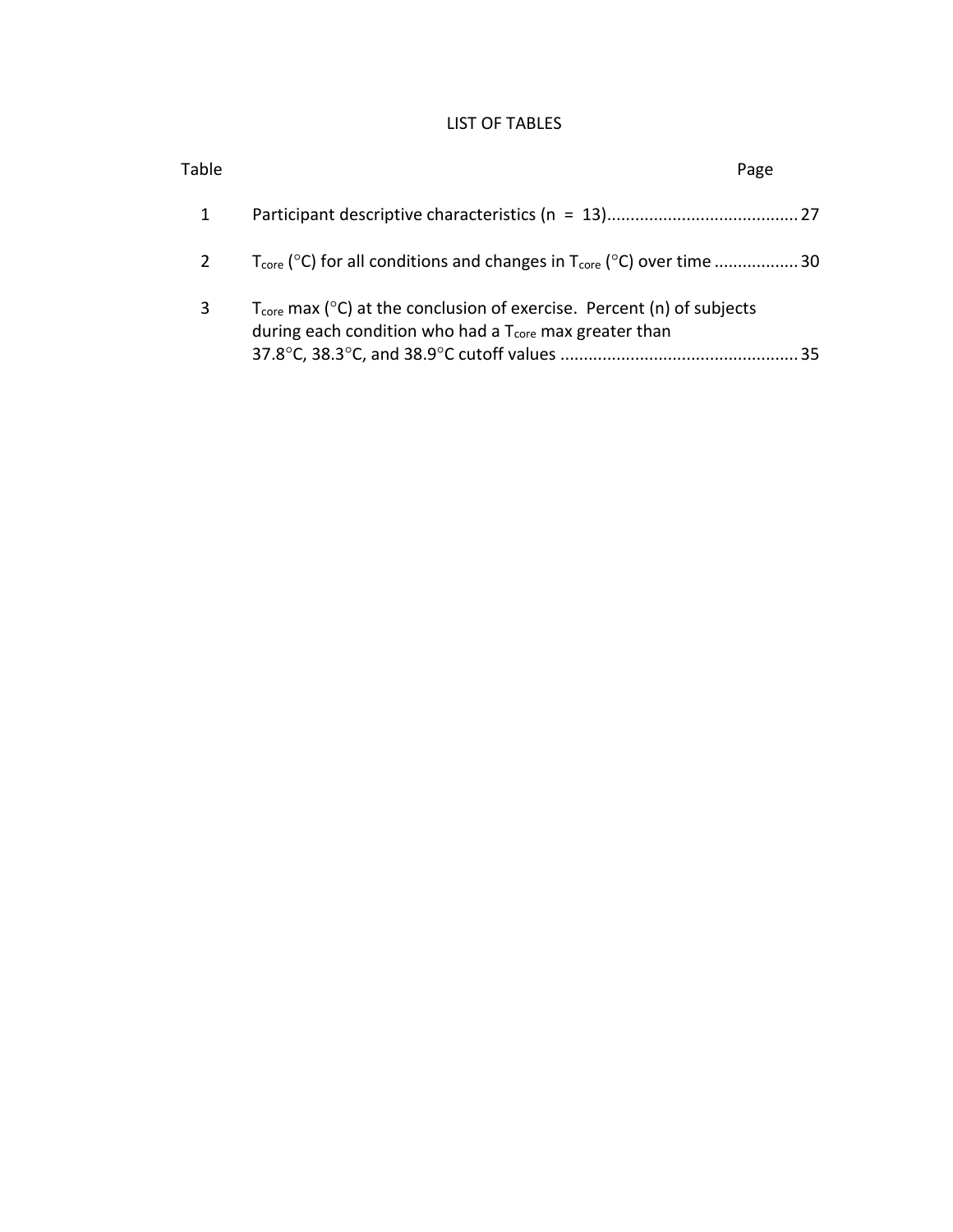# LIST OF TABLES

| Table | | Page |
|---|---|---|
| 1 | Participant descriptive characteristics (n = 13) | 27 |
| 2 | $T_{core}$ (°C) for all conditions and changes in $T_{core}$ (°C) over time | 30 |
| 3 | $T_{core}$ max (°C) at the conclusion of exercise. Percent (n) of subjects during each condition who had a $T_{core}$ max greater than 37.8°C, 38.3°C, and 38.9°C cutoff values | 35 |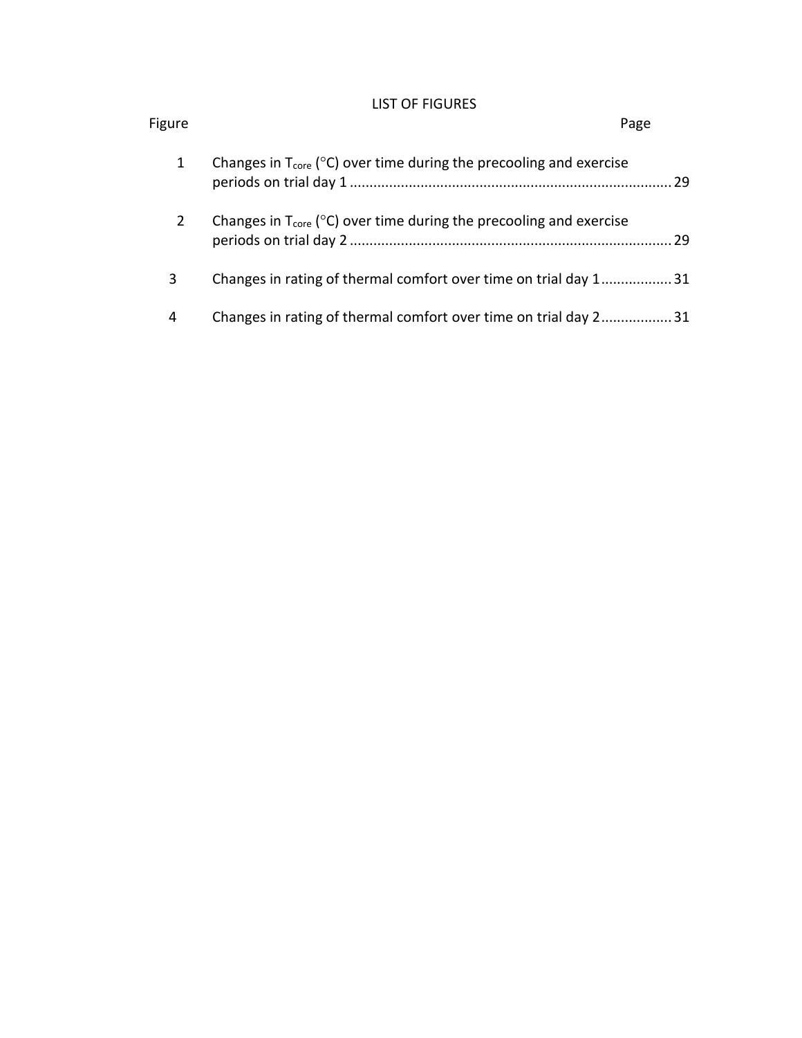# LIST OF FIGURES

| Figure | | Page |
|---|---|---|
| 1 | Changes in $T_{core}$ (°C) over time during the precooling and exercise periods on trial day 1 | 29 |
| 2 | Changes in $T_{core}$ (°C) over time during the precooling and exercise periods on trial day 2 | 29 |
| 3 | Changes in rating of thermal comfort over time on trial day 1 | 31 |
| 4 | Changes in rating of thermal comfort over time on trial day 2 | 31 |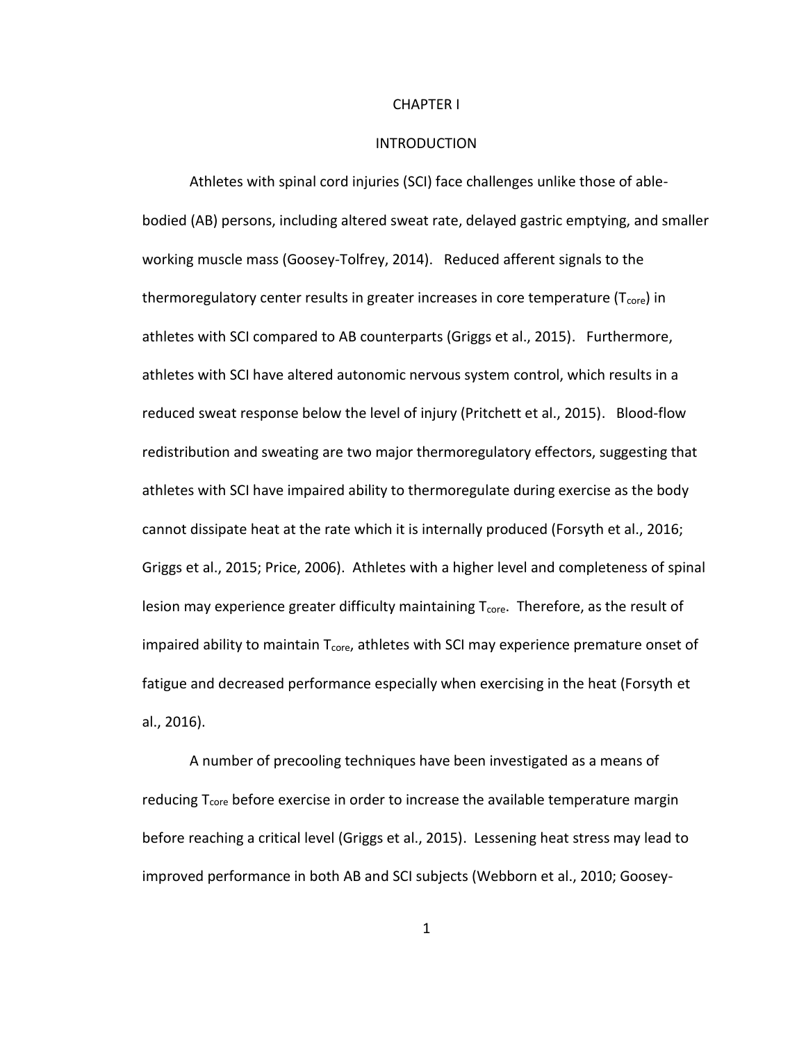# CHAPTER I

# INTRODUCTION

Athletes with spinal cord injuries (SCI) face challenges unlike those of able-bodied (AB) persons, including altered sweat rate, delayed gastric emptying, and smaller working muscle mass (Goosey-Tolfrey, 2014). Reduced afferent signals to the thermoregulatory center results in greater increases in core temperature ($T_{core}$) in athletes with SCI compared to AB counterparts (Griggs et al., 2015). Furthermore, athletes with SCI have altered autonomic nervous system control, which results in a reduced sweat response below the level of injury (Pritchett et al., 2015). Blood-flow redistribution and sweating are two major thermoregulatory effectors, suggesting that athletes with SCI have impaired ability to thermoregulate during exercise as the body cannot dissipate heat at the rate which it is internally produced (Forsyth et al., 2016; Griggs et al., 2015; Price, 2006). Athletes with a higher level and completeness of spinal lesion may experience greater difficulty maintaining $T_{core}$. Therefore, as the result of impaired ability to maintain $T_{core}$, athletes with SCI may experience premature onset of fatigue and decreased performance especially when exercising in the heat (Forsyth et al., 2016).

A number of precooling techniques have been investigated as a means of reducing $T_{core}$ before exercise in order to increase the available temperature margin before reaching a critical level (Griggs et al., 2015). Lessening heat stress may lead to improved performance in both AB and SCI subjects (Webborn et al., 2010; Goosey-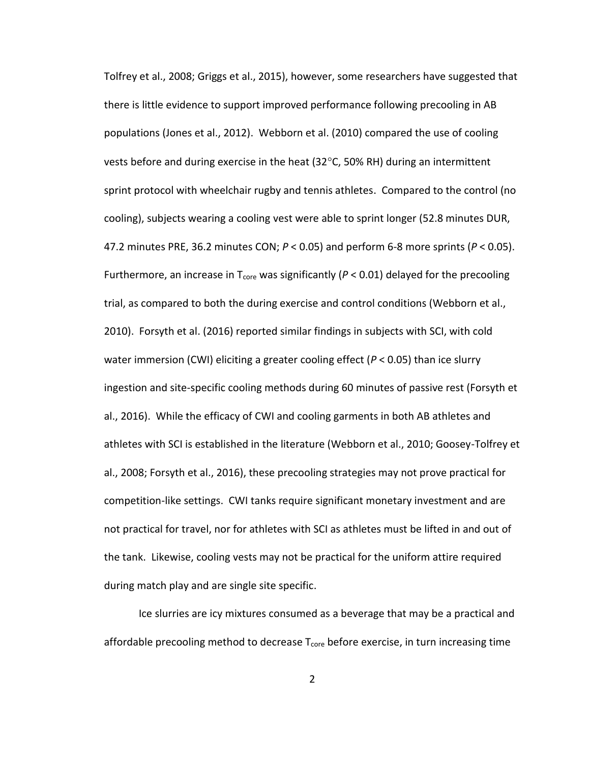Tolfrey et al., 2008; Griggs et al., 2015), however, some researchers have suggested that there is little evidence to support improved performance following precooling in AB populations (Jones et al., 2012). Webborn et al. (2010) compared the use of cooling vests before and during exercise in the heat (32°C, 50% RH) during an intermittent sprint protocol with wheelchair rugby and tennis athletes. Compared to the control (no cooling), subjects wearing a cooling vest were able to sprint longer (52.8 minutes DUR, 47.2 minutes PRE, 36.2 minutes CON; $P < 0.05$) and perform 6-8 more sprints ($P < 0.05$). Furthermore, an increase in $T_{core}$ was significantly ($P < 0.01$) delayed for the precooling trial, as compared to both the during exercise and control conditions (Webborn et al., 2010). Forsyth et al. (2016) reported similar findings in subjects with SCI, with cold water immersion (CWI) eliciting a greater cooling effect ($P < 0.05$) than ice slurry ingestion and site-specific cooling methods during 60 minutes of passive rest (Forsyth et al., 2016). While the efficacy of CWI and cooling garments in both AB athletes and athletes with SCI is established in the literature (Webborn et al., 2010; Goosey-Tolfrey et al., 2008; Forsyth et al., 2016), these precooling strategies may not prove practical for competition-like settings. CWI tanks require significant monetary investment and are not practical for travel, nor for athletes with SCI as athletes must be lifted in and out of the tank. Likewise, cooling vests may not be practical for the uniform attire required during match play and are single site specific.

Ice slurries are icy mixtures consumed as a beverage that may be a practical and affordable precooling method to decrease $T_{core}$ before exercise, in turn increasing time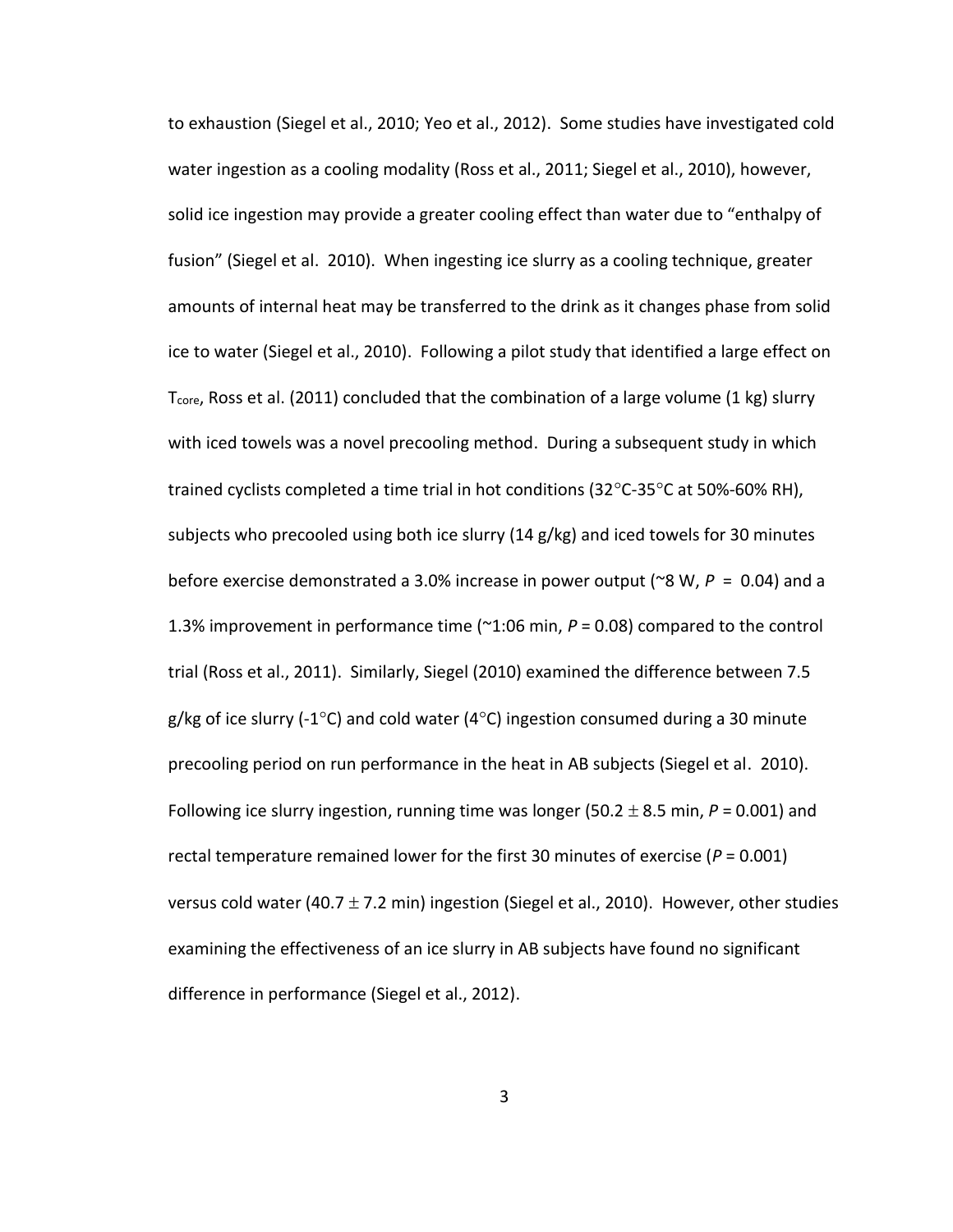to exhaustion (Siegel et al., 2010; Yeo et al., 2012). Some studies have investigated cold water ingestion as a cooling modality (Ross et al., 2011; Siegel et al., 2010), however, solid ice ingestion may provide a greater cooling effect than water due to "enthalpy of fusion" (Siegel et al. 2010). When ingesting ice slurry as a cooling technique, greater amounts of internal heat may be transferred to the drink as it changes phase from solid ice to water (Siegel et al., 2010). Following a pilot study that identified a large effect on $T_{core}$, Ross et al. (2011) concluded that the combination of a large volume (1 kg) slurry with iced towels was a novel precooling method. During a subsequent study in which trained cyclists completed a time trial in hot conditions (32°C-35°C at 50%-60% RH), subjects who precooled using both ice slurry (14 g/kg) and iced towels for 30 minutes before exercise demonstrated a 3.0% increase in power output (~8 W, $P = 0.04$) and a 1.3% improvement in performance time (~1:06 min, $P = 0.08$) compared to the control trial (Ross et al., 2011). Similarly, Siegel (2010) examined the difference between 7.5 g/kg of ice slurry (-1°C) and cold water (4°C) ingestion consumed during a 30 minute precooling period on run performance in the heat in AB subjects (Siegel et al. 2010). Following ice slurry ingestion, running time was longer (50.2 $\pm$ 8.5 min, $P = 0.001$) and rectal temperature remained lower for the first 30 minutes of exercise ($P = 0.001$) versus cold water (40.7 $\pm$ 7.2 min) ingestion (Siegel et al., 2010). However, other studies examining the effectiveness of an ice slurry in AB subjects have found no significant difference in performance (Siegel et al., 2012).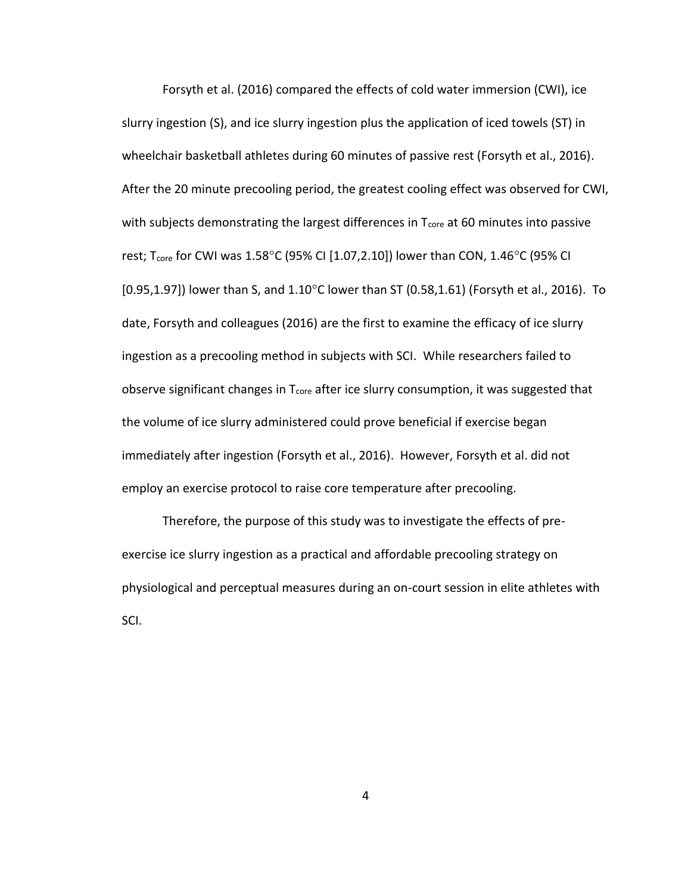Forsyth et al. (2016) compared the effects of cold water immersion (CWI), ice slurry ingestion (S), and ice slurry ingestion plus the application of iced towels (ST) in wheelchair basketball athletes during 60 minutes of passive rest (Forsyth et al., 2016). After the 20 minute precooling period, the greatest cooling effect was observed for CWI, with subjects demonstrating the largest differences in $T_{core}$ at 60 minutes into passive rest; $T_{core}$ for CWI was 1.58°C (95% CI [1.07,2.10]) lower than CON, 1.46°C (95% CI [0.95,1.97]) lower than S, and 1.10°C lower than ST (0.58,1.61) (Forsyth et al., 2016). To date, Forsyth and colleagues (2016) are the first to examine the efficacy of ice slurry ingestion as a precooling method in subjects with SCI. While researchers failed to observe significant changes in $T_{core}$ after ice slurry consumption, it was suggested that the volume of ice slurry administered could prove beneficial if exercise began immediately after ingestion (Forsyth et al., 2016). However, Forsyth et al. did not employ an exercise protocol to raise core temperature after precooling.

Therefore, the purpose of this study was to investigate the effects of pre-exercise ice slurry ingestion as a practical and affordable precooling strategy on physiological and perceptual measures during an on-court session in elite athletes with SCI.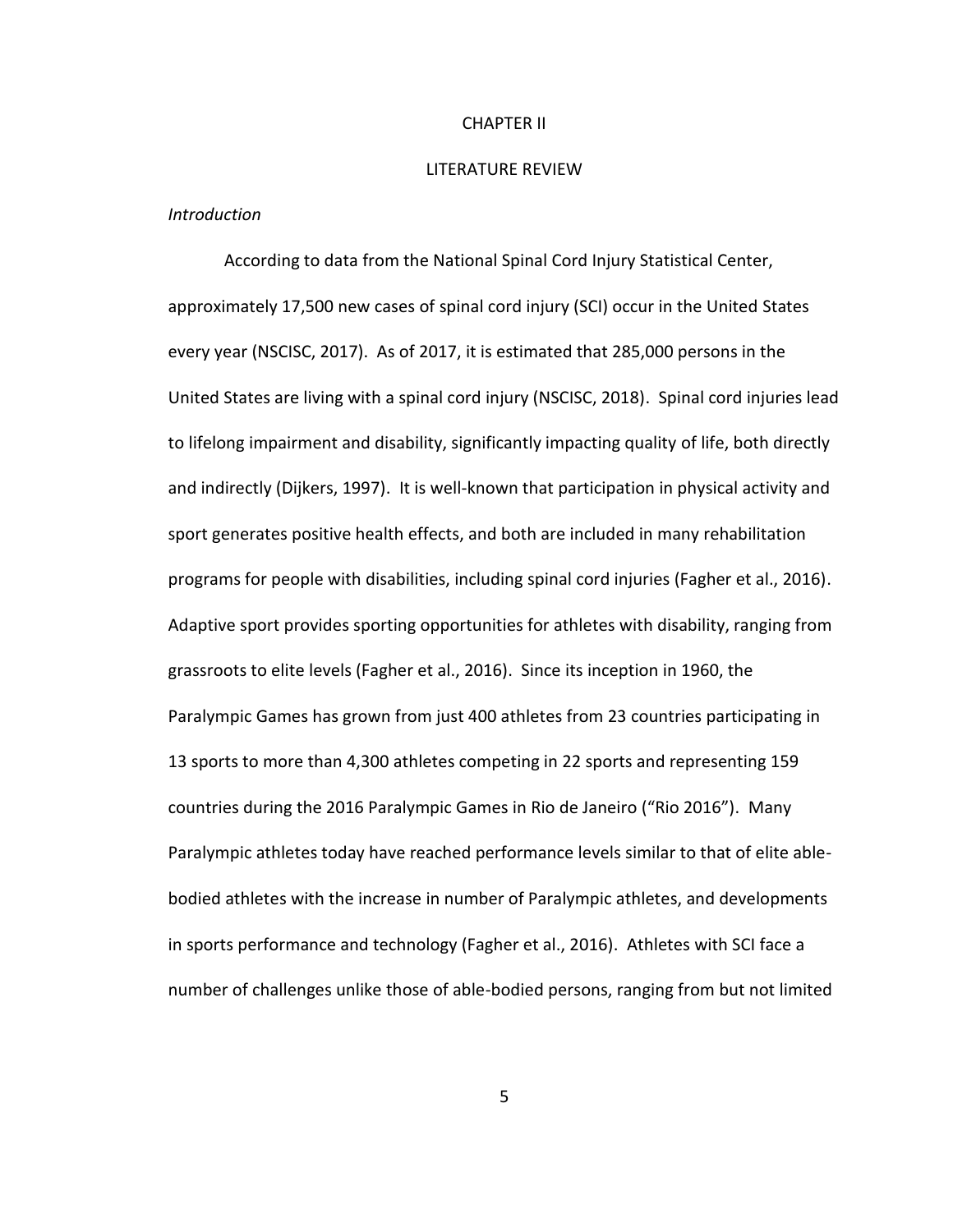# CHAPTER II

# LITERATURE REVIEW

*Introduction*

According to data from the National Spinal Cord Injury Statistical Center, approximately 17,500 new cases of spinal cord injury (SCI) occur in the United States every year (NSCISC, 2017). As of 2017, it is estimated that 285,000 persons in the United States are living with a spinal cord injury (NSCISC, 2018). Spinal cord injuries lead to lifelong impairment and disability, significantly impacting quality of life, both directly and indirectly (Dijkers, 1997). It is well-known that participation in physical activity and sport generates positive health effects, and both are included in many rehabilitation programs for people with disabilities, including spinal cord injuries (Fagher et al., 2016). Adaptive sport provides sporting opportunities for athletes with disability, ranging from grassroots to elite levels (Fagher et al., 2016). Since its inception in 1960, the Paralympic Games has grown from just 400 athletes from 23 countries participating in 13 sports to more than 4,300 athletes competing in 22 sports and representing 159 countries during the 2016 Paralympic Games in Rio de Janeiro ("Rio 2016"). Many Paralympic athletes today have reached performance levels similar to that of elite able-bodied athletes with the increase in number of Paralympic athletes, and developments in sports performance and technology (Fagher et al., 2016). Athletes with SCI face a number of challenges unlike those of able-bodied persons, ranging from but not limited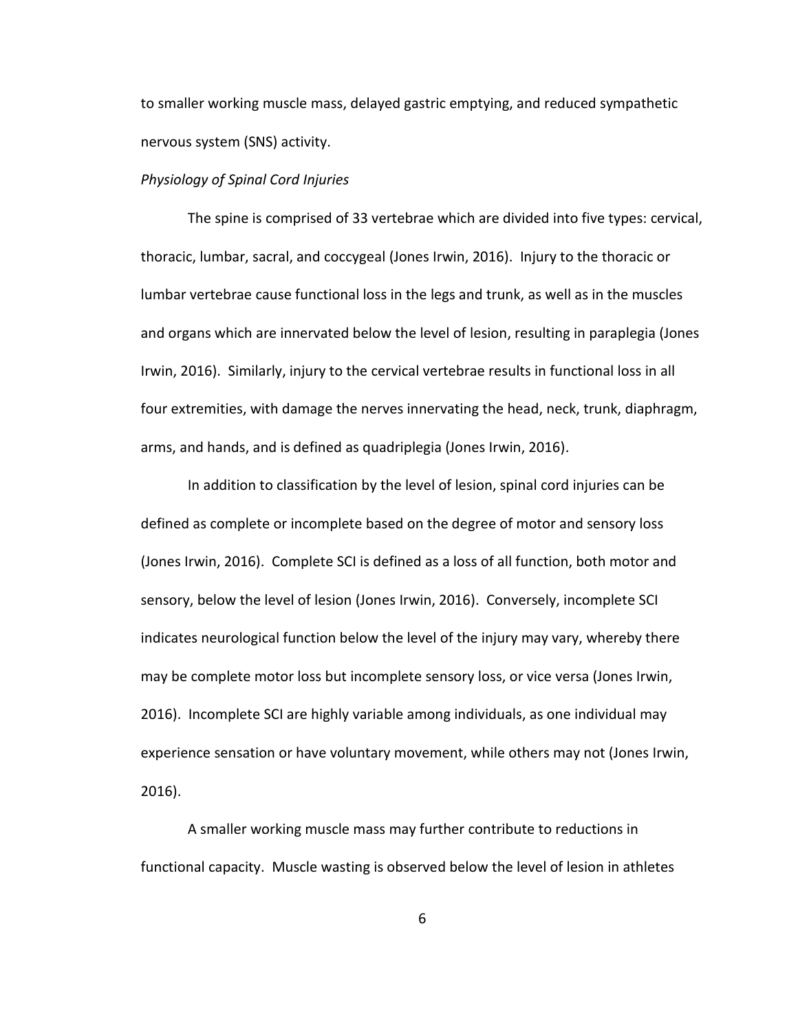to smaller working muscle mass, delayed gastric emptying, and reduced sympathetic nervous system (SNS) activity.

*Physiology of Spinal Cord Injuries*

The spine is comprised of 33 vertebrae which are divided into five types: cervical, thoracic, lumbar, sacral, and coccygeal (Jones Irwin, 2016). Injury to the thoracic or lumbar vertebrae cause functional loss in the legs and trunk, as well as in the muscles and organs which are innervated below the level of lesion, resulting in paraplegia (Jones Irwin, 2016). Similarly, injury to the cervical vertebrae results in functional loss in all four extremities, with damage the nerves innervating the head, neck, trunk, diaphragm, arms, and hands, and is defined as quadriplegia (Jones Irwin, 2016).

In addition to classification by the level of lesion, spinal cord injuries can be defined as complete or incomplete based on the degree of motor and sensory loss (Jones Irwin, 2016). Complete SCI is defined as a loss of all function, both motor and sensory, below the level of lesion (Jones Irwin, 2016). Conversely, incomplete SCI indicates neurological function below the level of the injury may vary, whereby there may be complete motor loss but incomplete sensory loss, or vice versa (Jones Irwin, 2016). Incomplete SCI are highly variable among individuals, as one individual may experience sensation or have voluntary movement, while others may not (Jones Irwin, 2016).

A smaller working muscle mass may further contribute to reductions in functional capacity. Muscle wasting is observed below the level of lesion in athletes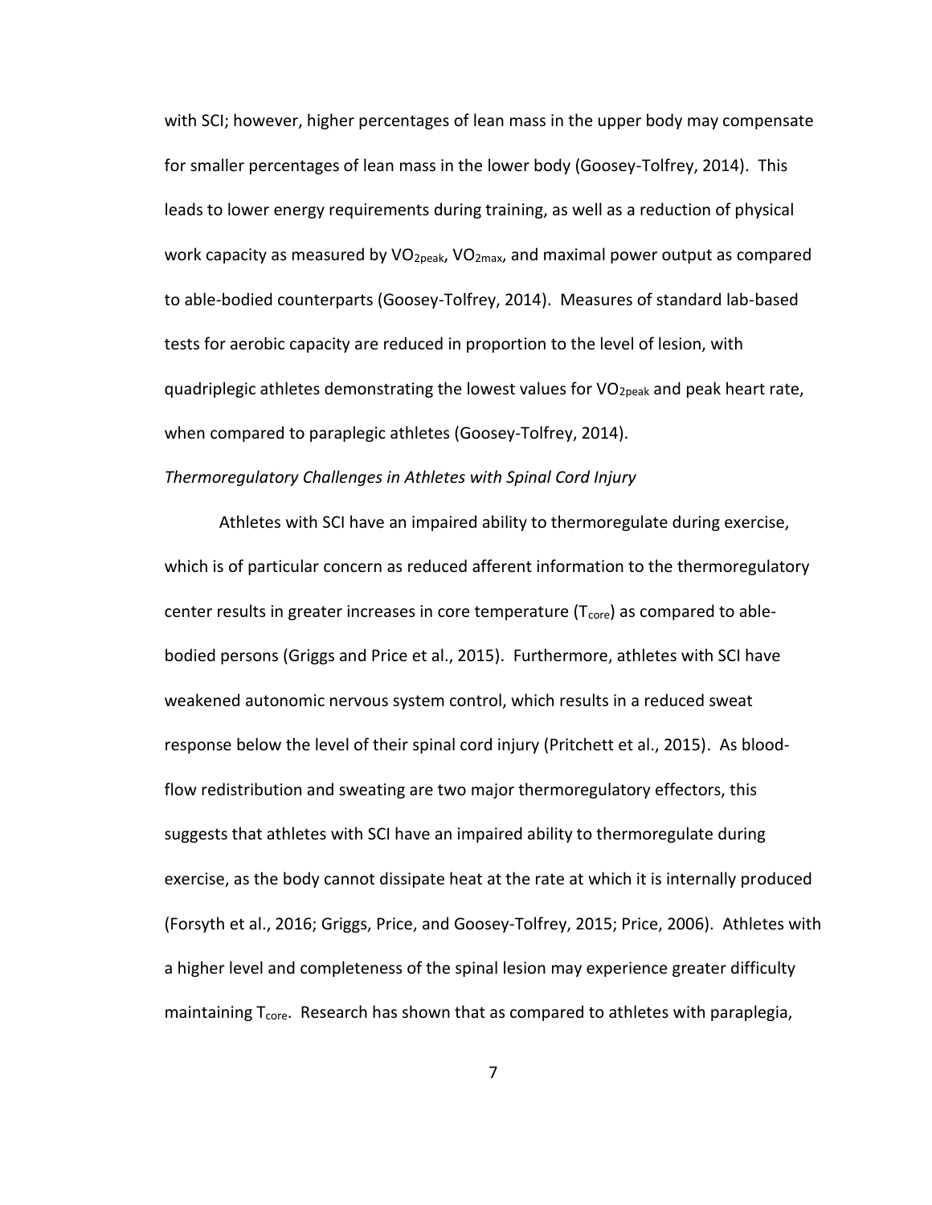with SCI; however, higher percentages of lean mass in the upper body may compensate for smaller percentages of lean mass in the lower body (Goosey-Tolfrey, 2014). This leads to lower energy requirements during training, as well as a reduction of physical work capacity as measured by $VO_{2peak}$, $VO_{2max}$, and maximal power output as compared to able-bodied counterparts (Goosey-Tolfrey, 2014). Measures of standard lab-based tests for aerobic capacity are reduced in proportion to the level of lesion, with quadriplegic athletes demonstrating the lowest values for $VO_{2peak}$ and peak heart rate, when compared to paraplegic athletes (Goosey-Tolfrey, 2014).

*Thermoregulatory Challenges in Athletes with Spinal Cord Injury*

Athletes with SCI have an impaired ability to thermoregulate during exercise, which is of particular concern as reduced afferent information to the thermoregulatory center results in greater increases in core temperature ($T_{core}$) as compared to able-bodied persons (Griggs and Price et al., 2015). Furthermore, athletes with SCI have weakened autonomic nervous system control, which results in a reduced sweat response below the level of their spinal cord injury (Pritchett et al., 2015). As blood-flow redistribution and sweating are two major thermoregulatory effectors, this suggests that athletes with SCI have an impaired ability to thermoregulate during exercise, as the body cannot dissipate heat at the rate at which it is internally produced (Forsyth et al., 2016; Griggs, Price, and Goosey-Tolfrey, 2015; Price, 2006). Athletes with a higher level and completeness of the spinal lesion may experience greater difficulty maintaining $T_{core}$. Research has shown that as compared to athletes with paraplegia,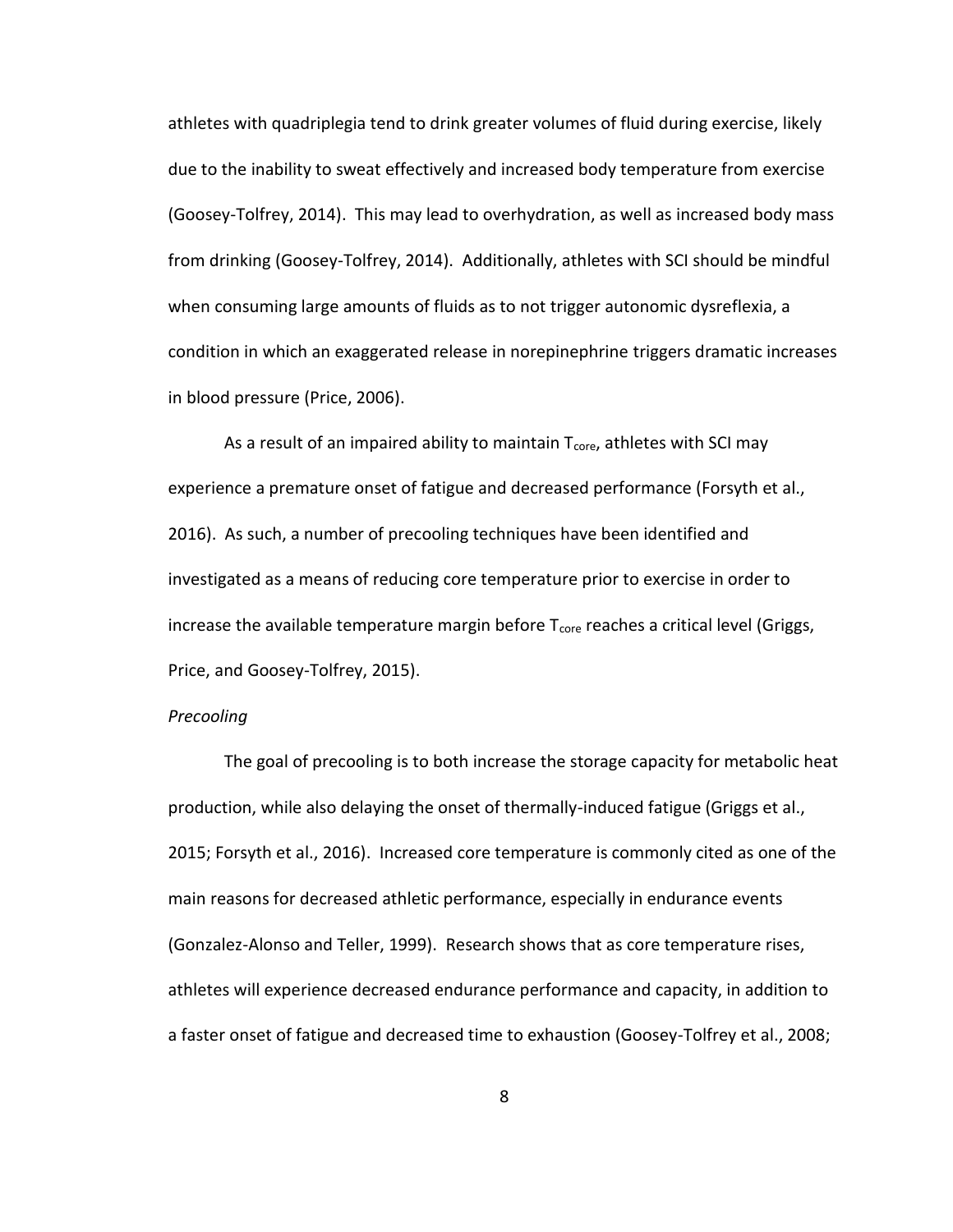athletes with quadriplegia tend to drink greater volumes of fluid during exercise, likely due to the inability to sweat effectively and increased body temperature from exercise (Goosey-Tolfrey, 2014). This may lead to overhydration, as well as increased body mass from drinking (Goosey-Tolfrey, 2014). Additionally, athletes with SCI should be mindful when consuming large amounts of fluids as to not trigger autonomic dysreflexia, a condition in which an exaggerated release in norepinephrine triggers dramatic increases in blood pressure (Price, 2006).

As a result of an impaired ability to maintain $T_{core}$, athletes with SCI may experience a premature onset of fatigue and decreased performance (Forsyth et al., 2016). As such, a number of precooling techniques have been identified and investigated as a means of reducing core temperature prior to exercise in order to increase the available temperature margin before $T_{core}$ reaches a critical level (Griggs, Price, and Goosey-Tolfrey, 2015).

*Precooling*

The goal of precooling is to both increase the storage capacity for metabolic heat production, while also delaying the onset of thermally-induced fatigue (Griggs et al., 2015; Forsyth et al., 2016). Increased core temperature is commonly cited as one of the main reasons for decreased athletic performance, especially in endurance events (Gonzalez-Alonso and Teller, 1999). Research shows that as core temperature rises, athletes will experience decreased endurance performance and capacity, in addition to a faster onset of fatigue and decreased time to exhaustion (Goosey-Tolfrey et al., 2008;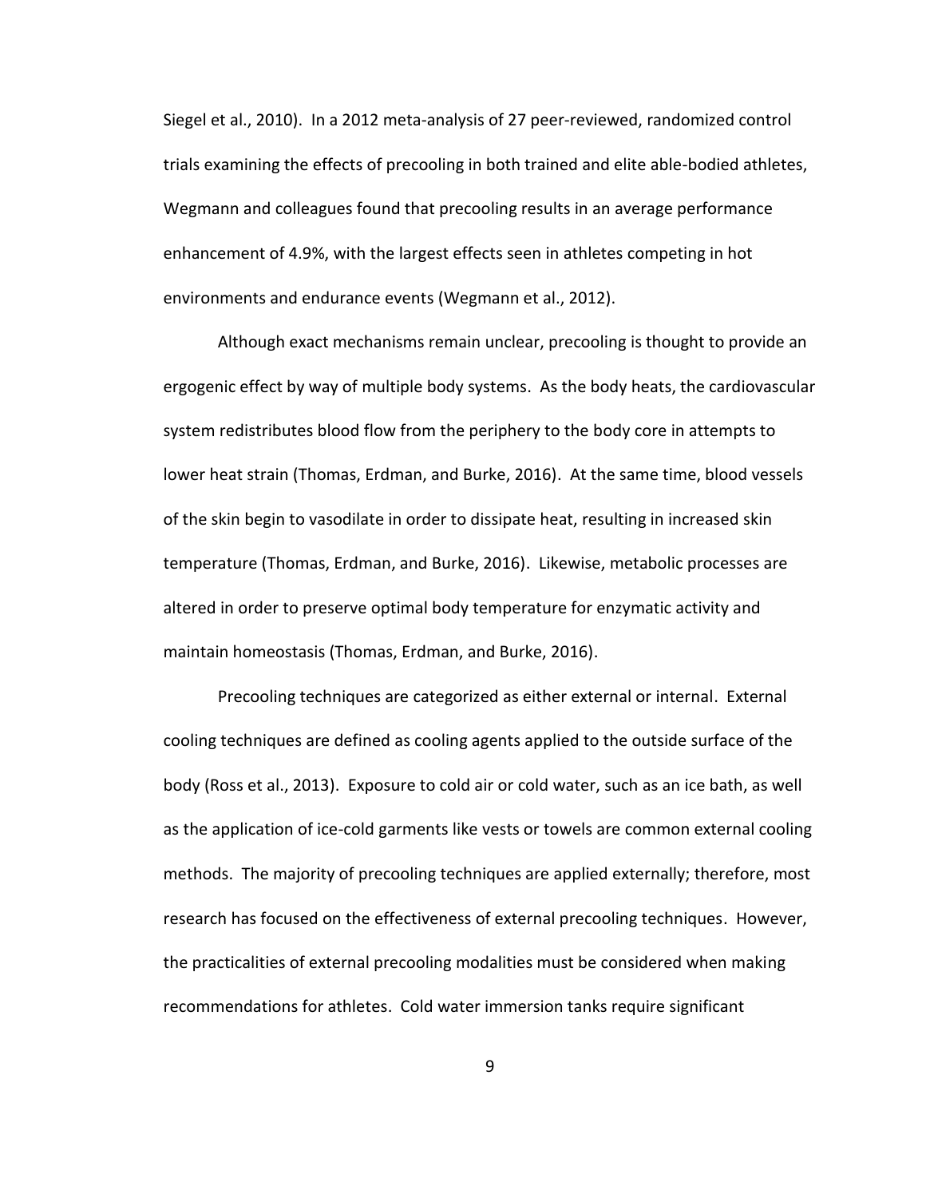Siegel et al., 2010). In a 2012 meta-analysis of 27 peer-reviewed, randomized control trials examining the effects of precooling in both trained and elite able-bodied athletes, Wegmann and colleagues found that precooling results in an average performance enhancement of 4.9%, with the largest effects seen in athletes competing in hot environments and endurance events (Wegmann et al., 2012).

Although exact mechanisms remain unclear, precooling is thought to provide an ergogenic effect by way of multiple body systems. As the body heats, the cardiovascular system redistributes blood flow from the periphery to the body core in attempts to lower heat strain (Thomas, Erdman, and Burke, 2016). At the same time, blood vessels of the skin begin to vasodilate in order to dissipate heat, resulting in increased skin temperature (Thomas, Erdman, and Burke, 2016). Likewise, metabolic processes are altered in order to preserve optimal body temperature for enzymatic activity and maintain homeostasis (Thomas, Erdman, and Burke, 2016).

Precooling techniques are categorized as either external or internal. External cooling techniques are defined as cooling agents applied to the outside surface of the body (Ross et al., 2013). Exposure to cold air or cold water, such as an ice bath, as well as the application of ice-cold garments like vests or towels are common external cooling methods. The majority of precooling techniques are applied externally; therefore, most research has focused on the effectiveness of external precooling techniques. However, the practicalities of external precooling modalities must be considered when making recommendations for athletes. Cold water immersion tanks require significant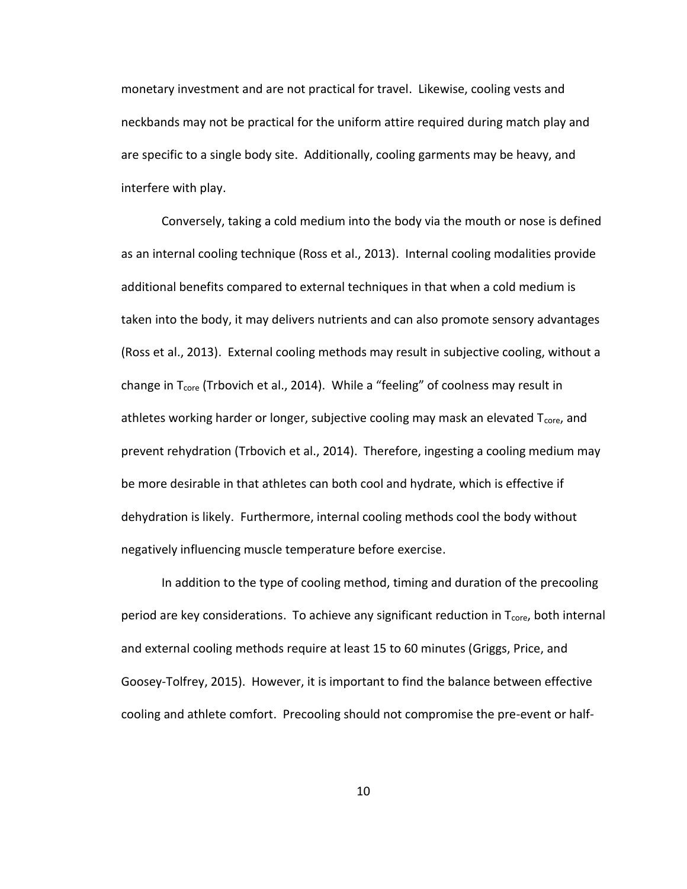monetary investment and are not practical for travel. Likewise, cooling vests and neckbands may not be practical for the uniform attire required during match play and are specific to a single body site. Additionally, cooling garments may be heavy, and interfere with play.

Conversely, taking a cold medium into the body via the mouth or nose is defined as an internal cooling technique (Ross et al., 2013). Internal cooling modalities provide additional benefits compared to external techniques in that when a cold medium is taken into the body, it may delivers nutrients and can also promote sensory advantages (Ross et al., 2013). External cooling methods may result in subjective cooling, without a change in $T_{core}$ (Trbovich et al., 2014). While a "feeling" of coolness may result in athletes working harder or longer, subjective cooling may mask an elevated $T_{core}$, and prevent rehydration (Trbovich et al., 2014). Therefore, ingesting a cooling medium may be more desirable in that athletes can both cool and hydrate, which is effective if dehydration is likely. Furthermore, internal cooling methods cool the body without negatively influencing muscle temperature before exercise.

In addition to the type of cooling method, timing and duration of the precooling period are key considerations. To achieve any significant reduction in $T_{core}$, both internal and external cooling methods require at least 15 to 60 minutes (Griggs, Price, and Goosey-Tolfrey, 2015). However, it is important to find the balance between effective cooling and athlete comfort. Precooling should not compromise the pre-event or half-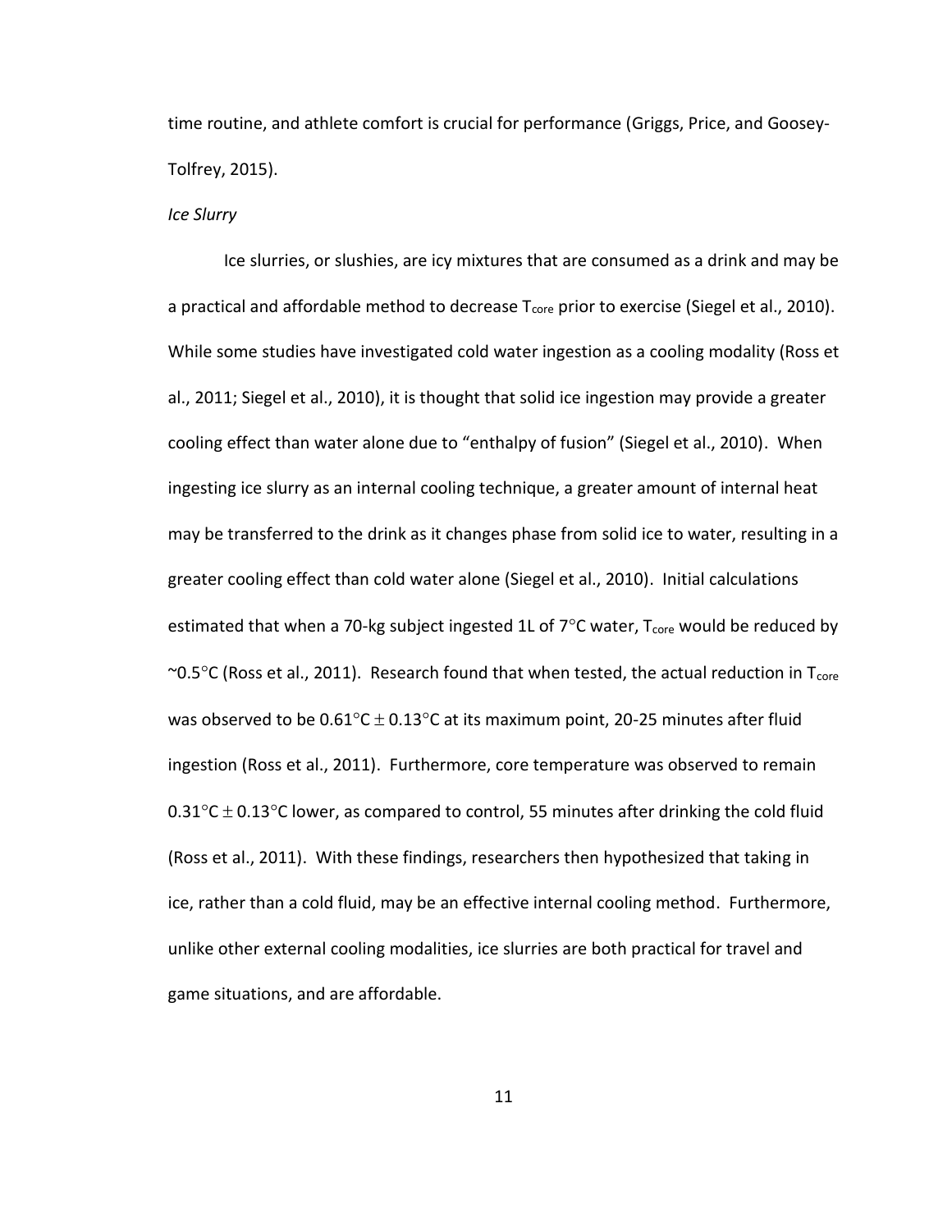time routine, and athlete comfort is crucial for performance (Griggs, Price, and Goosey-Tolfrey, 2015).

*Ice Slurry*

Ice slurries, or slushies, are icy mixtures that are consumed as a drink and may be a practical and affordable method to decrease $T_{core}$ prior to exercise (Siegel et al., 2010). While some studies have investigated cold water ingestion as a cooling modality (Ross et al., 2011; Siegel et al., 2010), it is thought that solid ice ingestion may provide a greater cooling effect than water alone due to "enthalpy of fusion" (Siegel et al., 2010). When ingesting ice slurry as an internal cooling technique, a greater amount of internal heat may be transferred to the drink as it changes phase from solid ice to water, resulting in a greater cooling effect than cold water alone (Siegel et al., 2010). Initial calculations estimated that when a 70-kg subject ingested 1L of 7°C water, $T_{core}$ would be reduced by ~0.5°C (Ross et al., 2011). Research found that when tested, the actual reduction in $T_{core}$ was observed to be 0.61°C $\pm$ 0.13°C at its maximum point, 20-25 minutes after fluid ingestion (Ross et al., 2011). Furthermore, core temperature was observed to remain 0.31°C $\pm$ 0.13°C lower, as compared to control, 55 minutes after drinking the cold fluid (Ross et al., 2011). With these findings, researchers then hypothesized that taking in ice, rather than a cold fluid, may be an effective internal cooling method. Furthermore, unlike other external cooling modalities, ice slurries are both practical for travel and game situations, and are affordable.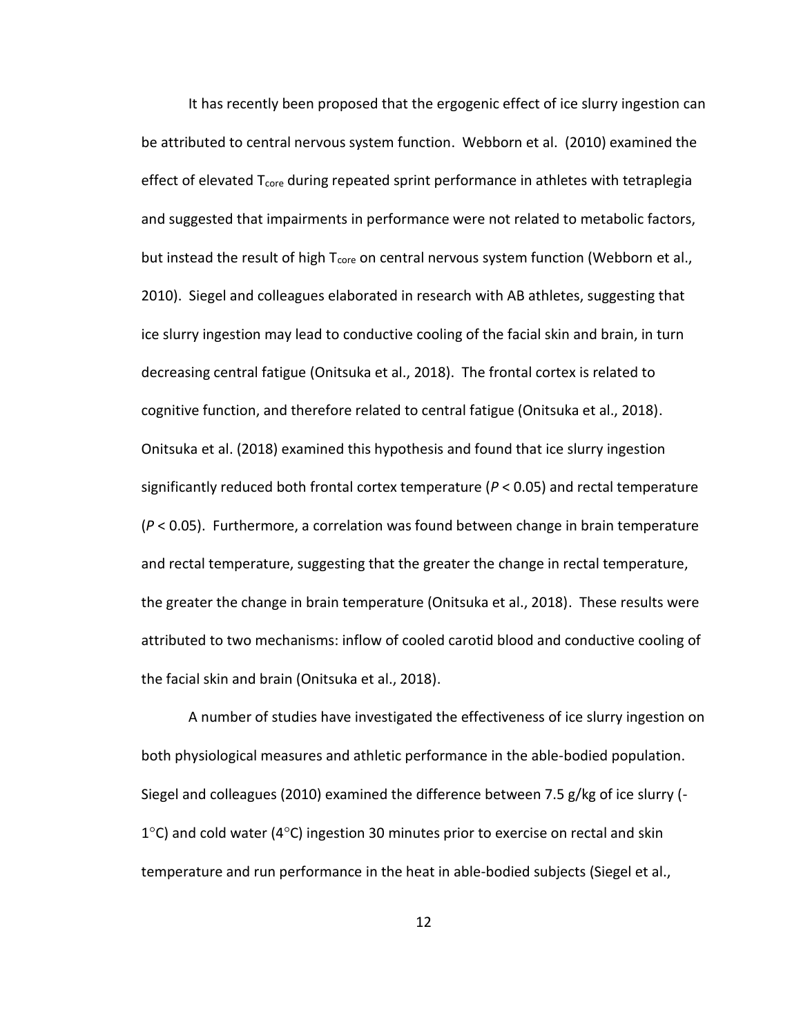It has recently been proposed that the ergogenic effect of ice slurry ingestion can be attributed to central nervous system function. Webborn et al. (2010) examined the effect of elevated $T_{core}$ during repeated sprint performance in athletes with tetraplegia and suggested that impairments in performance were not related to metabolic factors, but instead the result of high $T_{core}$ on central nervous system function (Webborn et al., 2010). Siegel and colleagues elaborated in research with AB athletes, suggesting that ice slurry ingestion may lead to conductive cooling of the facial skin and brain, in turn decreasing central fatigue (Onitsuka et al., 2018). The frontal cortex is related to cognitive function, and therefore related to central fatigue (Onitsuka et al., 2018). Onitsuka et al. (2018) examined this hypothesis and found that ice slurry ingestion significantly reduced both frontal cortex temperature ($P < 0.05$) and rectal temperature ($P < 0.05$). Furthermore, a correlation was found between change in brain temperature and rectal temperature, suggesting that the greater the change in rectal temperature, the greater the change in brain temperature (Onitsuka et al., 2018). These results were attributed to two mechanisms: inflow of cooled carotid blood and conductive cooling of the facial skin and brain (Onitsuka et al., 2018).

A number of studies have investigated the effectiveness of ice slurry ingestion on both physiological measures and athletic performance in the able-bodied population. Siegel and colleagues (2010) examined the difference between 7.5 g/kg of ice slurry (-1°C) and cold water (4°C) ingestion 30 minutes prior to exercise on rectal and skin temperature and run performance in the heat in able-bodied subjects (Siegel et al.,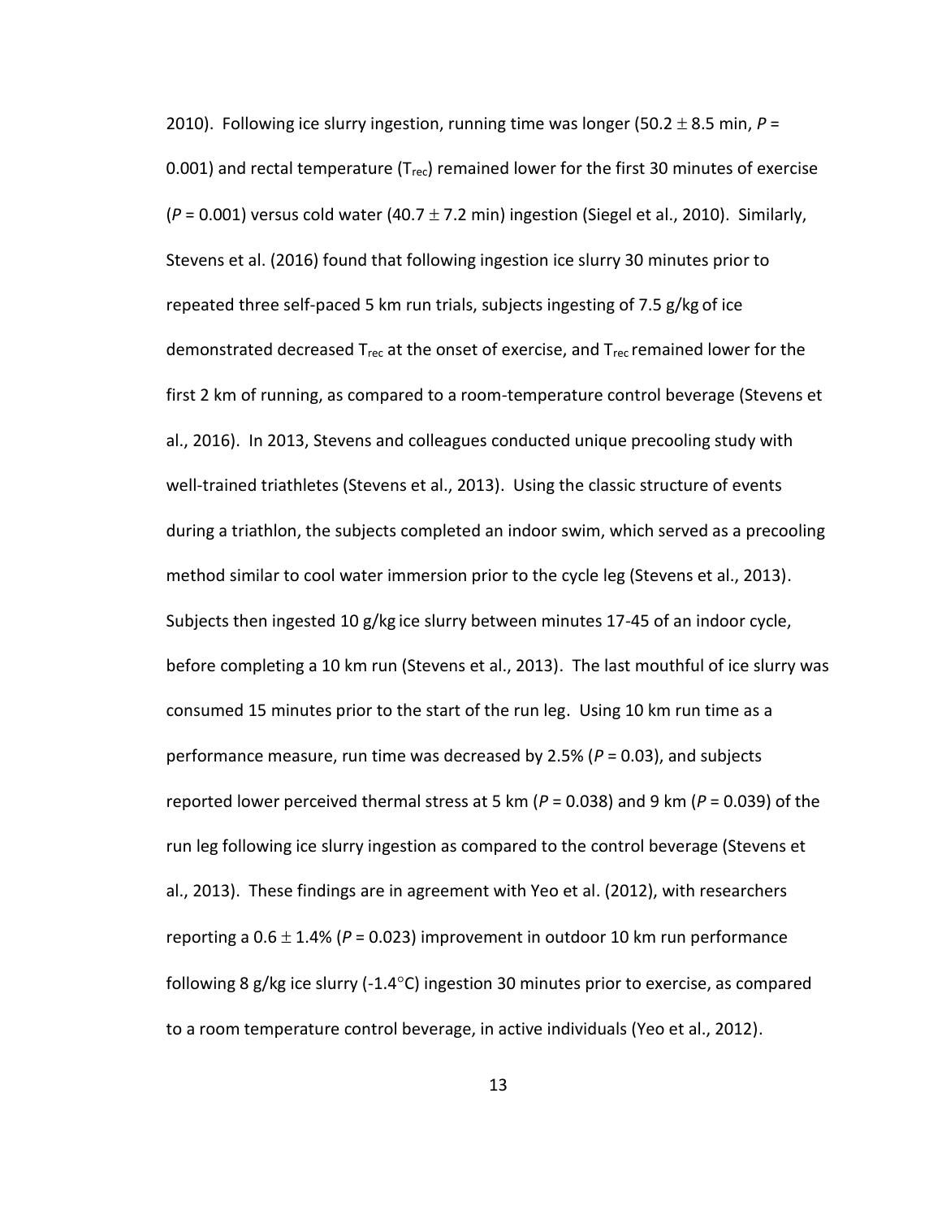2010). Following ice slurry ingestion, running time was longer (50.2 $\pm$ 8.5 min, *P* = 0.001) and rectal temperature ($T_{rec}$) remained lower for the first 30 minutes of exercise (*P* = 0.001) versus cold water (40.7 $\pm$ 7.2 min) ingestion (Siegel et al., 2010). Similarly, Stevens et al. (2016) found that following ingestion ice slurry 30 minutes prior to repeated three self-paced 5 km run trials, subjects ingesting of 7.5 g/kg of ice demonstrated decreased $T_{rec}$ at the onset of exercise, and $T_{rec}$ remained lower for the first 2 km of running, as compared to a room-temperature control beverage (Stevens et al., 2016). In 2013, Stevens and colleagues conducted unique precooling study with well-trained triathletes (Stevens et al., 2013). Using the classic structure of events during a triathlon, the subjects completed an indoor swim, which served as a precooling method similar to cool water immersion prior to the cycle leg (Stevens et al., 2013). Subjects then ingested 10 g/kg ice slurry between minutes 17-45 of an indoor cycle, before completing a 10 km run (Stevens et al., 2013). The last mouthful of ice slurry was consumed 15 minutes prior to the start of the run leg. Using 10 km run time as a performance measure, run time was decreased by 2.5% (*P* = 0.03), and subjects reported lower perceived thermal stress at 5 km (*P* = 0.038) and 9 km (*P* = 0.039) of the run leg following ice slurry ingestion as compared to the control beverage (Stevens et al., 2013). These findings are in agreement with Yeo et al. (2012), with researchers reporting a 0.6 $\pm$ 1.4% (*P* = 0.023) improvement in outdoor 10 km run performance following 8 g/kg ice slurry (-1.4°C) ingestion 30 minutes prior to exercise, as compared to a room temperature control beverage, in active individuals (Yeo et al., 2012).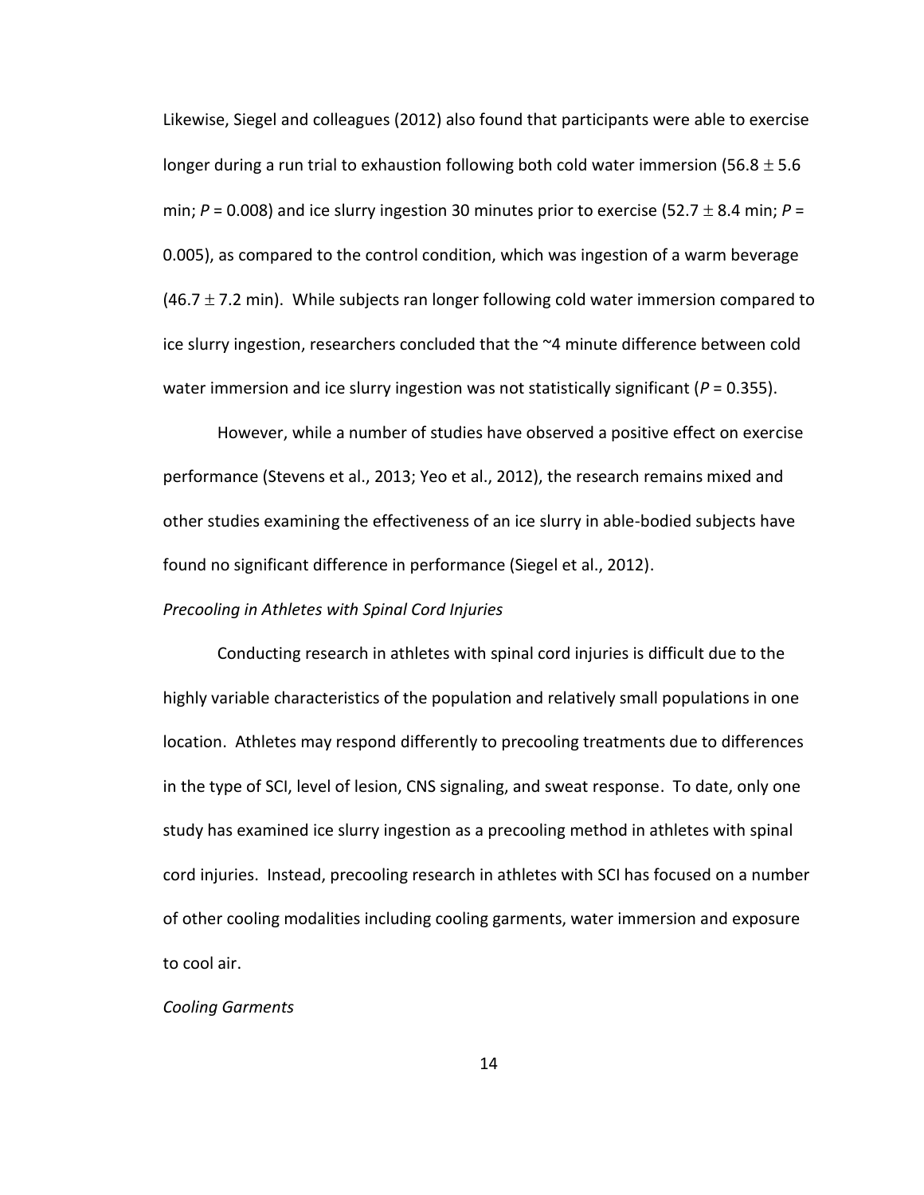Likewise, Siegel and colleagues (2012) also found that participants were able to exercise longer during a run trial to exhaustion following both cold water immersion (56.8 $\pm$ 5.6 min; $P$ = 0.008) and ice slurry ingestion 30 minutes prior to exercise (52.7 $\pm$ 8.4 min; $P$ = 0.005), as compared to the control condition, which was ingestion of a warm beverage (46.7 $\pm$ 7.2 min). While subjects ran longer following cold water immersion compared to ice slurry ingestion, researchers concluded that the ~4 minute difference between cold water immersion and ice slurry ingestion was not statistically significant ($P$ = 0.355).

However, while a number of studies have observed a positive effect on exercise performance (Stevens et al., 2013; Yeo et al., 2012), the research remains mixed and other studies examining the effectiveness of an ice slurry in able-bodied subjects have found no significant difference in performance (Siegel et al., 2012).

*Precooling in Athletes with Spinal Cord Injuries*

Conducting research in athletes with spinal cord injuries is difficult due to the highly variable characteristics of the population and relatively small populations in one location. Athletes may respond differently to precooling treatments due to differences in the type of SCI, level of lesion, CNS signaling, and sweat response. To date, only one study has examined ice slurry ingestion as a precooling method in athletes with spinal cord injuries. Instead, precooling research in athletes with SCI has focused on a number of other cooling modalities including cooling garments, water immersion and exposure to cool air.

*Cooling Garments*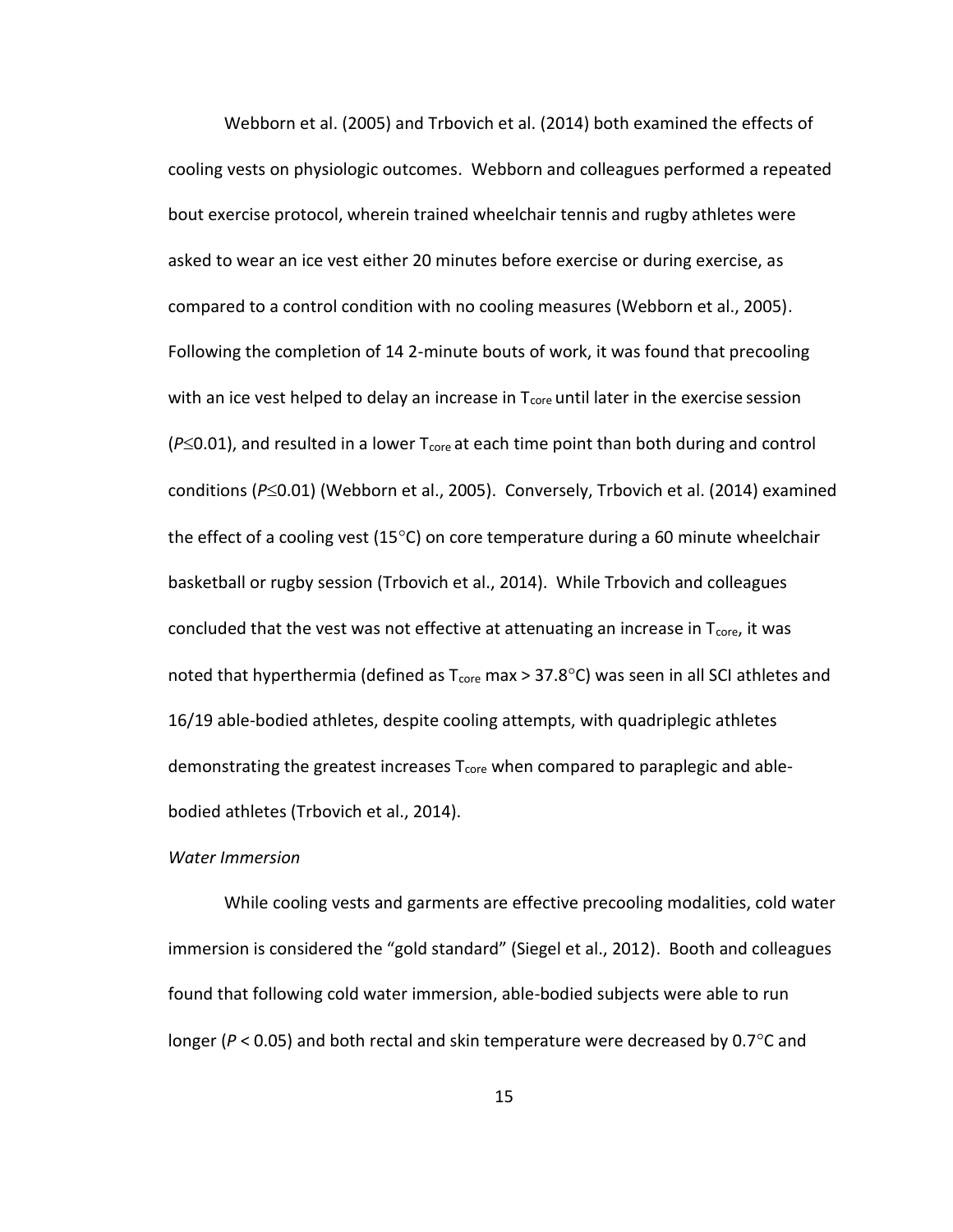Webborn et al. (2005) and Trbovich et al. (2014) both examined the effects of cooling vests on physiologic outcomes. Webborn and colleagues performed a repeated bout exercise protocol, wherein trained wheelchair tennis and rugby athletes were asked to wear an ice vest either 20 minutes before exercise or during exercise, as compared to a control condition with no cooling measures (Webborn et al., 2005). Following the completion of 14 2-minute bouts of work, it was found that precooling with an ice vest helped to delay an increase in $T_{core}$ until later in the exercise session ($P \leq 0.01$), and resulted in a lower $T_{core}$ at each time point than both during and control conditions ($P \leq 0.01$) (Webborn et al., 2005). Conversely, Trbovich et al. (2014) examined the effect of a cooling vest (15°C) on core temperature during a 60 minute wheelchair basketball or rugby session (Trbovich et al., 2014). While Trbovich and colleagues concluded that the vest was not effective at attenuating an increase in $T_{core}$, it was noted that hyperthermia (defined as $T_{core}$ max > 37.8°C) was seen in all SCI athletes and 16/19 able-bodied athletes, despite cooling attempts, with quadriplegic athletes demonstrating the greatest increases $T_{core}$ when compared to paraplegic and able-bodied athletes (Trbovich et al., 2014).

*Water Immersion*

While cooling vests and garments are effective precooling modalities, cold water immersion is considered the "gold standard" (Siegel et al., 2012). Booth and colleagues found that following cold water immersion, able-bodied subjects were able to run longer ($P < 0.05$) and both rectal and skin temperature were decreased by 0.7°C and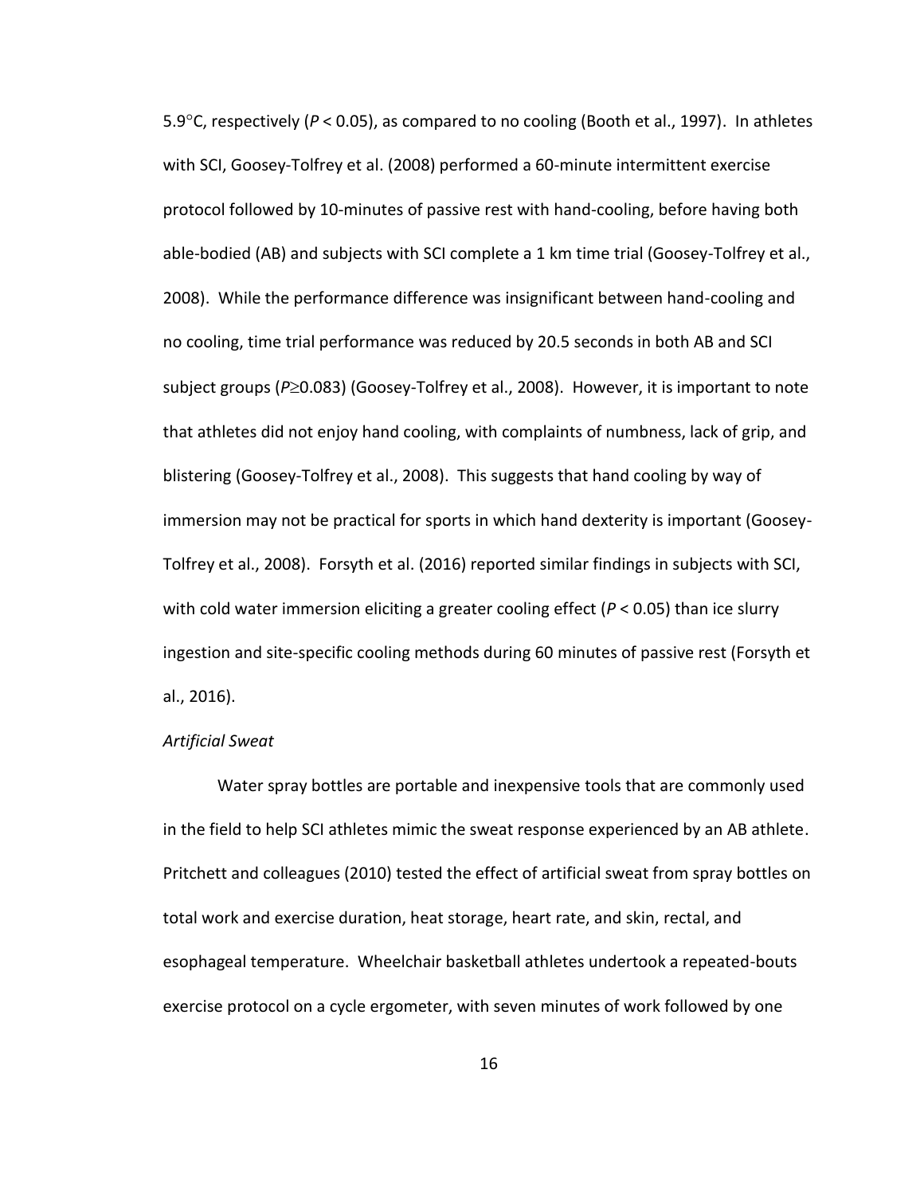5.9°C, respectively ($P < 0.05$), as compared to no cooling (Booth et al., 1997). In athletes with SCI, Goosey-Tolfrey et al. (2008) performed a 60-minute intermittent exercise protocol followed by 10-minutes of passive rest with hand-cooling, before having both able-bodied (AB) and subjects with SCI complete a 1 km time trial (Goosey-Tolfrey et al., 2008). While the performance difference was insignificant between hand-cooling and no cooling, time trial performance was reduced by 20.5 seconds in both AB and SCI subject groups ($P \geq 0.083$) (Goosey-Tolfrey et al., 2008). However, it is important to note that athletes did not enjoy hand cooling, with complaints of numbness, lack of grip, and blistering (Goosey-Tolfrey et al., 2008). This suggests that hand cooling by way of immersion may not be practical for sports in which hand dexterity is important (Goosey-Tolfrey et al., 2008). Forsyth et al. (2016) reported similar findings in subjects with SCI, with cold water immersion eliciting a greater cooling effect ($P < 0.05$) than ice slurry ingestion and site-specific cooling methods during 60 minutes of passive rest (Forsyth et al., 2016).

*Artificial Sweat*

Water spray bottles are portable and inexpensive tools that are commonly used in the field to help SCI athletes mimic the sweat response experienced by an AB athlete. Pritchett and colleagues (2010) tested the effect of artificial sweat from spray bottles on total work and exercise duration, heat storage, heart rate, and skin, rectal, and esophageal temperature. Wheelchair basketball athletes undertook a repeated-bouts exercise protocol on a cycle ergometer, with seven minutes of work followed by one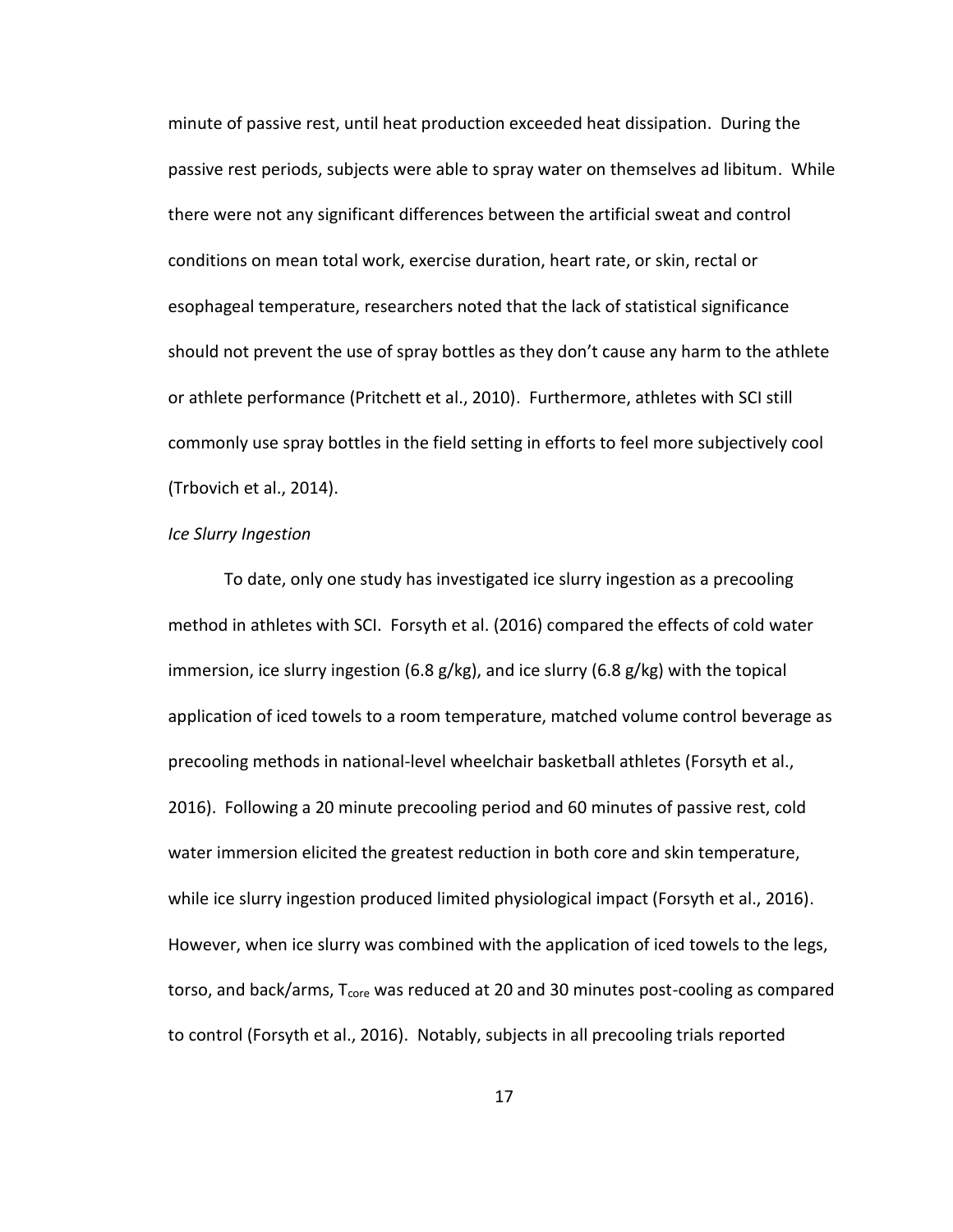minute of passive rest, until heat production exceeded heat dissipation. During the passive rest periods, subjects were able to spray water on themselves ad libitum. While there were not any significant differences between the artificial sweat and control conditions on mean total work, exercise duration, heart rate, or skin, rectal or esophageal temperature, researchers noted that the lack of statistical significance should not prevent the use of spray bottles as they don't cause any harm to the athlete or athlete performance (Pritchett et al., 2010). Furthermore, athletes with SCI still commonly use spray bottles in the field setting in efforts to feel more subjectively cool (Trbovich et al., 2014).

*Ice Slurry Ingestion*

To date, only one study has investigated ice slurry ingestion as a precooling method in athletes with SCI. Forsyth et al. (2016) compared the effects of cold water immersion, ice slurry ingestion (6.8 g/kg), and ice slurry (6.8 g/kg) with the topical application of iced towels to a room temperature, matched volume control beverage as precooling methods in national-level wheelchair basketball athletes (Forsyth et al., 2016). Following a 20 minute precooling period and 60 minutes of passive rest, cold water immersion elicited the greatest reduction in both core and skin temperature, while ice slurry ingestion produced limited physiological impact (Forsyth et al., 2016). However, when ice slurry was combined with the application of iced towels to the legs, torso, and back/arms, $T_{core}$ was reduced at 20 and 30 minutes post-cooling as compared to control (Forsyth et al., 2016). Notably, subjects in all precooling trials reported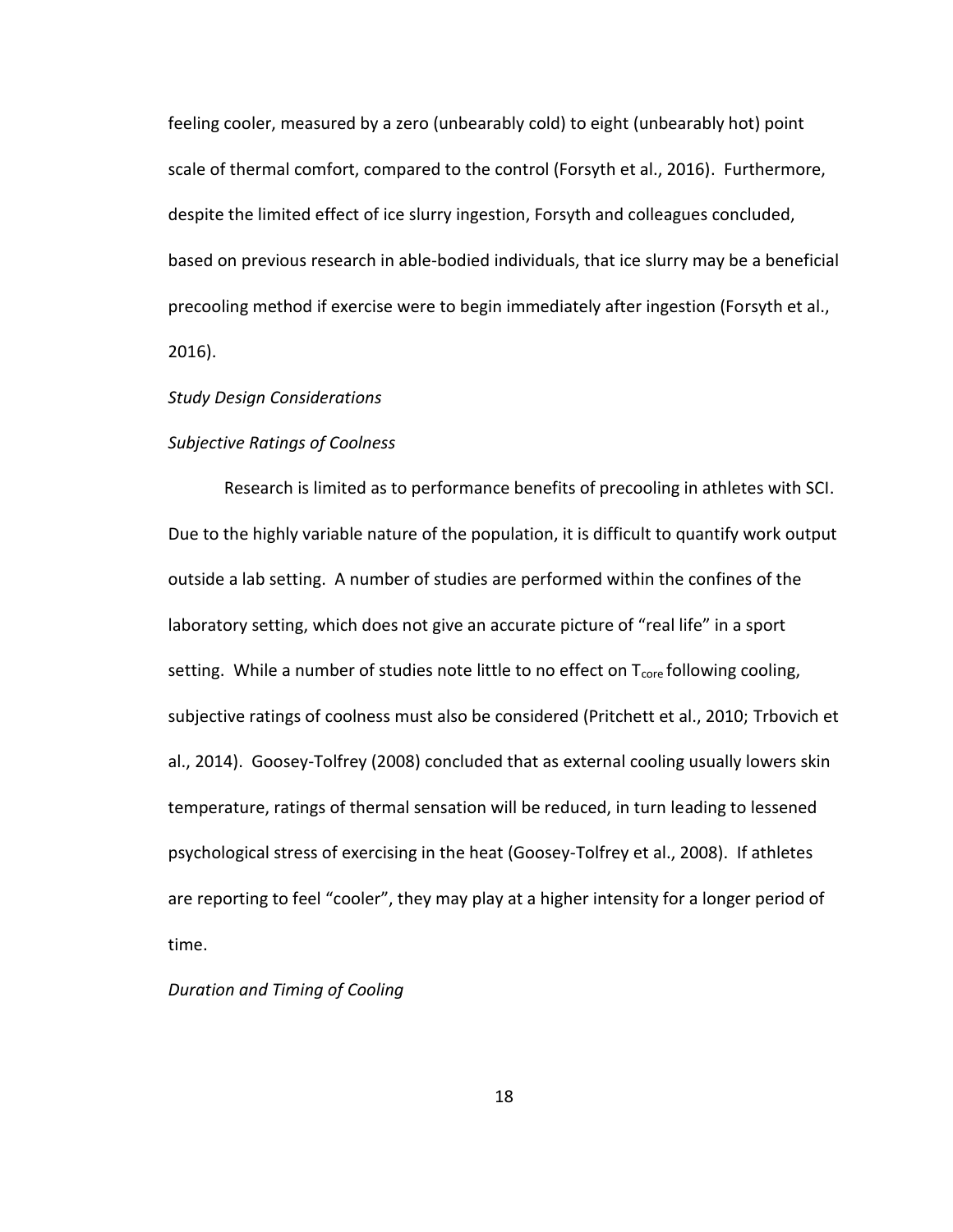feeling cooler, measured by a zero (unbearably cold) to eight (unbearably hot) point scale of thermal comfort, compared to the control (Forsyth et al., 2016). Furthermore, despite the limited effect of ice slurry ingestion, Forsyth and colleagues concluded, based on previous research in able-bodied individuals, that ice slurry may be a beneficial precooling method if exercise were to begin immediately after ingestion (Forsyth et al., 2016).

*Study Design Considerations*

*Subjective Ratings of Coolness*

Research is limited as to performance benefits of precooling in athletes with SCI. Due to the highly variable nature of the population, it is difficult to quantify work output outside a lab setting. A number of studies are performed within the confines of the laboratory setting, which does not give an accurate picture of "real life" in a sport setting. While a number of studies note little to no effect on $T_{core}$ following cooling, subjective ratings of coolness must also be considered (Pritchett et al., 2010; Trbovich et al., 2014). Goosey-Tolfrey (2008) concluded that as external cooling usually lowers skin temperature, ratings of thermal sensation will be reduced, in turn leading to lessened psychological stress of exercising in the heat (Goosey-Tolfrey et al., 2008). If athletes are reporting to feel "cooler", they may play at a higher intensity for a longer period of time.

*Duration and Timing of Cooling*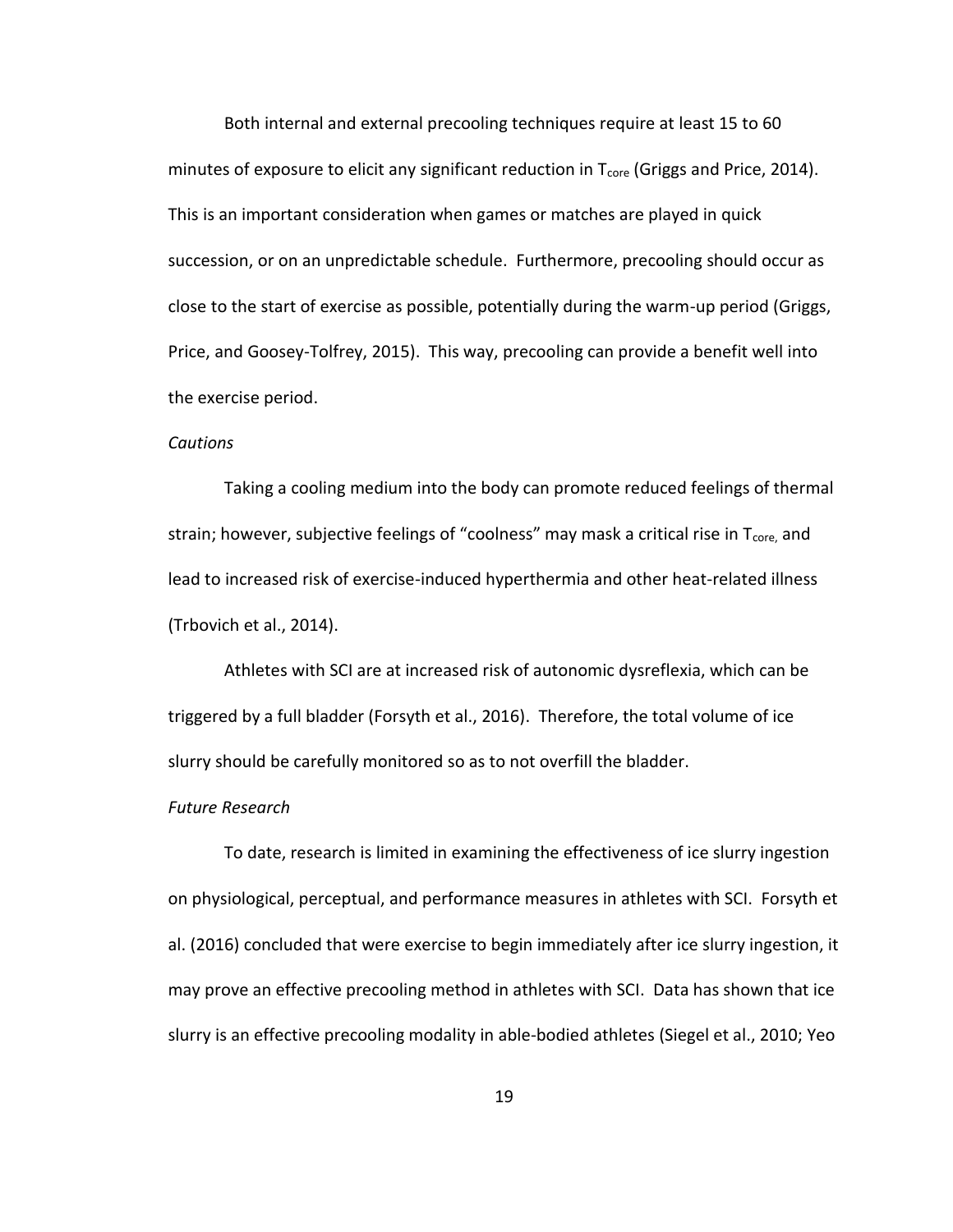Both internal and external precooling techniques require at least 15 to 60 minutes of exposure to elicit any significant reduction in $T_{core}$ (Griggs and Price, 2014). This is an important consideration when games or matches are played in quick succession, or on an unpredictable schedule. Furthermore, precooling should occur as close to the start of exercise as possible, potentially during the warm-up period (Griggs, Price, and Goosey-Tolfrey, 2015). This way, precooling can provide a benefit well into the exercise period.

*Cautions*

Taking a cooling medium into the body can promote reduced feelings of thermal strain; however, subjective feelings of "coolness" may mask a critical rise in $T_{core,}$ and lead to increased risk of exercise-induced hyperthermia and other heat-related illness (Trbovich et al., 2014).

Athletes with SCI are at increased risk of autonomic dysreflexia, which can be triggered by a full bladder (Forsyth et al., 2016). Therefore, the total volume of ice slurry should be carefully monitored so as to not overfill the bladder.

*Future Research*

To date, research is limited in examining the effectiveness of ice slurry ingestion on physiological, perceptual, and performance measures in athletes with SCI. Forsyth et al. (2016) concluded that were exercise to begin immediately after ice slurry ingestion, it may prove an effective precooling method in athletes with SCI. Data has shown that ice slurry is an effective precooling modality in able-bodied athletes (Siegel et al., 2010; Yeo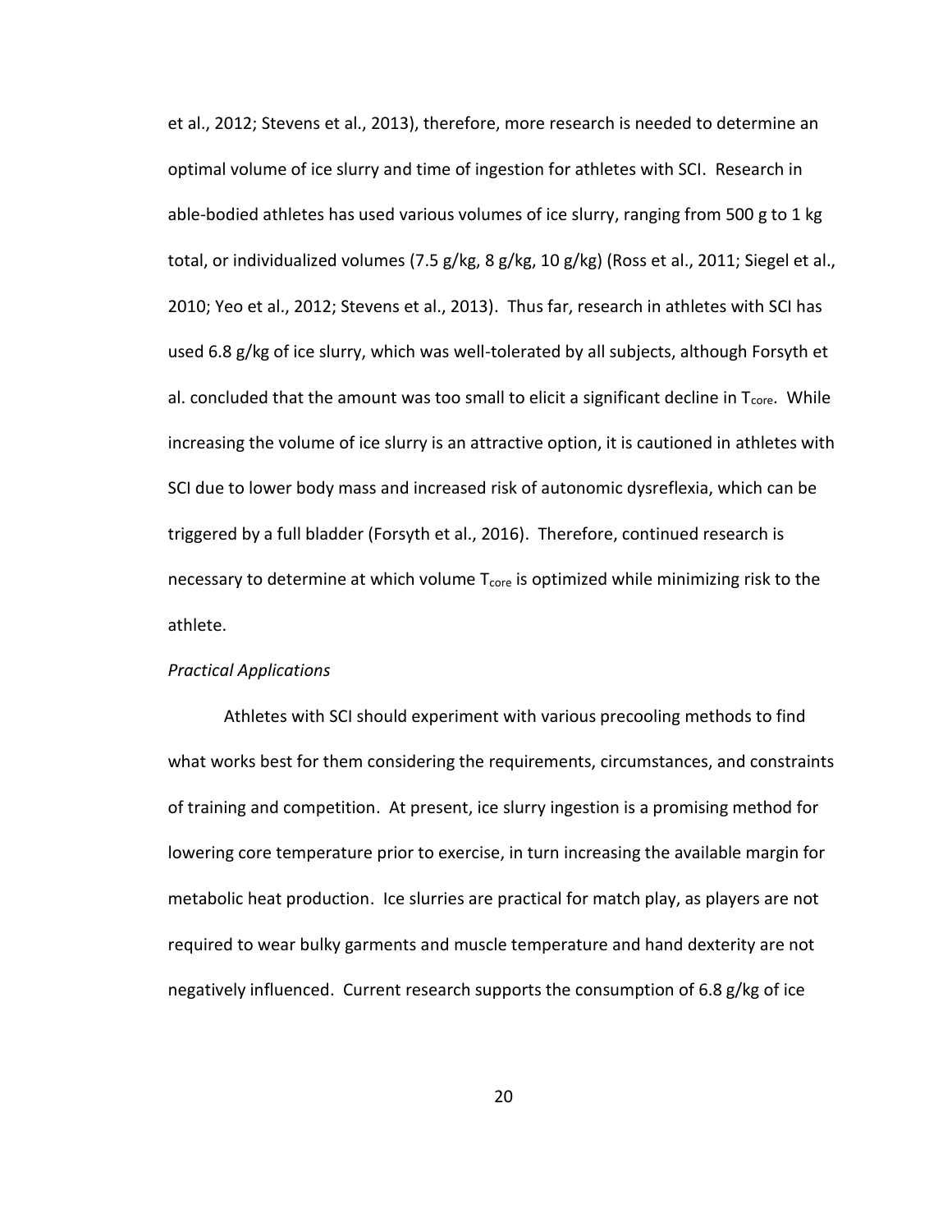et al., 2012; Stevens et al., 2013), therefore, more research is needed to determine an optimal volume of ice slurry and time of ingestion for athletes with SCI. Research in able-bodied athletes has used various volumes of ice slurry, ranging from 500 g to 1 kg total, or individualized volumes (7.5 g/kg, 8 g/kg, 10 g/kg) (Ross et al., 2011; Siegel et al., 2010; Yeo et al., 2012; Stevens et al., 2013). Thus far, research in athletes with SCI has used 6.8 g/kg of ice slurry, which was well-tolerated by all subjects, although Forsyth et al. concluded that the amount was too small to elicit a significant decline in $T_{core}$. While increasing the volume of ice slurry is an attractive option, it is cautioned in athletes with SCI due to lower body mass and increased risk of autonomic dysreflexia, which can be triggered by a full bladder (Forsyth et al., 2016). Therefore, continued research is necessary to determine at which volume $T_{core}$ is optimized while minimizing risk to the athlete.

*Practical Applications*

Athletes with SCI should experiment with various precooling methods to find what works best for them considering the requirements, circumstances, and constraints of training and competition. At present, ice slurry ingestion is a promising method for lowering core temperature prior to exercise, in turn increasing the available margin for metabolic heat production. Ice slurries are practical for match play, as players are not required to wear bulky garments and muscle temperature and hand dexterity are not negatively influenced. Current research supports the consumption of 6.8 g/kg of ice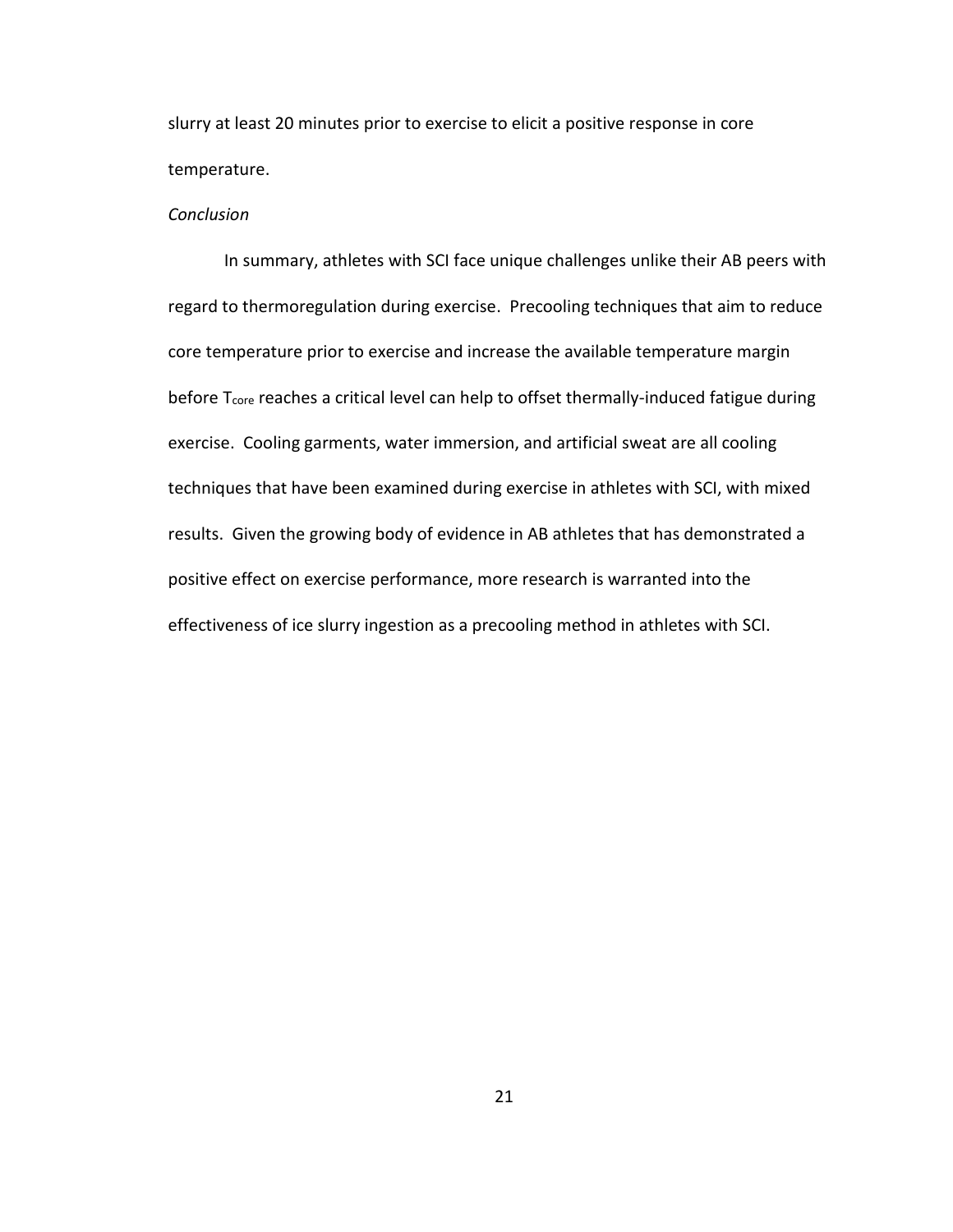slurry at least 20 minutes prior to exercise to elicit a positive response in core temperature.

*Conclusion*

In summary, athletes with SCI face unique challenges unlike their AB peers with regard to thermoregulation during exercise. Precooling techniques that aim to reduce core temperature prior to exercise and increase the available temperature margin before $T_{core}$ reaches a critical level can help to offset thermally-induced fatigue during exercise. Cooling garments, water immersion, and artificial sweat are all cooling techniques that have been examined during exercise in athletes with SCI, with mixed results. Given the growing body of evidence in AB athletes that has demonstrated a positive effect on exercise performance, more research is warranted into the effectiveness of ice slurry ingestion as a precooling method in athletes with SCI.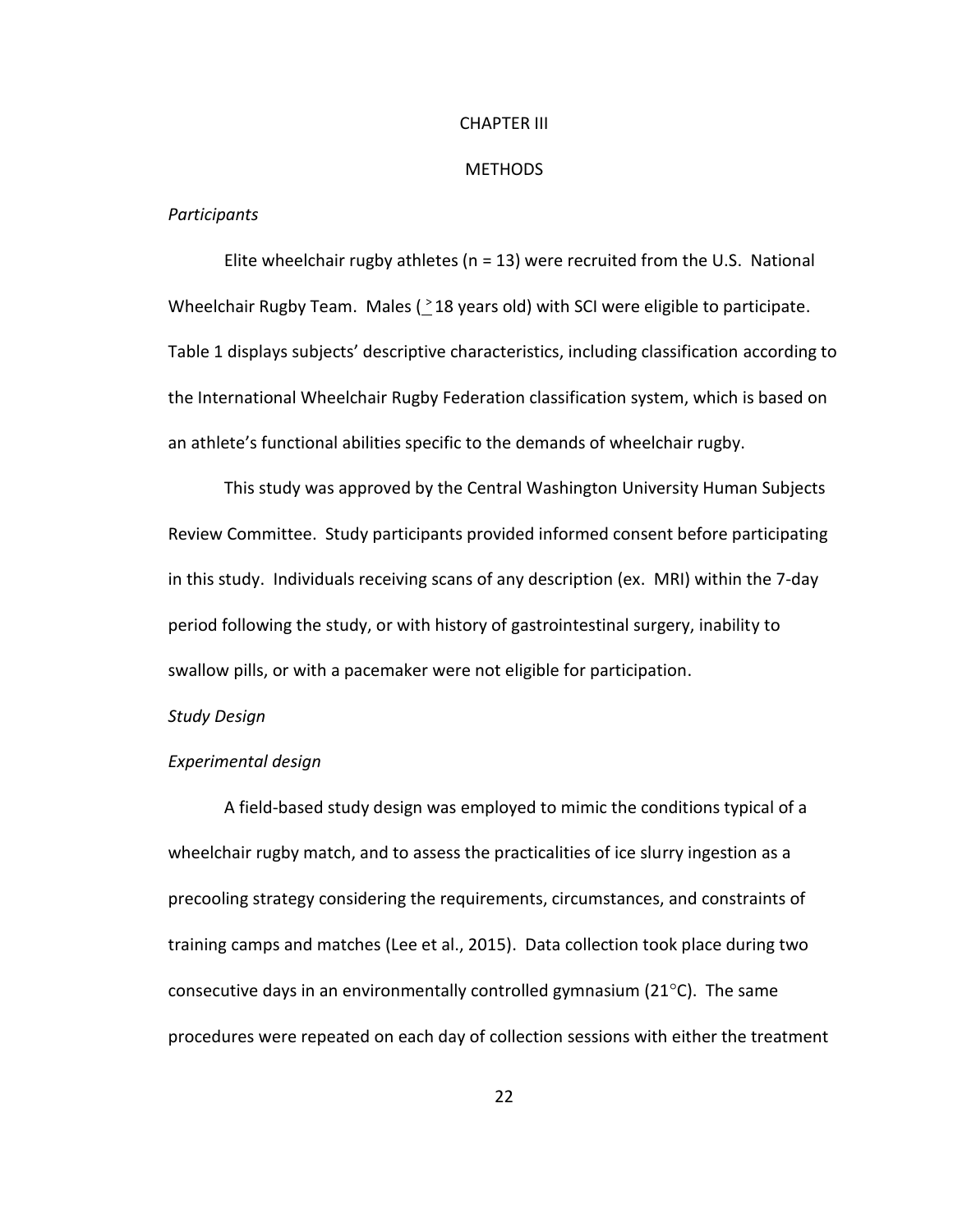# CHAPTER III

# METHODS

*Participants*

Elite wheelchair rugby athletes (n = 13) were recruited from the U.S. National Wheelchair Rugby Team. Males ($\geq$ 18 years old) with SCI were eligible to participate. Table 1 displays subjects' descriptive characteristics, including classification according to the International Wheelchair Rugby Federation classification system, which is based on an athlete's functional abilities specific to the demands of wheelchair rugby.

This study was approved by the Central Washington University Human Subjects Review Committee. Study participants provided informed consent before participating in this study. Individuals receiving scans of any description (ex. MRI) within the 7-day period following the study, or with history of gastrointestinal surgery, inability to swallow pills, or with a pacemaker were not eligible for participation.

*Study Design*

*Experimental design*

A field-based study design was employed to mimic the conditions typical of a wheelchair rugby match, and to assess the practicalities of ice slurry ingestion as a precooling strategy considering the requirements, circumstances, and constraints of training camps and matches (Lee et al., 2015). Data collection took place during two consecutive days in an environmentally controlled gymnasium (21°C). The same procedures were repeated on each day of collection sessions with either the treatment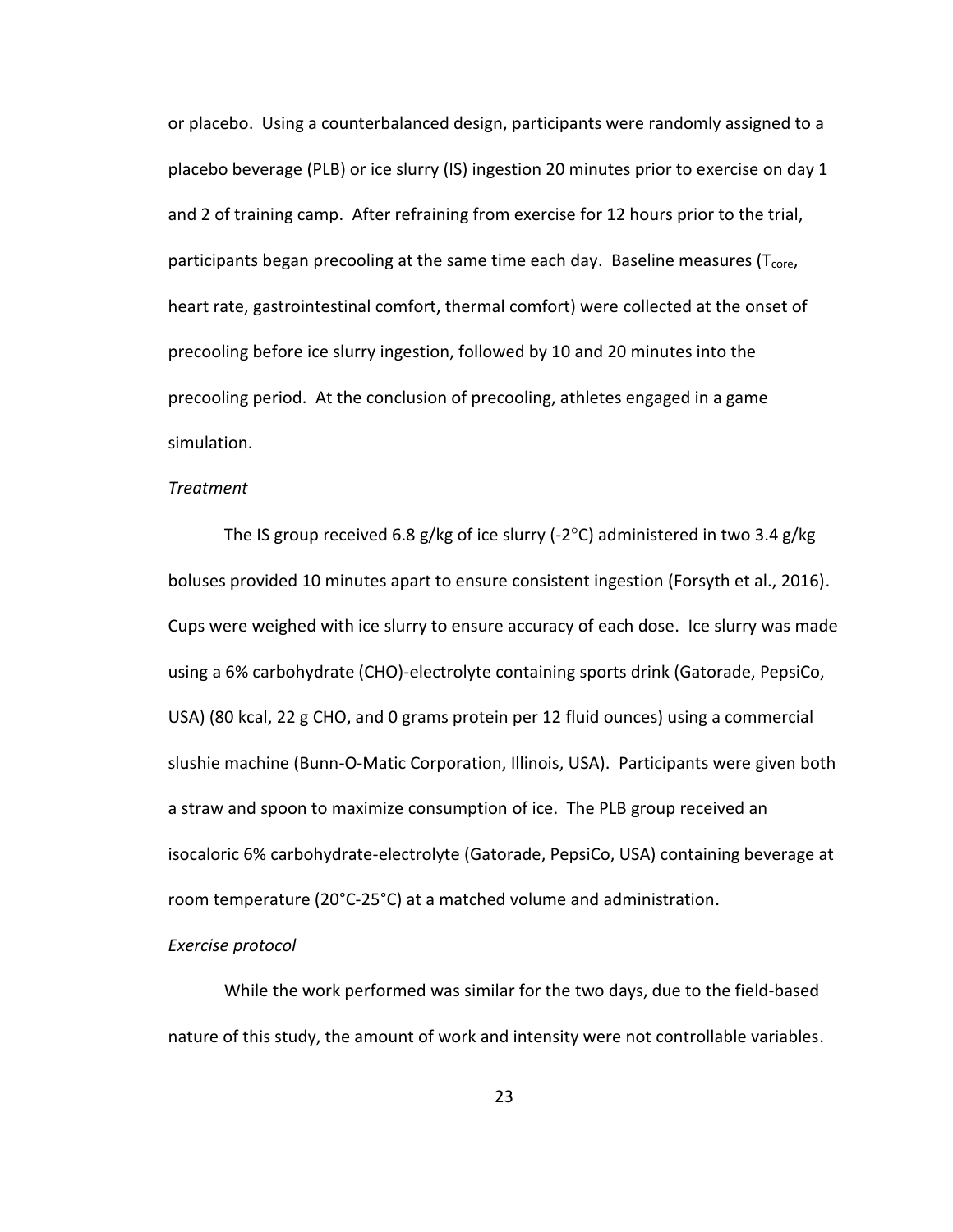or placebo. Using a counterbalanced design, participants were randomly assigned to a placebo beverage (PLB) or ice slurry (IS) ingestion 20 minutes prior to exercise on day 1 and 2 of training camp. After refraining from exercise for 12 hours prior to the trial, participants began precooling at the same time each day. Baseline measures ($T_{core}$, heart rate, gastrointestinal comfort, thermal comfort) were collected at the onset of precooling before ice slurry ingestion, followed by 10 and 20 minutes into the precooling period. At the conclusion of precooling, athletes engaged in a game simulation.

*Treatment*

The IS group received 6.8 g/kg of ice slurry (-2°C) administered in two 3.4 g/kg boluses provided 10 minutes apart to ensure consistent ingestion (Forsyth et al., 2016). Cups were weighed with ice slurry to ensure accuracy of each dose. Ice slurry was made using a 6% carbohydrate (CHO)-electrolyte containing sports drink (Gatorade, PepsiCo, USA) (80 kcal, 22 g CHO, and 0 grams protein per 12 fluid ounces) using a commercial slushie machine (Bunn-O-Matic Corporation, Illinois, USA). Participants were given both a straw and spoon to maximize consumption of ice. The PLB group received an isocaloric 6% carbohydrate-electrolyte (Gatorade, PepsiCo, USA) containing beverage at room temperature (20°C-25°C) at a matched volume and administration.

*Exercise protocol*

While the work performed was similar for the two days, due to the field-based nature of this study, the amount of work and intensity were not controllable variables.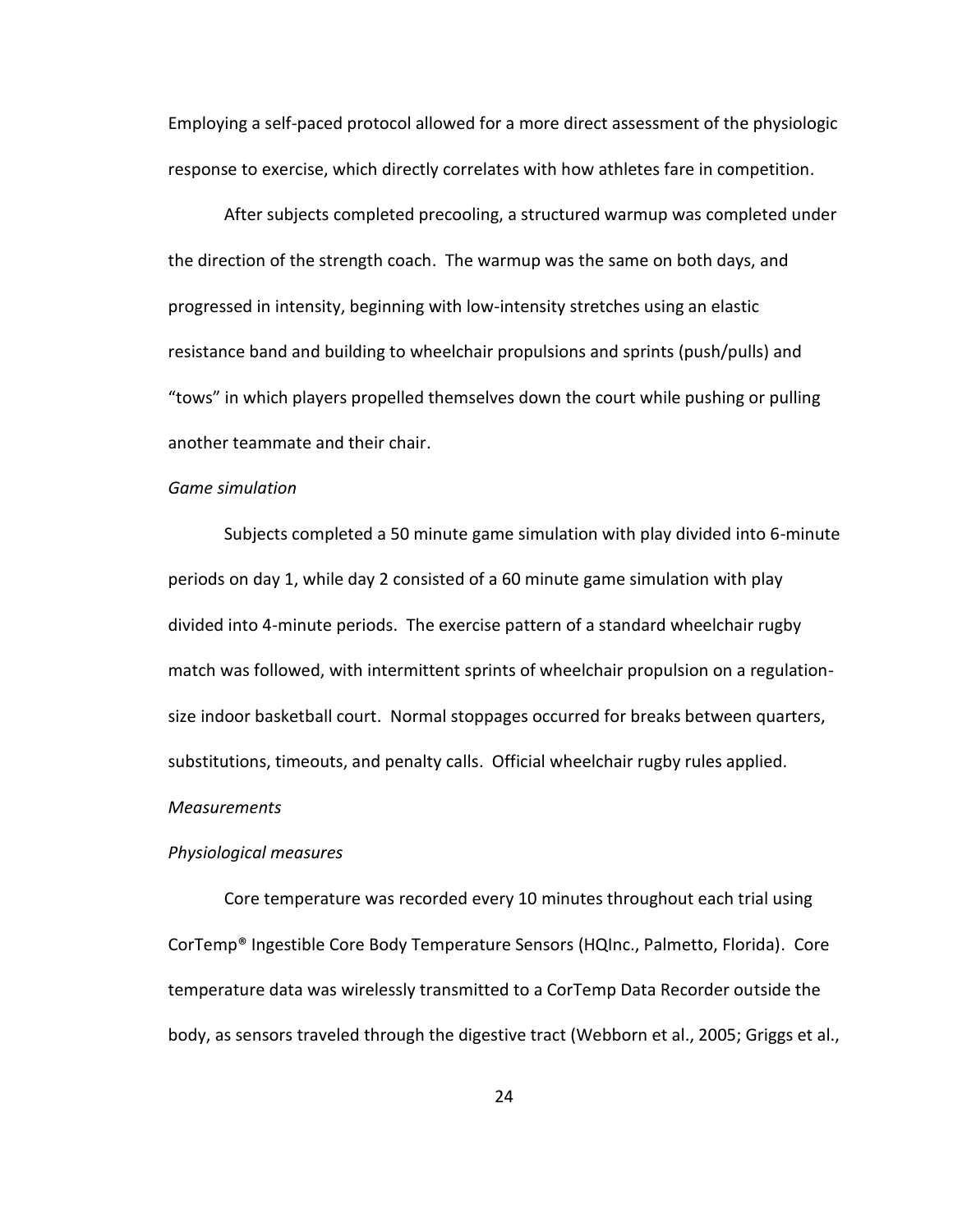Employing a self-paced protocol allowed for a more direct assessment of the physiologic response to exercise, which directly correlates with how athletes fare in competition.

After subjects completed precooling, a structured warmup was completed under the direction of the strength coach. The warmup was the same on both days, and progressed in intensity, beginning with low-intensity stretches using an elastic resistance band and building to wheelchair propulsions and sprints (push/pulls) and "tows" in which players propelled themselves down the court while pushing or pulling another teammate and their chair.

*Game simulation*

Subjects completed a 50 minute game simulation with play divided into 6-minute periods on day 1, while day 2 consisted of a 60 minute game simulation with play divided into 4-minute periods. The exercise pattern of a standard wheelchair rugby match was followed, with intermittent sprints of wheelchair propulsion on a regulation-size indoor basketball court. Normal stoppages occurred for breaks between quarters, substitutions, timeouts, and penalty calls. Official wheelchair rugby rules applied.

*Measurements*

*Physiological measures*

Core temperature was recorded every 10 minutes throughout each trial using CorTemp® Ingestible Core Body Temperature Sensors (HQInc., Palmetto, Florida). Core temperature data was wirelessly transmitted to a CorTemp Data Recorder outside the body, as sensors traveled through the digestive tract (Webborn et al., 2005; Griggs et al.,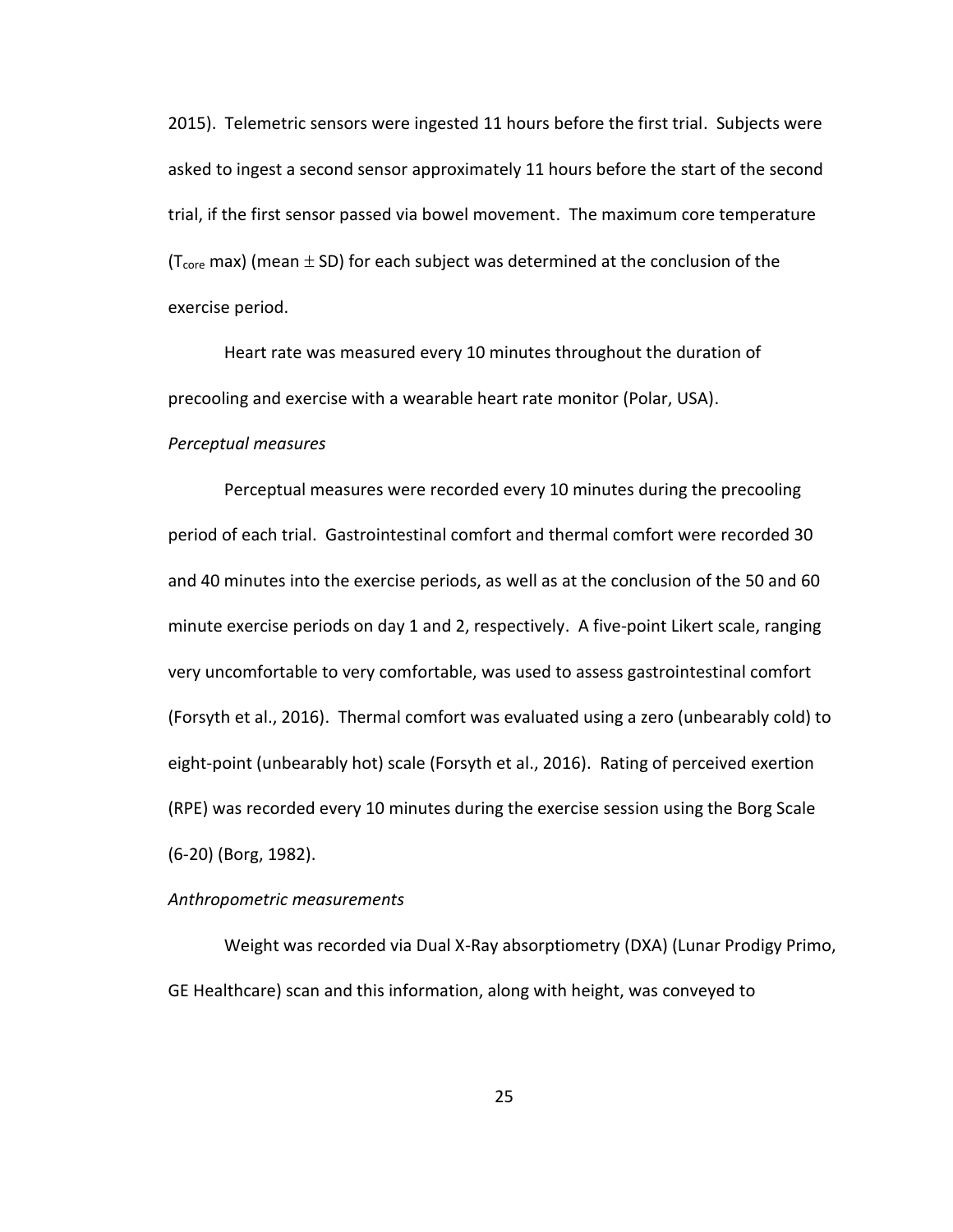2015). Telemetric sensors were ingested 11 hours before the first trial. Subjects were asked to ingest a second sensor approximately 11 hours before the start of the second trial, if the first sensor passed via bowel movement. The maximum core temperature ($T_{core}$ max) (mean $\pm$ SD) for each subject was determined at the conclusion of the exercise period.

Heart rate was measured every 10 minutes throughout the duration of precooling and exercise with a wearable heart rate monitor (Polar, USA).

*Perceptual measures*

Perceptual measures were recorded every 10 minutes during the precooling period of each trial. Gastrointestinal comfort and thermal comfort were recorded 30 and 40 minutes into the exercise periods, as well as at the conclusion of the 50 and 60 minute exercise periods on day 1 and 2, respectively. A five-point Likert scale, ranging very uncomfortable to very comfortable, was used to assess gastrointestinal comfort (Forsyth et al., 2016). Thermal comfort was evaluated using a zero (unbearably cold) to eight-point (unbearably hot) scale (Forsyth et al., 2016). Rating of perceived exertion (RPE) was recorded every 10 minutes during the exercise session using the Borg Scale (6-20) (Borg, 1982).

*Anthropometric measurements*

Weight was recorded via Dual X-Ray absorptiometry (DXA) (Lunar Prodigy Primo, GE Healthcare) scan and this information, along with height, was conveyed to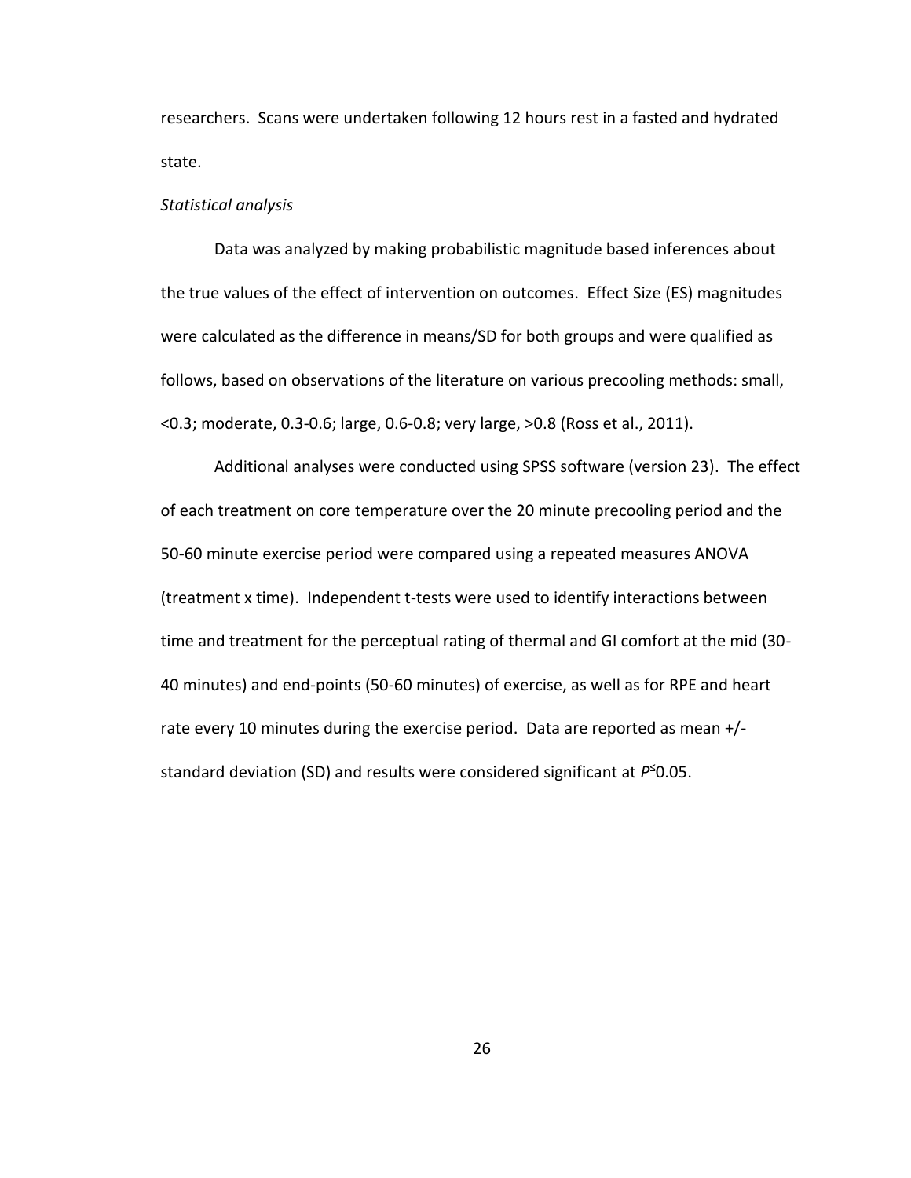researchers. Scans were undertaken following 12 hours rest in a fasted and hydrated state.

*Statistical analysis*

Data was analyzed by making probabilistic magnitude based inferences about the true values of the effect of intervention on outcomes. Effect Size (ES) magnitudes were calculated as the difference in means/SD for both groups and were qualified as follows, based on observations of the literature on various precooling methods: small, <0.3; moderate, 0.3-0.6; large, 0.6-0.8; very large, >0.8 (Ross et al., 2011).

Additional analyses were conducted using SPSS software (version 23). The effect of each treatment on core temperature over the 20 minute precooling period and the 50-60 minute exercise period were compared using a repeated measures ANOVA (treatment x time). Independent t-tests were used to identify interactions between time and treatment for the perceptual rating of thermal and GI comfort at the mid (30-40 minutes) and end-points (50-60 minutes) of exercise, as well as for RPE and heart rate every 10 minutes during the exercise period. Data are reported as mean +/- standard deviation (SD) and results were considered significant at $P \leq 0.05$.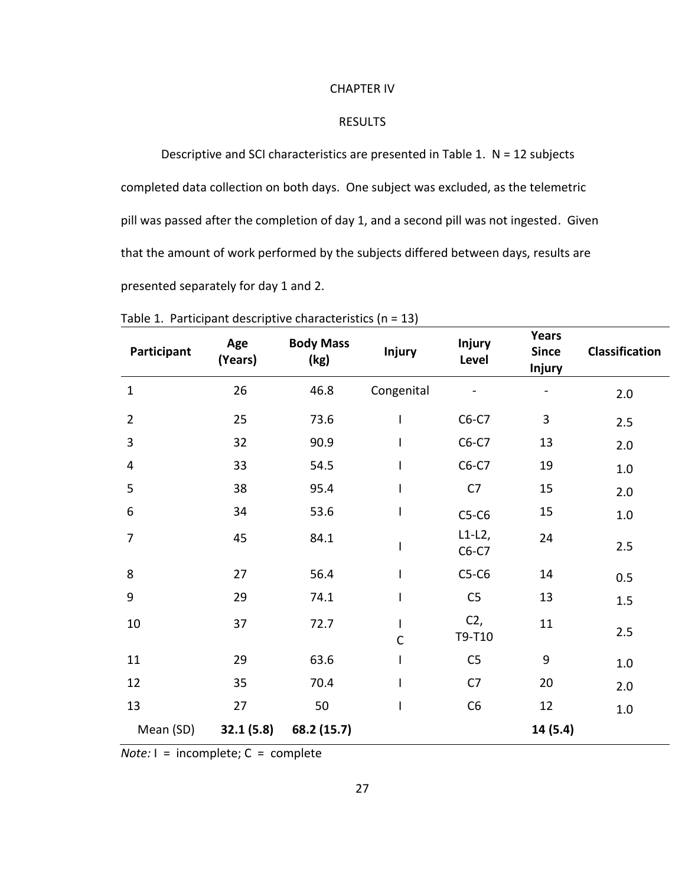# CHAPTER IV

## RESULTS

Descriptive and SCI characteristics are presented in Table 1. N = 12 subjects completed data collection on both days. One subject was excluded, as the telemetric pill was passed after the completion of day 1, and a second pill was not ingested. Given that the amount of work performed by the subjects differed between days, results are presented separately for day 1 and 2.

Table 1. Participant descriptive characteristics (n = 13)

| Participant | Age (Years) | Body Mass (kg) | Injury | Injury Level | Years Since Injury | Classification |
|---|---|---|---|---|---|---|
| 1 | 26 | 46.8 | Congenital | - | - | 2.0 |
| 2 | 25 | 73.6 | I | C6-C7 | 3 | 2.5 |
| 3 | 32 | 90.9 | I | C6-C7 | 13 | 2.0 |
| 4 | 33 | 54.5 | I | C6-C7 | 19 | 1.0 |
| 5 | 38 | 95.4 | I | C7 | 15 | 2.0 |
| 6 | 34 | 53.6 | I | C5-C6 | 15 | 1.0 |
| 7 | 45 | 84.1 | I | L1-L2, C6-C7 | 24 | 2.5 |
| 8 | 27 | 56.4 | I | C5-C6 | 14 | 0.5 |
| 9 | 29 | 74.1 | I | C5 | 13 | 1.5 |
| 10 | 37 | 72.7 | I C | C2, T9-T10 | 11 | 2.5 |
| 11 | 29 | 63.6 | I | C5 | 9 | 1.0 |
| 12 | 35 | 70.4 | I | C7 | 20 | 2.0 |
| 13 | 27 | 50 | I | C6 | 12 | 1.0 |
| Mean (SD) | **32.1 (5.8)** | **68.2 (15.7)** | | | **14 (5.4)** | |

*Note:* I = incomplete; C = complete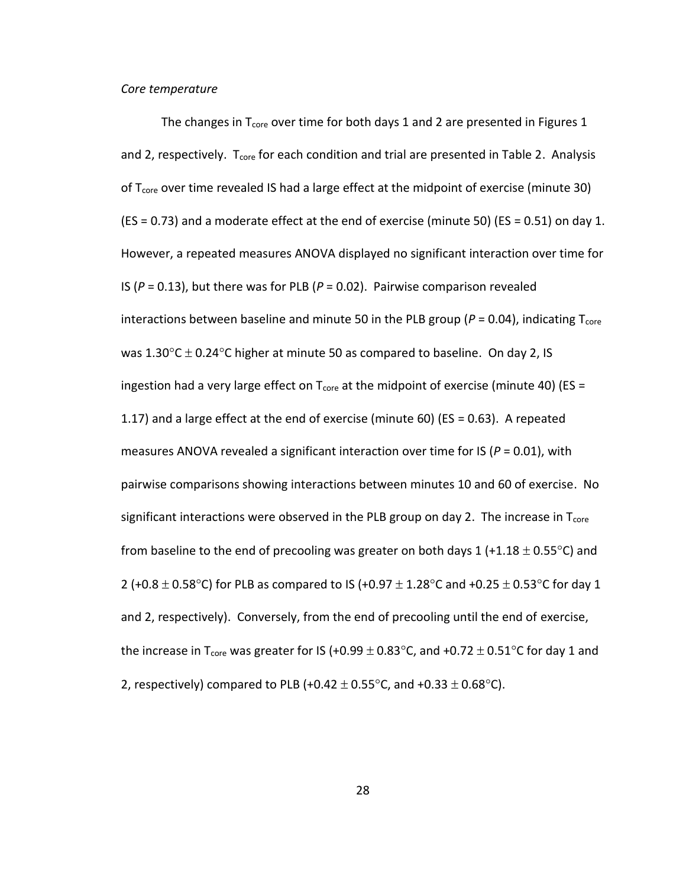*Core temperature*

The changes in $T_{core}$ over time for both days 1 and 2 are presented in Figures 1 and 2, respectively. $T_{core}$ for each condition and trial are presented in Table 2. Analysis of $T_{core}$ over time revealed IS had a large effect at the midpoint of exercise (minute 30) (ES = 0.73) and a moderate effect at the end of exercise (minute 50) (ES = 0.51) on day 1. However, a repeated measures ANOVA displayed no significant interaction over time for IS ($P = 0.13$), but there was for PLB ($P = 0.02$). Pairwise comparison revealed interactions between baseline and minute 50 in the PLB group ($P = 0.04$), indicating $T_{core}$ was 1.30°C ± 0.24°C higher at minute 50 as compared to baseline. On day 2, IS ingestion had a very large effect on $T_{core}$ at the midpoint of exercise (minute 40) (ES = 1.17) and a large effect at the end of exercise (minute 60) (ES = 0.63). A repeated measures ANOVA revealed a significant interaction over time for IS ($P = 0.01$), with pairwise comparisons showing interactions between minutes 10 and 60 of exercise. No significant interactions were observed in the PLB group on day 2. The increase in $T_{core}$ from baseline to the end of precooling was greater on both days 1 (+1.18 ± 0.55°C) and 2 (+0.8 ± 0.58°C) for PLB as compared to IS (+0.97 ± 1.28°C and +0.25 ± 0.53°C for day 1 and 2, respectively). Conversely, from the end of precooling until the end of exercise, the increase in $T_{core}$ was greater for IS (+0.99 ± 0.83°C, and +0.72 ± 0.51°C for day 1 and 2, respectively) compared to PLB (+0.42 ± 0.55°C, and +0.33 ± 0.68°C).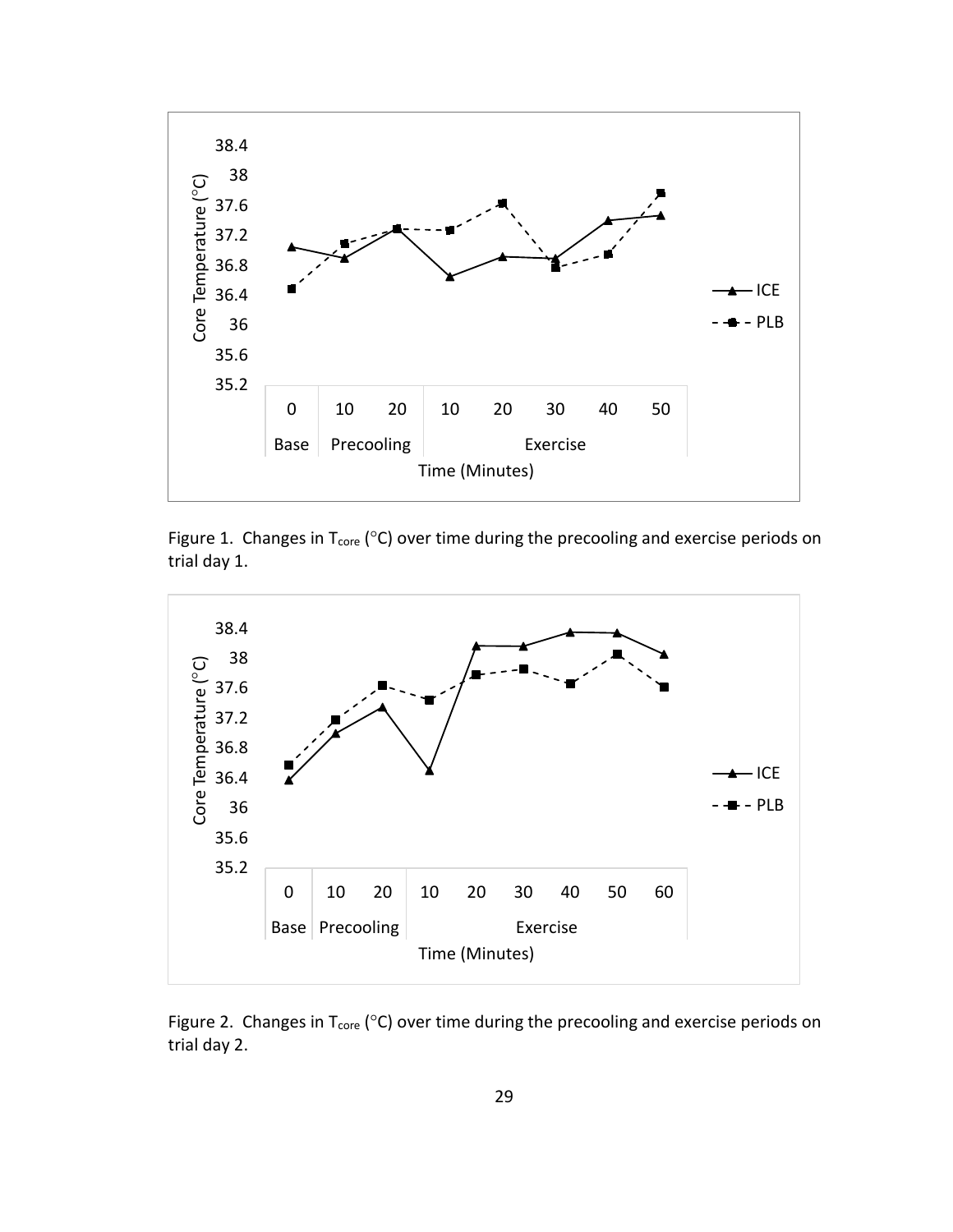Figure 1. Changes in $T_{core}$ (°C) over time during the precooling and exercise periods on trial day 1.

Figure 2. Changes in $T_{core}$ (°C) over time during the precooling and exercise periods on trial day 2.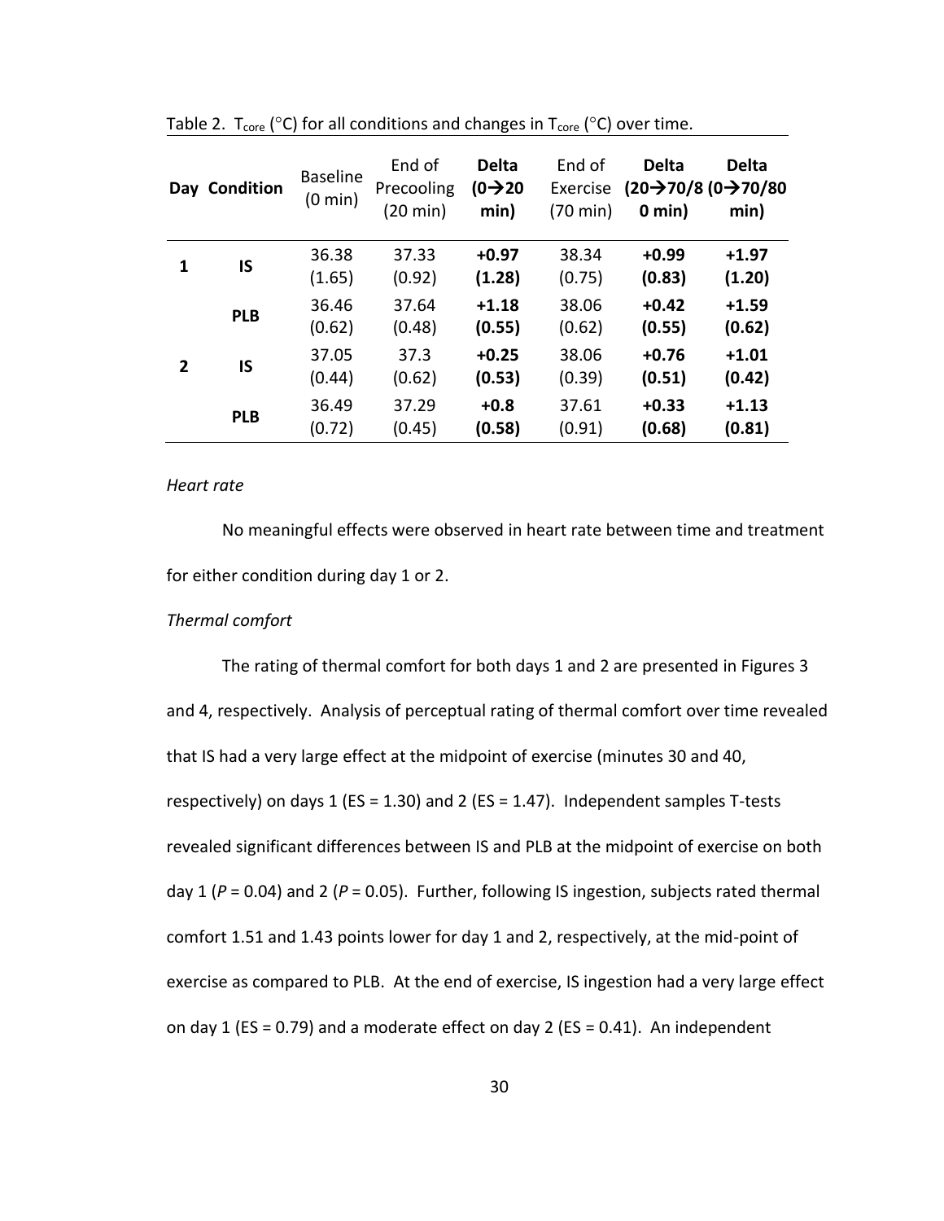Table 2. $T_{core}$ (°C) for all conditions and changes in $T_{core}$ (°C) over time.

| Day | Condition | Baseline (0 min) | End of Precooling (20 min) | **Delta (0→20 min)** | End of Exercise (70 min) | **Delta (20→70/80 min)** | **Delta (0→70/80 min)** |
|---|---|---|---|---|---|---|---|
| **1** | **IS** | 36.38 (1.65) | 37.33 (0.92) | **+0.97 (1.28)** | 38.34 (0.75) | **+0.99 (0.83)** | **+1.97 (1.20)** |
| | **PLB** | 36.46 (0.62) | 37.64 (0.48) | **+1.18 (0.55)** | 38.06 (0.62) | **+0.42 (0.55)** | **+1.59 (0.62)** |
| **2** | **IS** | 37.05 (0.44) | 37.3 (0.62) | **+0.25 (0.53)** | 38.06 (0.39) | **+0.76 (0.51)** | **+1.01 (0.42)** |
| | **PLB** | 36.49 (0.72) | 37.29 (0.45) | **+0.8 (0.58)** | 37.61 (0.91) | **+0.33 (0.68)** | **+1.13 (0.81)** |

*Heart rate*

No meaningful effects were observed in heart rate between time and treatment for either condition during day 1 or 2.

*Thermal comfort*

The rating of thermal comfort for both days 1 and 2 are presented in Figures 3 and 4, respectively. Analysis of perceptual rating of thermal comfort over time revealed that IS had a very large effect at the midpoint of exercise (minutes 30 and 40, respectively) on days 1 (ES = 1.30) and 2 (ES = 1.47). Independent samples T-tests revealed significant differences between IS and PLB at the midpoint of exercise on both day 1 ($P = 0.04$) and 2 ($P = 0.05$). Further, following IS ingestion, subjects rated thermal comfort 1.51 and 1.43 points lower for day 1 and 2, respectively, at the mid-point of exercise as compared to PLB. At the end of exercise, IS ingestion had a very large effect on day 1 (ES = 0.79) and a moderate effect on day 2 (ES = 0.41). An independent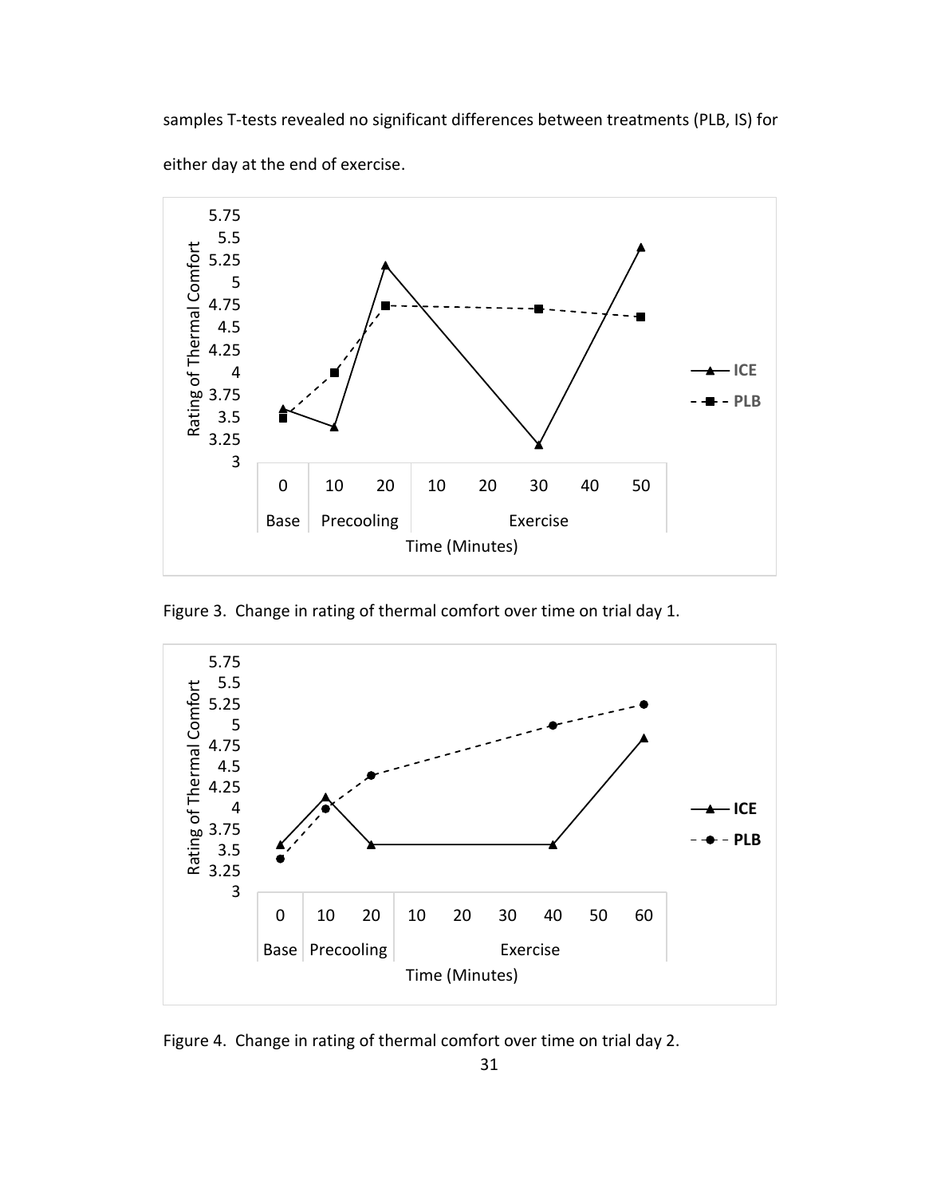samples T-tests revealed no significant differences between treatments (PLB, IS) for either day at the end of exercise.

Figure 3. Change in rating of thermal comfort over time on trial day 1.

Figure 4. Change in rating of thermal comfort over time on trial day 2.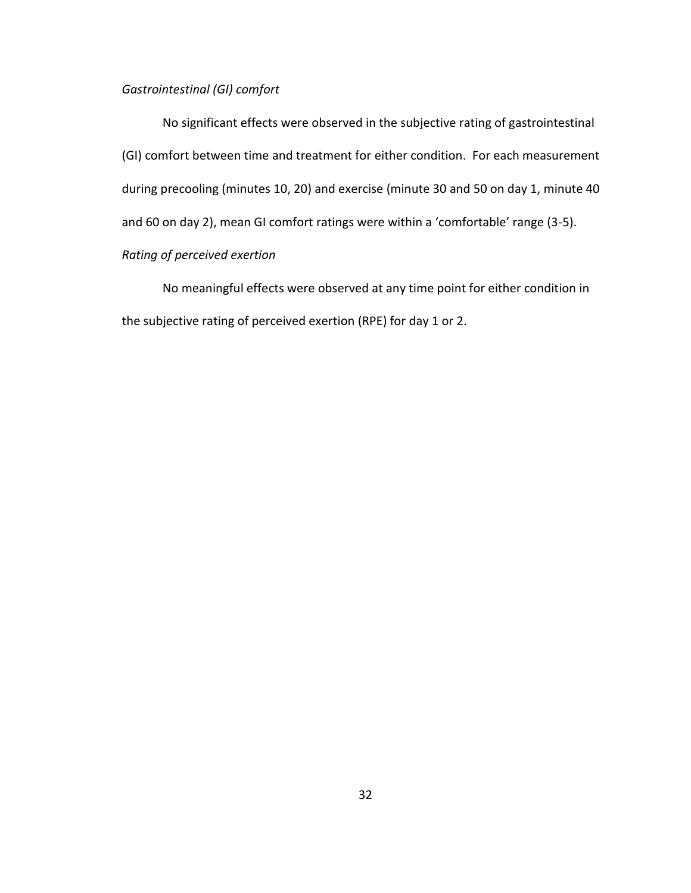*Gastrointestinal (GI) comfort*

No significant effects were observed in the subjective rating of gastrointestinal (GI) comfort between time and treatment for either condition. For each measurement during precooling (minutes 10, 20) and exercise (minute 30 and 50 on day 1, minute 40 and 60 on day 2), mean GI comfort ratings were within a 'comfortable' range (3-5).

*Rating of perceived exertion*

No meaningful effects were observed at any time point for either condition in the subjective rating of perceived exertion (RPE) for day 1 or 2.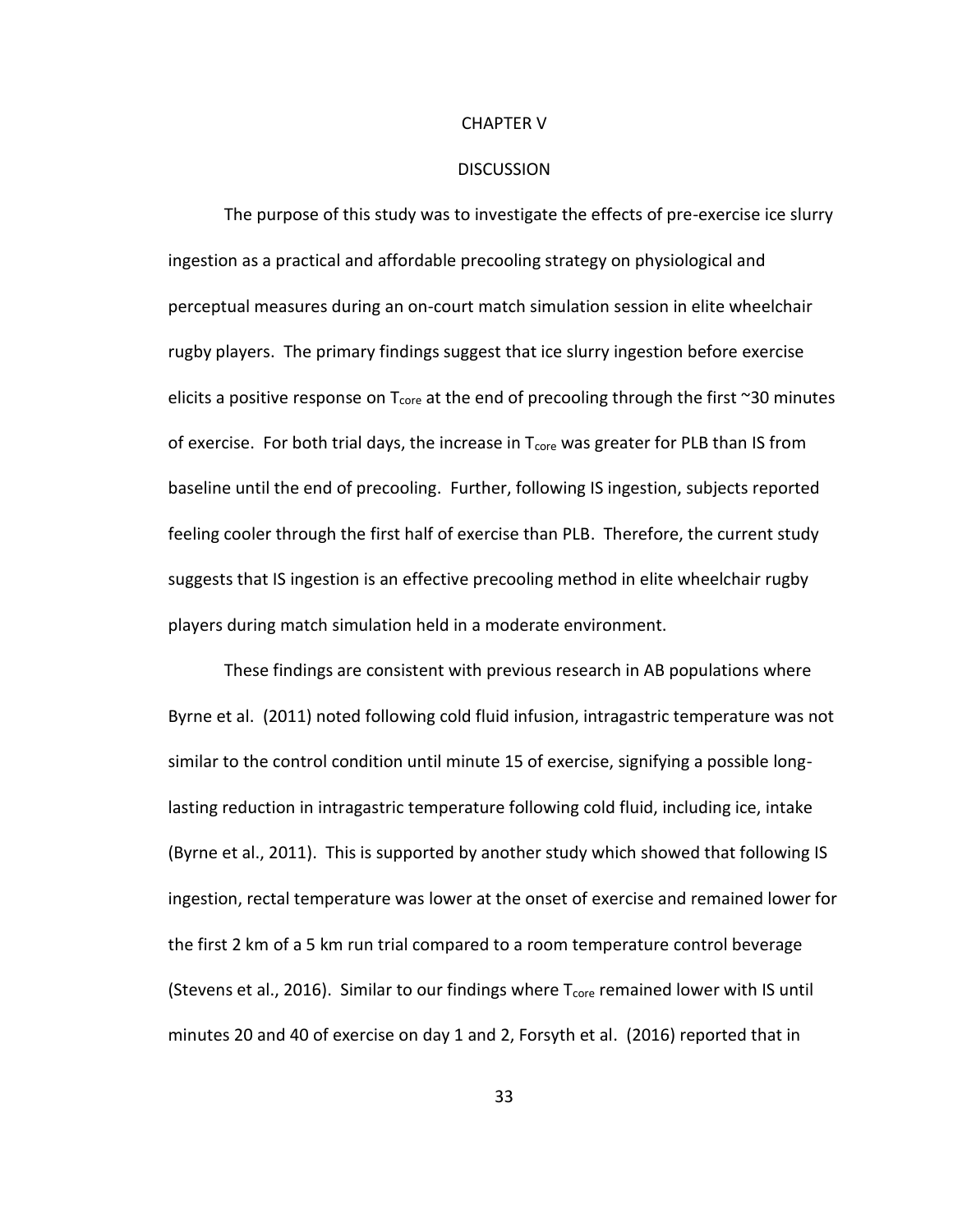# CHAPTER V

## DISCUSSION

The purpose of this study was to investigate the effects of pre-exercise ice slurry ingestion as a practical and affordable precooling strategy on physiological and perceptual measures during an on-court match simulation session in elite wheelchair rugby players. The primary findings suggest that ice slurry ingestion before exercise elicits a positive response on $T_{core}$ at the end of precooling through the first ~30 minutes of exercise. For both trial days, the increase in $T_{core}$ was greater for PLB than IS from baseline until the end of precooling. Further, following IS ingestion, subjects reported feeling cooler through the first half of exercise than PLB. Therefore, the current study suggests that IS ingestion is an effective precooling method in elite wheelchair rugby players during match simulation held in a moderate environment.

These findings are consistent with previous research in AB populations where Byrne et al. (2011) noted following cold fluid infusion, intragastric temperature was not similar to the control condition until minute 15 of exercise, signifying a possible long-lasting reduction in intragastric temperature following cold fluid, including ice, intake (Byrne et al., 2011). This is supported by another study which showed that following IS ingestion, rectal temperature was lower at the onset of exercise and remained lower for the first 2 km of a 5 km run trial compared to a room temperature control beverage (Stevens et al., 2016). Similar to our findings where $T_{core}$ remained lower with IS until minutes 20 and 40 of exercise on day 1 and 2, Forsyth et al. (2016) reported that in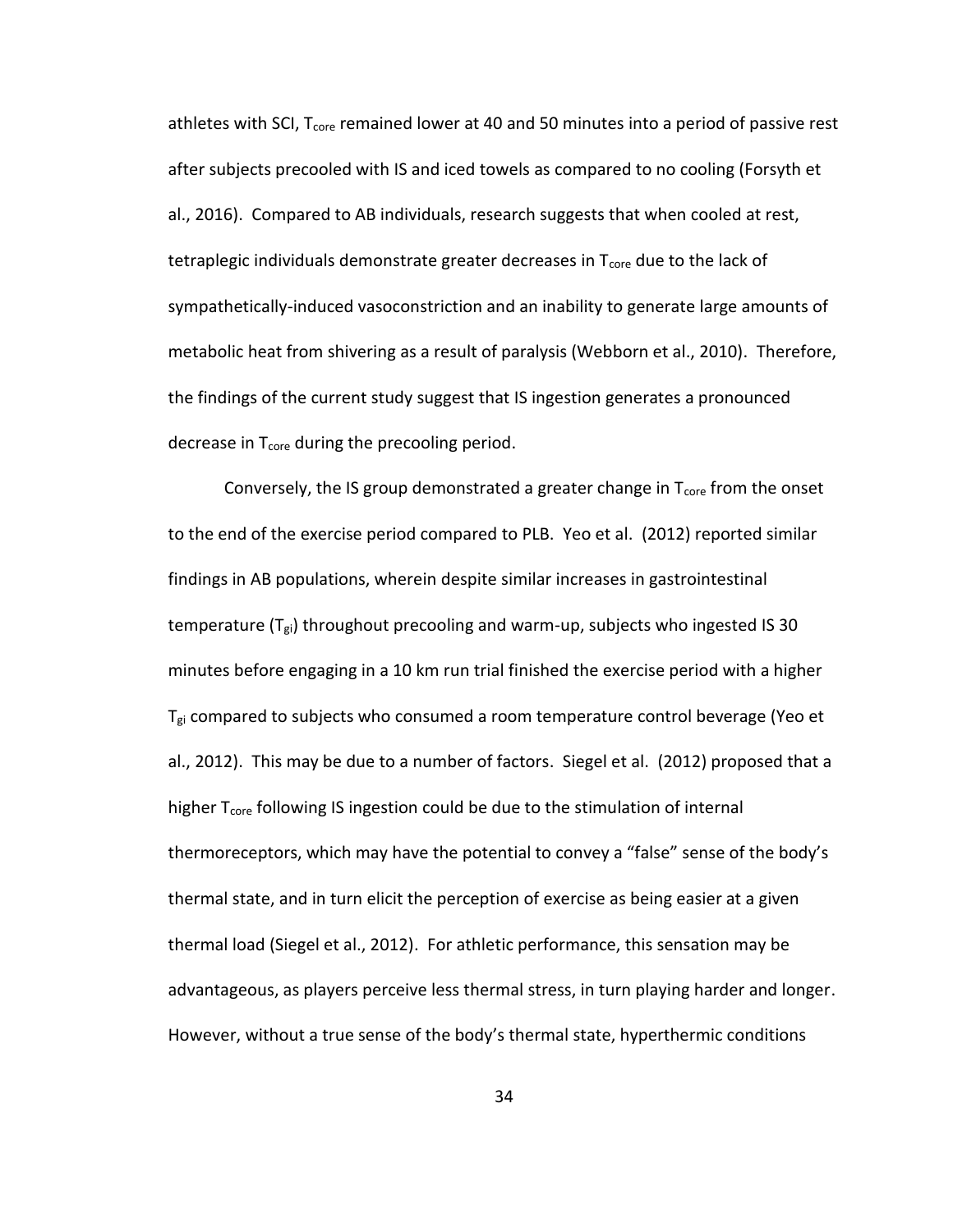athletes with SCI, $T_{core}$ remained lower at 40 and 50 minutes into a period of passive rest after subjects precooled with IS and iced towels as compared to no cooling (Forsyth et al., 2016). Compared to AB individuals, research suggests that when cooled at rest, tetraplegic individuals demonstrate greater decreases in $T_{core}$ due to the lack of sympathetically-induced vasoconstriction and an inability to generate large amounts of metabolic heat from shivering as a result of paralysis (Webborn et al., 2010). Therefore, the findings of the current study suggest that IS ingestion generates a pronounced decrease in $T_{core}$ during the precooling period.

Conversely, the IS group demonstrated a greater change in $T_{core}$ from the onset to the end of the exercise period compared to PLB. Yeo et al. (2012) reported similar findings in AB populations, wherein despite similar increases in gastrointestinal temperature ($T_{gi}$) throughout precooling and warm-up, subjects who ingested IS 30 minutes before engaging in a 10 km run trial finished the exercise period with a higher $T_{gi}$ compared to subjects who consumed a room temperature control beverage (Yeo et al., 2012). This may be due to a number of factors. Siegel et al. (2012) proposed that a higher $T_{core}$ following IS ingestion could be due to the stimulation of internal thermoreceptors, which may have the potential to convey a "false" sense of the body's thermal state, and in turn elicit the perception of exercise as being easier at a given thermal load (Siegel et al., 2012). For athletic performance, this sensation may be advantageous, as players perceive less thermal stress, in turn playing harder and longer. However, without a true sense of the body's thermal state, hyperthermic conditions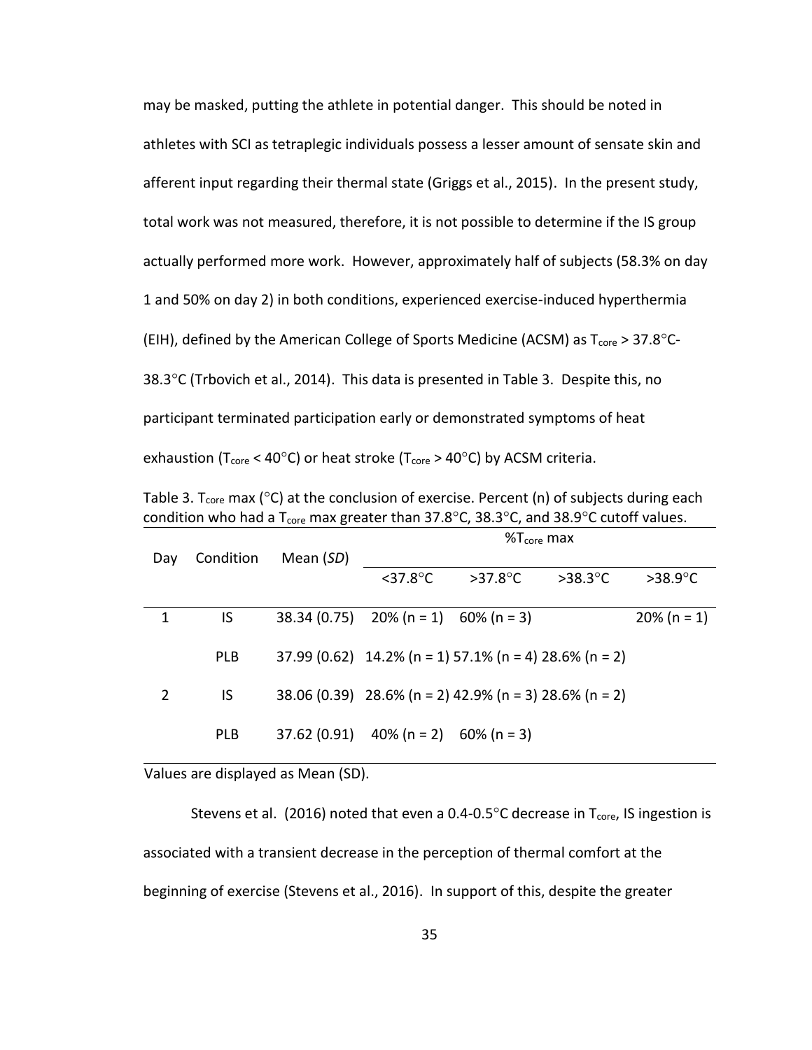may be masked, putting the athlete in potential danger. This should be noted in athletes with SCI as tetraplegic individuals possess a lesser amount of sensate skin and afferent input regarding their thermal state (Griggs et al., 2015). In the present study, total work was not measured, therefore, it is not possible to determine if the IS group actually performed more work. However, approximately half of subjects (58.3% on day 1 and 50% on day 2) in both conditions, experienced exercise-induced hyperthermia (EIH), defined by the American College of Sports Medicine (ACSM) as $T_{core}$ > 37.8°C-38.3°C (Trbovich et al., 2014). This data is presented in Table 3. Despite this, no participant terminated participation early or demonstrated symptoms of heat exhaustion ($T_{core}$ < 40°C) or heat stroke ($T_{core}$ > 40°C) by ACSM criteria.

Table 3. $T_{core}$ max (°C) at the conclusion of exercise. Percent (n) of subjects during each condition who had a $T_{core}$ max greater than 37.8°C, 38.3°C, and 38.9°C cutoff values.

| Day | Condition | Mean (*SD*) | %$T_{core}$ max | | | |
|---|---|---|---|---|---|---|
| | | | <37.8°C | >37.8°C | >38.3°C | >38.9°C |
| 1 | IS | 38.34 (0.75) | 20% (n = 1) | 60% (n = 3) | | 20% (n = 1) |
| | PLB | 37.99 (0.62) | 14.2% (n = 1) | 57.1% (n = 4) | 28.6% (n = 2) | |
| 2 | IS | 38.06 (0.39) | 28.6% (n = 2) | 42.9% (n = 3) | 28.6% (n = 2) | |
| | PLB | 37.62 (0.91) | 40% (n = 2) | 60% (n = 3) | | |

Values are displayed as Mean (SD).

Stevens et al. (2016) noted that even a 0.4-0.5°C decrease in $T_{core}$, IS ingestion is associated with a transient decrease in the perception of thermal comfort at the beginning of exercise (Stevens et al., 2016). In support of this, despite the greater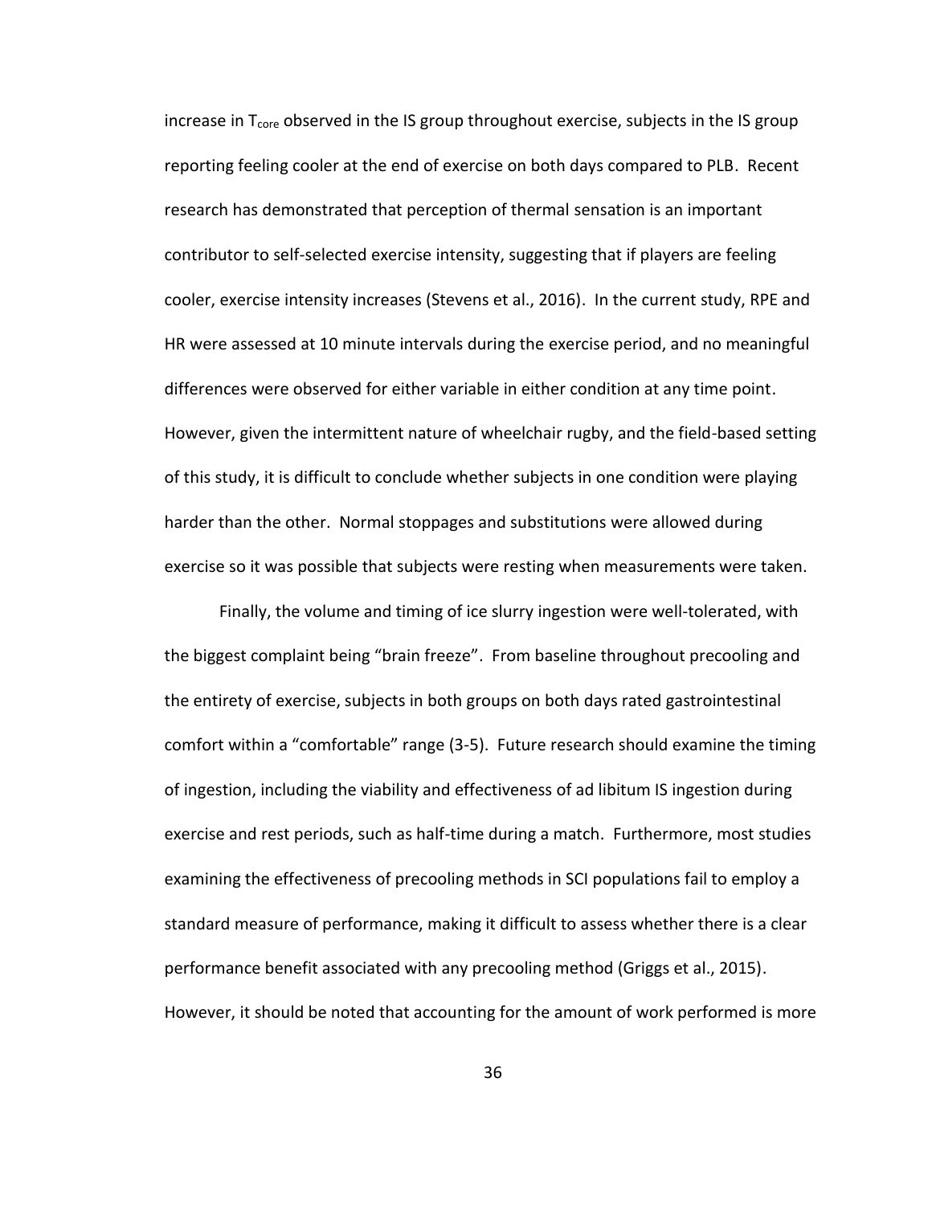increase in $T_{core}$ observed in the IS group throughout exercise, subjects in the IS group reporting feeling cooler at the end of exercise on both days compared to PLB. Recent research has demonstrated that perception of thermal sensation is an important contributor to self-selected exercise intensity, suggesting that if players are feeling cooler, exercise intensity increases (Stevens et al., 2016). In the current study, RPE and HR were assessed at 10 minute intervals during the exercise period, and no meaningful differences were observed for either variable in either condition at any time point. However, given the intermittent nature of wheelchair rugby, and the field-based setting of this study, it is difficult to conclude whether subjects in one condition were playing harder than the other. Normal stoppages and substitutions were allowed during exercise so it was possible that subjects were resting when measurements were taken.

Finally, the volume and timing of ice slurry ingestion were well-tolerated, with the biggest complaint being "brain freeze". From baseline throughout precooling and the entirety of exercise, subjects in both groups on both days rated gastrointestinal comfort within a "comfortable" range (3-5). Future research should examine the timing of ingestion, including the viability and effectiveness of ad libitum IS ingestion during exercise and rest periods, such as half-time during a match. Furthermore, most studies examining the effectiveness of precooling methods in SCI populations fail to employ a standard measure of performance, making it difficult to assess whether there is a clear performance benefit associated with any precooling method (Griggs et al., 2015). However, it should be noted that accounting for the amount of work performed is more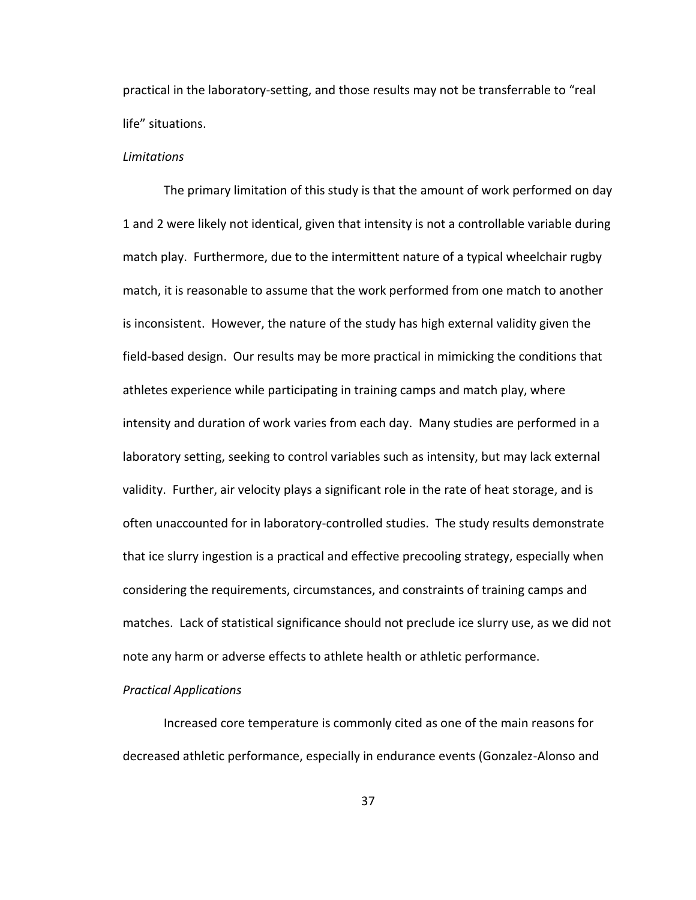practical in the laboratory-setting, and those results may not be transferrable to "real life" situations.

*Limitations*

The primary limitation of this study is that the amount of work performed on day 1 and 2 were likely not identical, given that intensity is not a controllable variable during match play. Furthermore, due to the intermittent nature of a typical wheelchair rugby match, it is reasonable to assume that the work performed from one match to another is inconsistent. However, the nature of the study has high external validity given the field-based design. Our results may be more practical in mimicking the conditions that athletes experience while participating in training camps and match play, where intensity and duration of work varies from each day. Many studies are performed in a laboratory setting, seeking to control variables such as intensity, but may lack external validity. Further, air velocity plays a significant role in the rate of heat storage, and is often unaccounted for in laboratory-controlled studies. The study results demonstrate that ice slurry ingestion is a practical and effective precooling strategy, especially when considering the requirements, circumstances, and constraints of training camps and matches. Lack of statistical significance should not preclude ice slurry use, as we did not note any harm or adverse effects to athlete health or athletic performance.

*Practical Applications*

Increased core temperature is commonly cited as one of the main reasons for decreased athletic performance, especially in endurance events (Gonzalez-Alonso and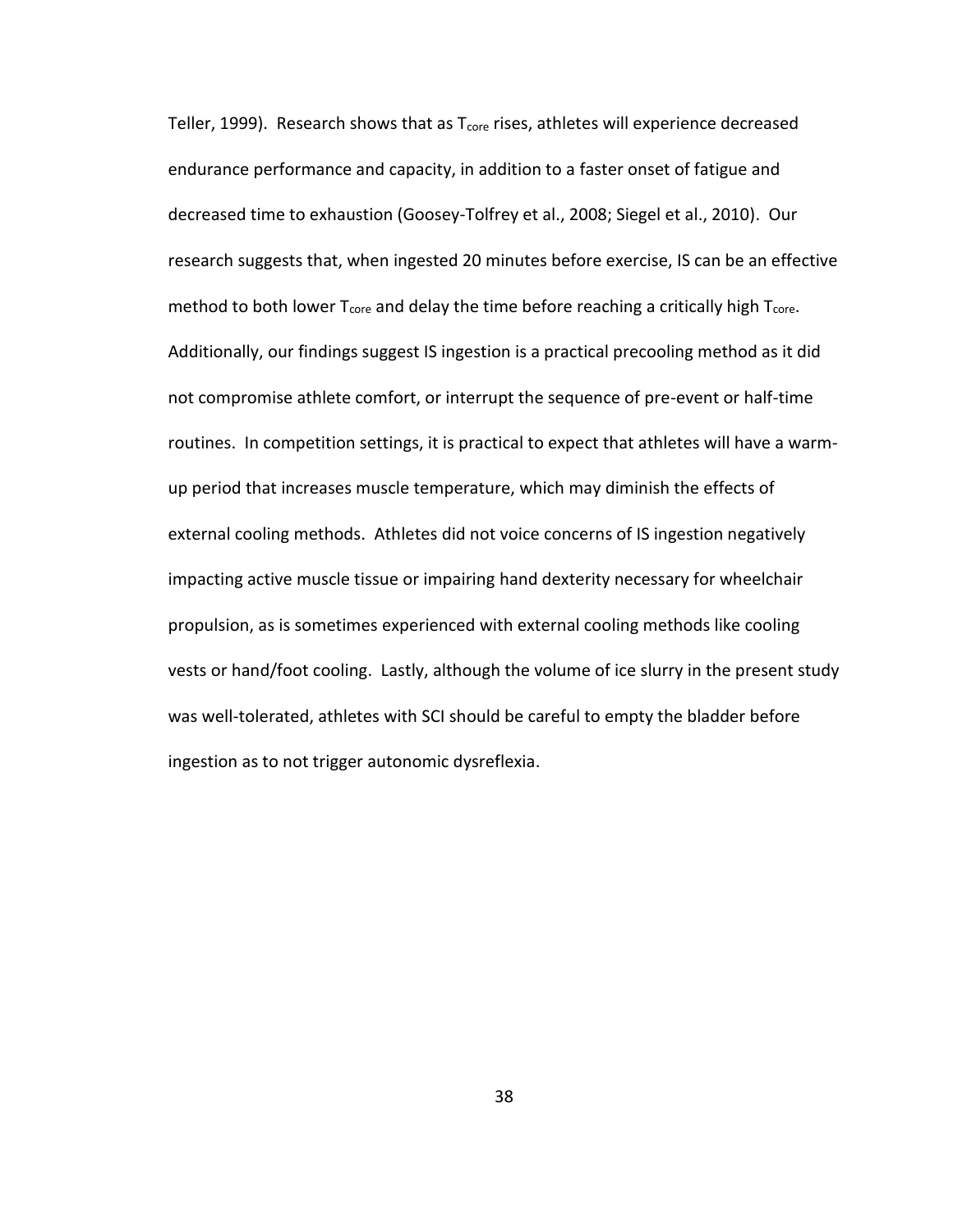Teller, 1999). Research shows that as $T_{core}$ rises, athletes will experience decreased endurance performance and capacity, in addition to a faster onset of fatigue and decreased time to exhaustion (Goosey-Tolfrey et al., 2008; Siegel et al., 2010). Our research suggests that, when ingested 20 minutes before exercise, IS can be an effective method to both lower $T_{core}$ and delay the time before reaching a critically high $T_{core}$. Additionally, our findings suggest IS ingestion is a practical precooling method as it did not compromise athlete comfort, or interrupt the sequence of pre-event or half-time routines. In competition settings, it is practical to expect that athletes will have a warm-up period that increases muscle temperature, which may diminish the effects of external cooling methods. Athletes did not voice concerns of IS ingestion negatively impacting active muscle tissue or impairing hand dexterity necessary for wheelchair propulsion, as is sometimes experienced with external cooling methods like cooling vests or hand/foot cooling. Lastly, although the volume of ice slurry in the present study was well-tolerated, athletes with SCI should be careful to empty the bladder before ingestion as to not trigger autonomic dysreflexia.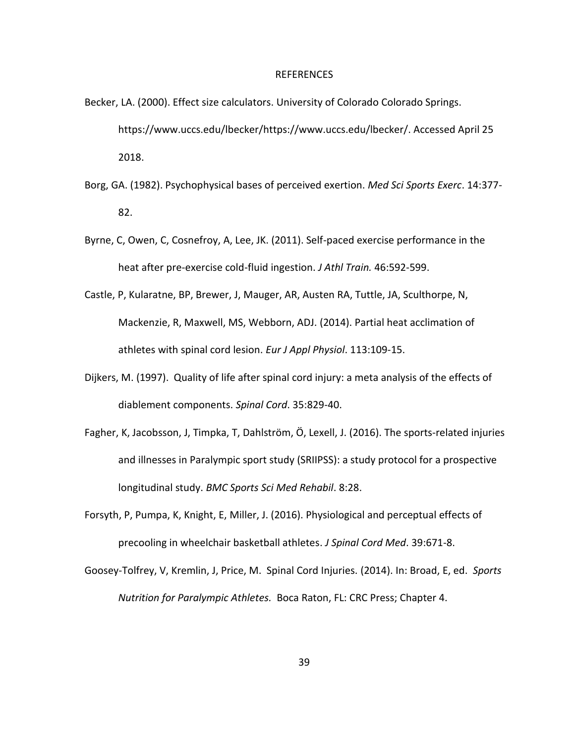# REFERENCES

Becker, LA. (2000). Effect size calculators. University of Colorado Colorado Springs. https://www.uccs.edu/lbecker/https://www.uccs.edu/lbecker/. Accessed April 25 2018.

Borg, GA. (1982). Psychophysical bases of perceived exertion. *Med Sci Sports Exerc*. 14:377-82.

Byrne, C, Owen, C, Cosnefroy, A, Lee, JK. (2011). Self-paced exercise performance in the heat after pre-exercise cold-fluid ingestion. *J Athl Train.* 46:592-599.

Castle, P, Kularatne, BP, Brewer, J, Mauger, AR, Austen RA, Tuttle, JA, Sculthorpe, N, Mackenzie, R, Maxwell, MS, Webborn, ADJ. (2014). Partial heat acclimation of athletes with spinal cord lesion. *Eur J Appl Physiol*. 113:109-15.

Dijkers, M. (1997). Quality of life after spinal cord injury: a meta analysis of the effects of diablement components. *Spinal Cord*. 35:829-40.

Fagher, K, Jacobsson, J, Timpka, T, Dahlström, Ö, Lexell, J. (2016). The sports-related injuries and illnesses in Paralympic sport study (SRIIPSS): a study protocol for a prospective longitudinal study. *BMC Sports Sci Med Rehabil*. 8:28.

Forsyth, P, Pumpa, K, Knight, E, Miller, J. (2016). Physiological and perceptual effects of precooling in wheelchair basketball athletes. *J Spinal Cord Med*. 39:671-8.

Goosey-Tolfrey, V, Kremlin, J, Price, M. Spinal Cord Injuries. (2014). In: Broad, E, ed. *Sports Nutrition for Paralympic Athletes.* Boca Raton, FL: CRC Press; Chapter 4.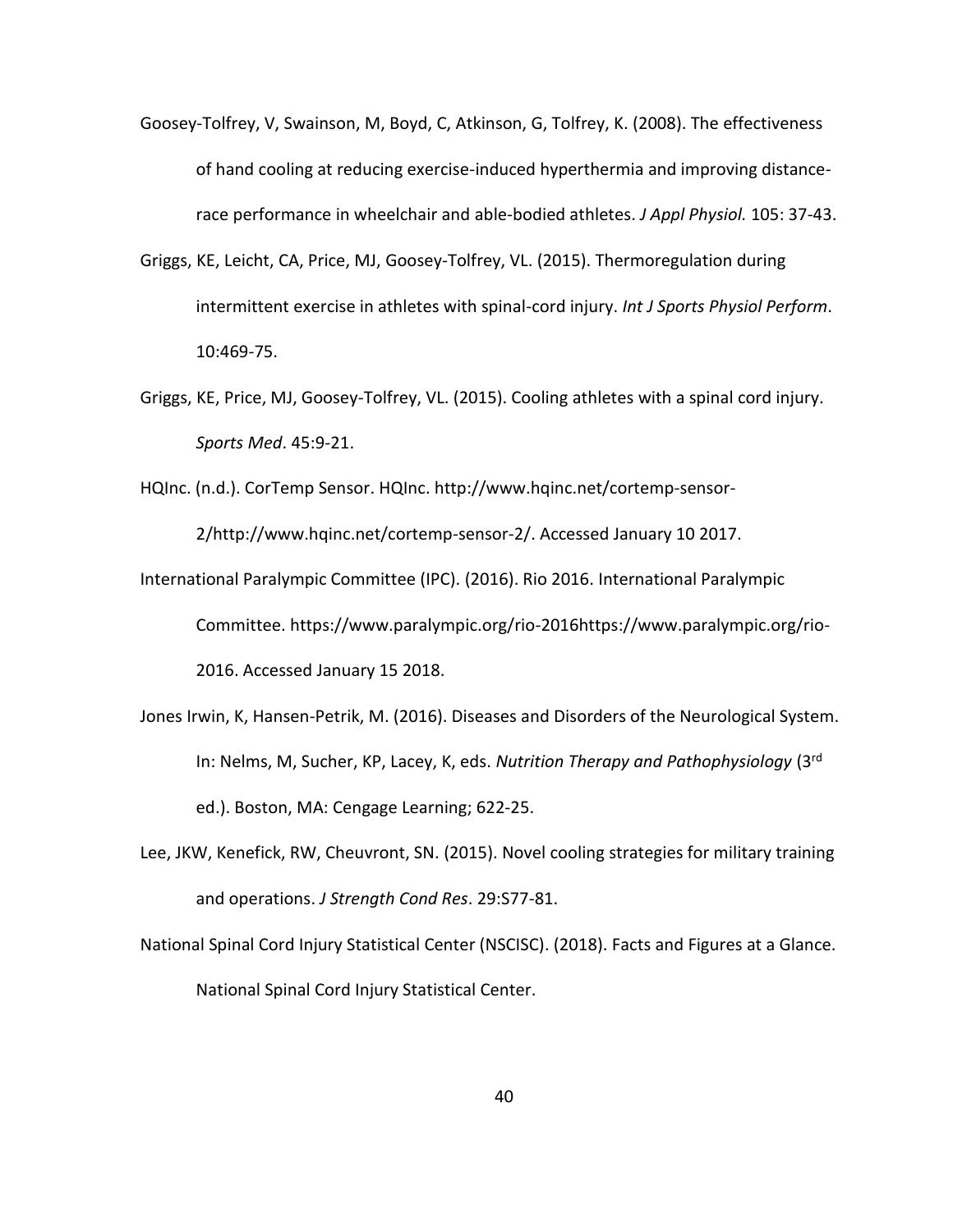Goosey-Tolfrey, V, Swainson, M, Boyd, C, Atkinson, G, Tolfrey, K. (2008). The effectiveness of hand cooling at reducing exercise-induced hyperthermia and improving distance-race performance in wheelchair and able-bodied athletes. *J Appl Physiol.* 105: 37-43.

Griggs, KE, Leicht, CA, Price, MJ, Goosey-Tolfrey, VL. (2015). Thermoregulation during intermittent exercise in athletes with spinal-cord injury. *Int J Sports Physiol Perform*. 10:469-75.

Griggs, KE, Price, MJ, Goosey-Tolfrey, VL. (2015). Cooling athletes with a spinal cord injury. *Sports Med*. 45:9-21.

HQInc. (n.d.). CorTemp Sensor. HQInc. http://www.hqinc.net/cortemp-sensor-2/http://www.hqinc.net/cortemp-sensor-2/. Accessed January 10 2017.

International Paralympic Committee (IPC). (2016). Rio 2016. International Paralympic Committee. https://www.paralympic.org/rio-2016https://www.paralympic.org/rio-2016. Accessed January 15 2018.

Jones Irwin, K, Hansen-Petrik, M. (2016). Diseases and Disorders of the Neurological System. In: Nelms, M, Sucher, KP, Lacey, K, eds. *Nutrition Therapy and Pathophysiology* (3rd ed.). Boston, MA: Cengage Learning; 622-25.

Lee, JKW, Kenefick, RW, Cheuvront, SN. (2015). Novel cooling strategies for military training and operations. *J Strength Cond Res*. 29:S77-81.

National Spinal Cord Injury Statistical Center (NSCISC). (2018). Facts and Figures at a Glance. National Spinal Cord Injury Statistical Center.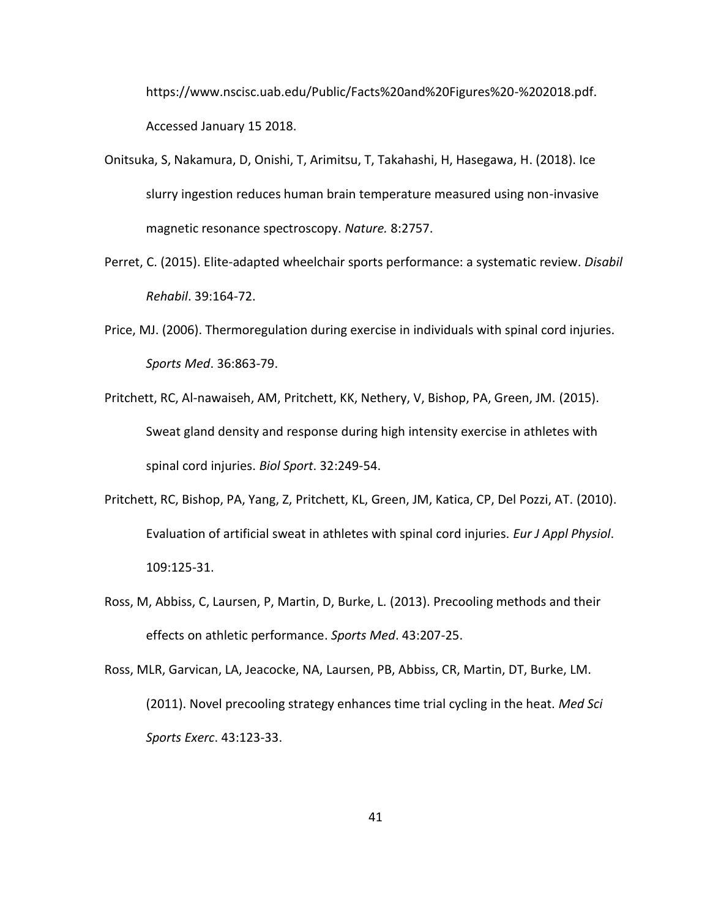https://www.nscisc.uab.edu/Public/Facts%20and%20Figures%20-%202018.pdf. Accessed January 15 2018.

Onitsuka, S, Nakamura, D, Onishi, T, Arimitsu, T, Takahashi, H, Hasegawa, H. (2018). Ice slurry ingestion reduces human brain temperature measured using non-invasive magnetic resonance spectroscopy. *Nature.* 8:2757.

Perret, C. (2015). Elite-adapted wheelchair sports performance: a systematic review. *Disabil Rehabil*. 39:164-72.

Price, MJ. (2006). Thermoregulation during exercise in individuals with spinal cord injuries. *Sports Med*. 36:863-79.

Pritchett, RC, Al-nawaiseh, AM, Pritchett, KK, Nethery, V, Bishop, PA, Green, JM. (2015). Sweat gland density and response during high intensity exercise in athletes with spinal cord injuries. *Biol Sport*. 32:249-54.

Pritchett, RC, Bishop, PA, Yang, Z, Pritchett, KL, Green, JM, Katica, CP, Del Pozzi, AT. (2010). Evaluation of artificial sweat in athletes with spinal cord injuries. *Eur J Appl Physiol*. 109:125-31.

Ross, M, Abbiss, C, Laursen, P, Martin, D, Burke, L. (2013). Precooling methods and their effects on athletic performance. *Sports Med*. 43:207-25.

Ross, MLR, Garvican, LA, Jeacocke, NA, Laursen, PB, Abbiss, CR, Martin, DT, Burke, LM. (2011). Novel precooling strategy enhances time trial cycling in the heat. *Med Sci Sports Exerc*. 43:123-33.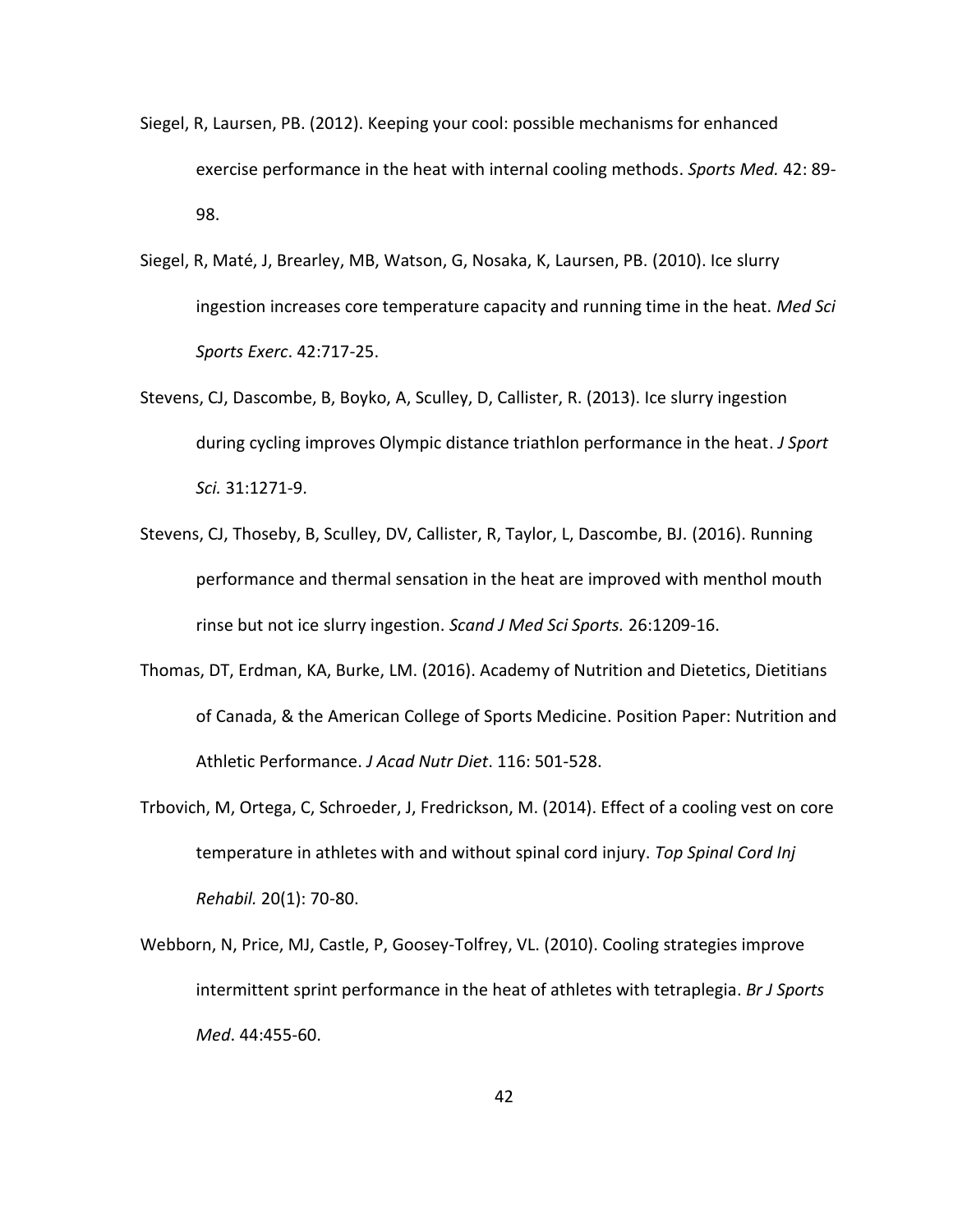Siegel, R, Laursen, PB. (2012). Keeping your cool: possible mechanisms for enhanced exercise performance in the heat with internal cooling methods. *Sports Med.* 42: 89-98.

Siegel, R, Maté, J, Brearley, MB, Watson, G, Nosaka, K, Laursen, PB. (2010). Ice slurry ingestion increases core temperature capacity and running time in the heat. *Med Sci Sports Exerc*. 42:717-25.

Stevens, CJ, Dascombe, B, Boyko, A, Sculley, D, Callister, R. (2013). Ice slurry ingestion during cycling improves Olympic distance triathlon performance in the heat. *J Sport Sci.* 31:1271-9.

Stevens, CJ, Thoseby, B, Sculley, DV, Callister, R, Taylor, L, Dascombe, BJ. (2016). Running performance and thermal sensation in the heat are improved with menthol mouth rinse but not ice slurry ingestion. *Scand J Med Sci Sports.* 26:1209-16.

Thomas, DT, Erdman, KA, Burke, LM. (2016). Academy of Nutrition and Dietetics, Dietitians of Canada, & the American College of Sports Medicine. Position Paper: Nutrition and Athletic Performance. *J Acad Nutr Diet*. 116: 501-528.

Trbovich, M, Ortega, C, Schroeder, J, Fredrickson, M. (2014). Effect of a cooling vest on core temperature in athletes with and without spinal cord injury. *Top Spinal Cord Inj Rehabil.* 20(1): 70-80.

Webborn, N, Price, MJ, Castle, P, Goosey-Tolfrey, VL. (2010). Cooling strategies improve intermittent sprint performance in the heat of athletes with tetraplegia. *Br J Sports Med*. 44:455-60.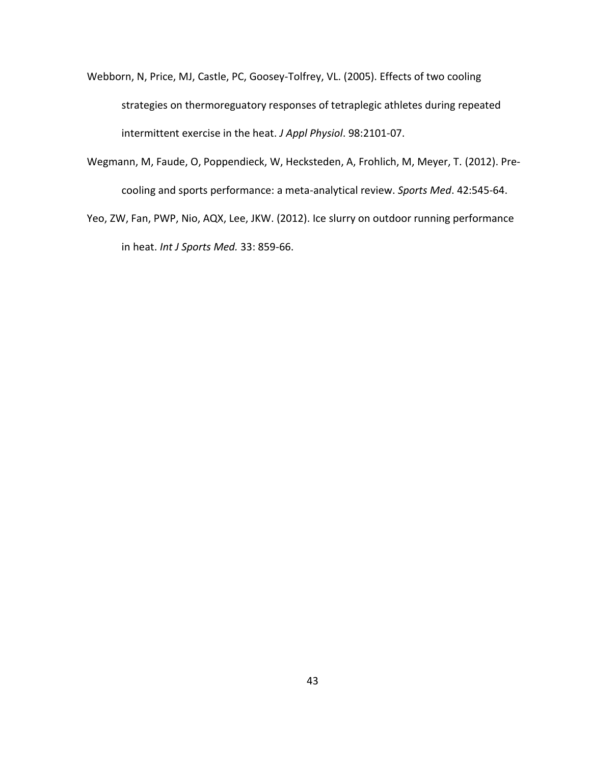Webborn, N, Price, MJ, Castle, PC, Goosey-Tolfrey, VL. (2005). Effects of two cooling strategies on thermoreguatory responses of tetraplegic athletes during repeated intermittent exercise in the heat. *J Appl Physiol*. 98:2101-07.

Wegmann, M, Faude, O, Poppendieck, W, Hecksteden, A, Frohlich, M, Meyer, T. (2012). Pre-cooling and sports performance: a meta-analytical review. *Sports Med*. 42:545-64.

Yeo, ZW, Fan, PWP, Nio, AQX, Lee, JKW. (2012). Ice slurry on outdoor running performance in heat. *Int J Sports Med.* 33: 859-66.